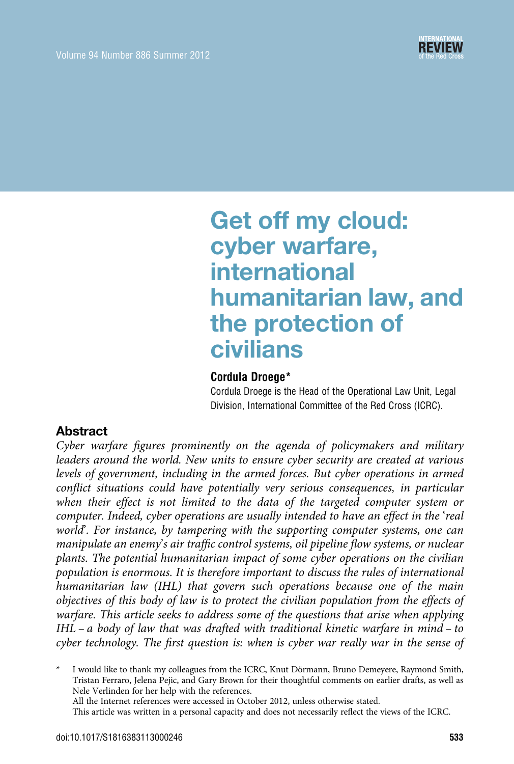# Get off my cloud: cyber warfare, international humanitarian law, and the protection of civilians

**Cordula Droege***

Cordula Droege is the Head of the Operational Law Unit, Legal Division, International Committee of the Red Cross (ICRC).

## Abstract

*Cyber warfare figures prominently on the agenda of policymakers and military leaders around the world. New units to ensure cyber security are created at various levels of government, including in the armed forces. But cyber operations in armed conflict situations could have potentially very serious consequences, in particular when their effect is not limited to the data of the targeted computer system or computer. Indeed, cyber operations are usually intended to have an effect in the 'real world'. For instance, by tampering with the supporting computer systems, one can manipulate an enemy's air traffic control systems, oil pipeline flow systems, or nuclear plants. The potential humanitarian impact of some cyber operations on the civilian population is enormous. It is therefore important to discuss the rules of international humanitarian law (IHL) that govern such operations because one of the main objectives of this body of law is to protect the civilian population from the effects of warfare. This article seeks to address some of the questions that arise when applying IHL – a body of law that was drafted with traditional kinetic warfare in mind – to cyber technology. The first question is: when is cyber war really war in the sense of*

\* I would like to thank my colleagues from the ICRC, Knut Dörmann, Bruno Demeyere, Raymond Smith, Tristan Ferraro, Jelena Pejic, and Gary Brown for their thoughtful comments on earlier drafts, as well as Nele Verlinden for her help with the references.
All the Internet references were accessed in October 2012, unless otherwise stated.
This article was written in a personal capacity and does not necessarily reflect the views of the ICRC.

doi:10.1017/S1816383113000246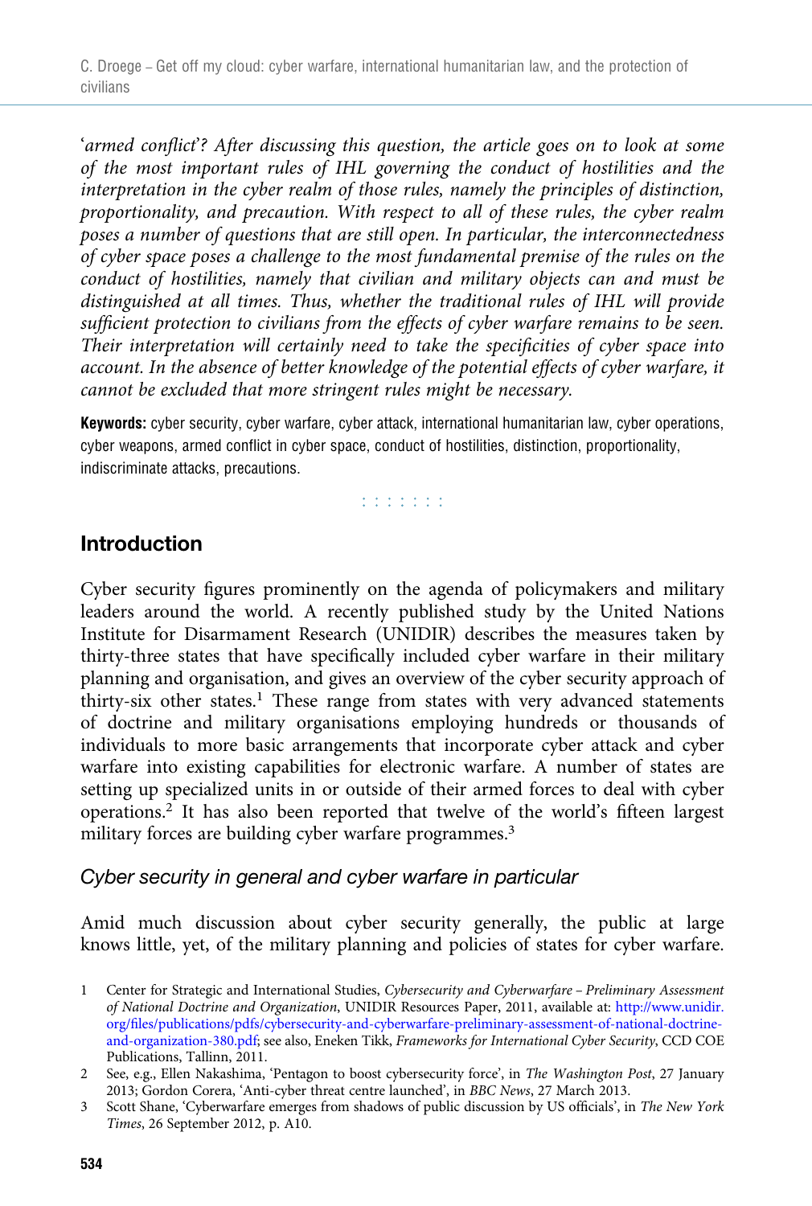'*armed conflict*'? *After discussing this question, the article goes on to look at some of the most important rules of IHL governing the conduct of hostilities and the interpretation in the cyber realm of those rules, namely the principles of distinction, proportionality, and precaution. With respect to all of these rules, the cyber realm poses a number of questions that are still open. In particular, the interconnectedness of cyber space poses a challenge to the most fundamental premise of the rules on the conduct of hostilities, namely that civilian and military objects can and must be distinguished at all times. Thus, whether the traditional rules of IHL will provide sufficient protection to civilians from the effects of cyber warfare remains to be seen. Their interpretation will certainly need to take the specificities of cyber space into account. In the absence of better knowledge of the potential effects of cyber warfare, it cannot be excluded that more stringent rules might be necessary.*

**Keywords:** cyber security, cyber warfare, cyber attack, international humanitarian law, cyber operations, cyber weapons, armed conflict in cyber space, conduct of hostilities, distinction, proportionality, indiscriminate attacks, precautions.

## Introduction

Cyber security figures prominently on the agenda of policymakers and military leaders around the world. A recently published study by the United Nations Institute for Disarmament Research (UNIDIR) describes the measures taken by thirty-three states that have specifically included cyber warfare in their military planning and organisation, and gives an overview of the cyber security approach of thirty-six other states.[1] These range from states with very advanced statements of doctrine and military organisations employing hundreds or thousands of individuals to more basic arrangements that incorporate cyber attack and cyber warfare into existing capabilities for electronic warfare. A number of states are setting up specialized units in or outside of their armed forces to deal with cyber operations.[2] It has also been reported that twelve of the world's fifteen largest military forces are building cyber warfare programmes.[3]

### *Cyber security in general and cyber warfare in particular*

Amid much discussion about cyber security generally, the public at large knows little, yet, of the military planning and policies of states for cyber warfare.

1 Center for Strategic and International Studies, *Cybersecurity and Cyberwarfare – Preliminary Assessment of National Doctrine and Organization*, UNIDIR Resources Paper, 2011, available at: http://www.unidir.org/files/publications/pdfs/cybersecurity-and-cyberwarfare-preliminary-assessment-of-national-doctrine-and-organization-380.pdf; see also, Eneken Tikk, *Frameworks for International Cyber Security*, CCD COE Publications, Tallinn, 2011.

2 See, e.g., Ellen Nakashima, 'Pentagon to boost cybersecurity force', in *The Washington Post*, 27 January 2013; Gordon Corera, 'Anti-cyber threat centre launched', in *BBC News*, 27 March 2013.

3 Scott Shane, 'Cyberwarfare emerges from shadows of public discussion by US officials', in *The New York Times*, 26 September 2012, p. A10.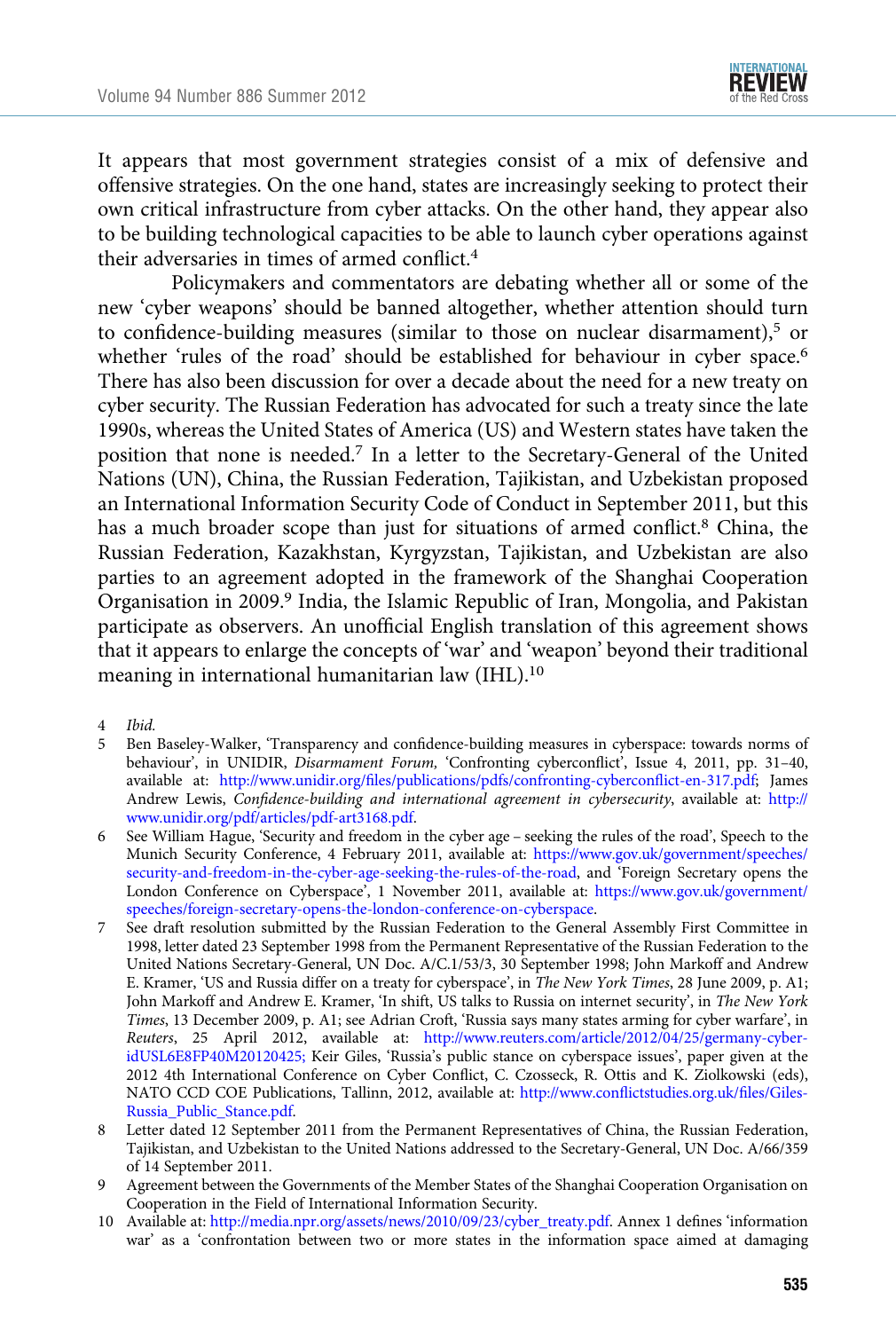It appears that most government strategies consist of a mix of defensive and offensive strategies. On the one hand, states are increasingly seeking to protect their own critical infrastructure from cyber attacks. On the other hand, they appear also to be building technological capacities to be able to launch cyber operations against their adversaries in times of armed conflict.[4]

Policymakers and commentators are debating whether all or some of the new 'cyber weapons' should be banned altogether, whether attention should turn to confidence-building measures (similar to those on nuclear disarmament),[5] or whether 'rules of the road' should be established for behaviour in cyber space.[6] There has also been discussion for over a decade about the need for a new treaty on cyber security. The Russian Federation has advocated for such a treaty since the late 1990s, whereas the United States of America (US) and Western states have taken the position that none is needed.[7] In a letter to the Secretary-General of the United Nations (UN), China, the Russian Federation, Tajikistan, and Uzbekistan proposed an International Information Security Code of Conduct in September 2011, but this has a much broader scope than just for situations of armed conflict.[8] China, the Russian Federation, Kazakhstan, Kyrgyzstan, Tajikistan, and Uzbekistan are also parties to an agreement adopted in the framework of the Shanghai Cooperation Organisation in 2009.[9] India, the Islamic Republic of Iran, Mongolia, and Pakistan participate as observers. An unofficial English translation of this agreement shows that it appears to enlarge the concepts of 'war' and 'weapon' beyond their traditional meaning in international humanitarian law (IHL).[10]

4 *Ibid.*

5 Ben Baseley-Walker, 'Transparency and confidence-building measures in cyberspace: towards norms of behaviour', in UNIDIR, *Disarmament Forum*, 'Confronting cyberconflict', Issue 4, 2011, pp. 31–40, available at: http://www.unidir.org/files/publications/pdfs/confronting-cyberconflict-en-317.pdf; James Andrew Lewis, *Confidence-building and international agreement in cybersecurity*, available at: http://www.unidir.org/pdf/articles/pdf-art3168.pdf.

6 See William Hague, 'Security and freedom in the cyber age – seeking the rules of the road', Speech to the Munich Security Conference, 4 February 2011, available at: https://www.gov.uk/government/speeches/security-and-freedom-in-the-cyber-age-seeking-the-rules-of-the-road, and 'Foreign Secretary opens the London Conference on Cyberspace', 1 November 2011, available at: https://www.gov.uk/government/speeches/foreign-secretary-opens-the-london-conference-on-cyberspace.

7 See draft resolution submitted by the Russian Federation to the General Assembly First Committee in 1998, letter dated 23 September 1998 from the Permanent Representative of the Russian Federation to the United Nations Secretary-General, UN Doc. A/C.1/53/3, 30 September 1998; John Markoff and Andrew E. Kramer, 'US and Russia differ on a treaty for cyberspace', in *The New York Times*, 28 June 2009, p. A1; John Markoff and Andrew E. Kramer, 'In shift, US talks to Russia on internet security', in *The New York Times*, 13 December 2009, p. A1; see Adrian Croft, 'Russia says many states arming for cyber warfare', in *Reuters*, 25 April 2012, available at: http://www.reuters.com/article/2012/04/25/germany-cyber-idUSL6E8FP40M20120425; Keir Giles, 'Russia's public stance on cyberspace issues', paper given at the 2012 4th International Conference on Cyber Conflict, C. Czosseck, R. Ottis and K. Ziolkowski (eds), NATO CCD COE Publications, Tallinn, 2012, available at: http://www.conflictstudies.org.uk/files/Giles-Russia_Public_Stance.pdf.

8 Letter dated 12 September 2011 from the Permanent Representatives of China, the Russian Federation, Tajikistan, and Uzbekistan to the United Nations addressed to the Secretary-General, UN Doc. A/66/359 of 14 September 2011.

9 Agreement between the Governments of the Member States of the Shanghai Cooperation Organisation on Cooperation in the Field of International Information Security.

10 Available at: http://media.npr.org/assets/news/2010/09/23/cyber_treaty.pdf. Annex 1 defines 'information war' as a 'confrontation between two or more states in the information space aimed at damaging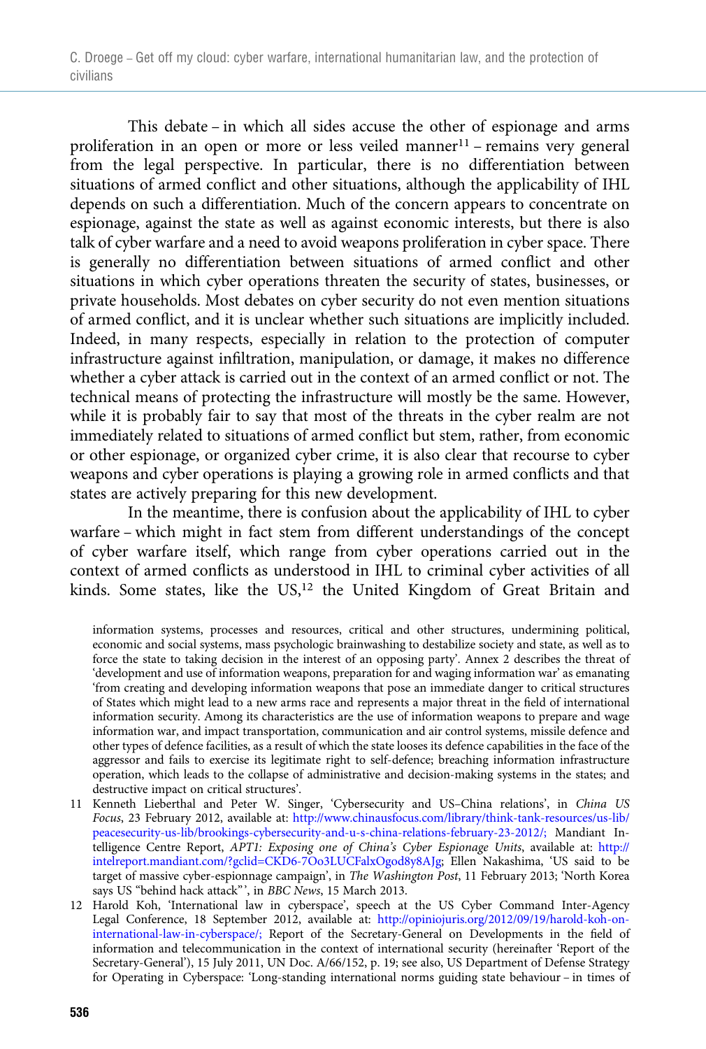This debate – in which all sides accuse the other of espionage and arms proliferation in an open or more or less veiled manner[11] – remains very general from the legal perspective. In particular, there is no differentiation between situations of armed conflict and other situations, although the applicability of IHL depends on such a differentiation. Much of the concern appears to concentrate on espionage, against the state as well as against economic interests, but there is also talk of cyber warfare and a need to avoid weapons proliferation in cyber space. There is generally no differentiation between situations of armed conflict and other situations in which cyber operations threaten the security of states, businesses, or private households. Most debates on cyber security do not even mention situations of armed conflict, and it is unclear whether such situations are implicitly included. Indeed, in many respects, especially in relation to the protection of computer infrastructure against infiltration, manipulation, or damage, it makes no difference whether a cyber attack is carried out in the context of an armed conflict or not. The technical means of protecting the infrastructure will mostly be the same. However, while it is probably fair to say that most of the threats in the cyber realm are not immediately related to situations of armed conflict but stem, rather, from economic or other espionage, or organized cyber crime, it is also clear that recourse to cyber weapons and cyber operations is playing a growing role in armed conflicts and that states are actively preparing for this new development.

In the meantime, there is confusion about the applicability of IHL to cyber warfare – which might in fact stem from different understandings of the concept of cyber warfare itself, which range from cyber operations carried out in the context of armed conflicts as understood in IHL to criminal cyber activities of all kinds. Some states, like the US,[12] the United Kingdom of Great Britain and

information systems, processes and resources, critical and other structures, undermining political, economic and social systems, mass psychologic brainwashing to destabilize society and state, as well as to force the state to taking decision in the interest of an opposing party'. Annex 2 describes the threat of 'development and use of information weapons, preparation for and waging information war' as emanating 'from creating and developing information weapons that pose an immediate danger to critical structures of States which might lead to a new arms race and represents a major threat in the field of international information security. Among its characteristics are the use of information weapons to prepare and wage information war, and impact transportation, communication and air control systems, missile defence and other types of defence facilities, as a result of which the state looses its defence capabilities in the face of the aggressor and fails to exercise its legitimate right to self-defence; breaching information infrastructure operation, which leads to the collapse of administrative and decision-making systems in the states; and destructive impact on critical structures'.

11 Kenneth Lieberthal and Peter W. Singer, 'Cybersecurity and US–China relations', in *China US Focus*, 23 February 2012, available at: http://www.chinausfocus.com/library/think-tank-resources/us-lib/peacesecurity-us-lib/brookings-cybersecurity-and-u-s-china-relations-february-23-2012/; Mandiant Intelligence Centre Report, *APT1: Exposing one of China's Cyber Espionage Units*, available at: http://intelreport.mandiant.com/?gclid=CKD6-7Oo3LUCFalxOgod8y8AJg; Ellen Nakashima, 'US said to be target of massive cyber-espionnage campaign', in *The Washington Post*, 11 February 2013; 'North Korea says US "behind hack attack"', in *BBC News*, 15 March 2013.

12 Harold Koh, 'International law in cyberspace', speech at the US Cyber Command Inter-Agency Legal Conference, 18 September 2012, available at: http://opiniojuris.org/2012/09/19/harold-koh-on-international-law-in-cyberspace/; Report of the Secretary-General on Developments in the field of information and telecommunication in the context of international security (hereinafter 'Report of the Secretary-General'), 15 July 2011, UN Doc. A/66/152, p. 19; see also, US Department of Defense Strategy for Operating in Cyberspace: 'Long-standing international norms guiding state behaviour – in times of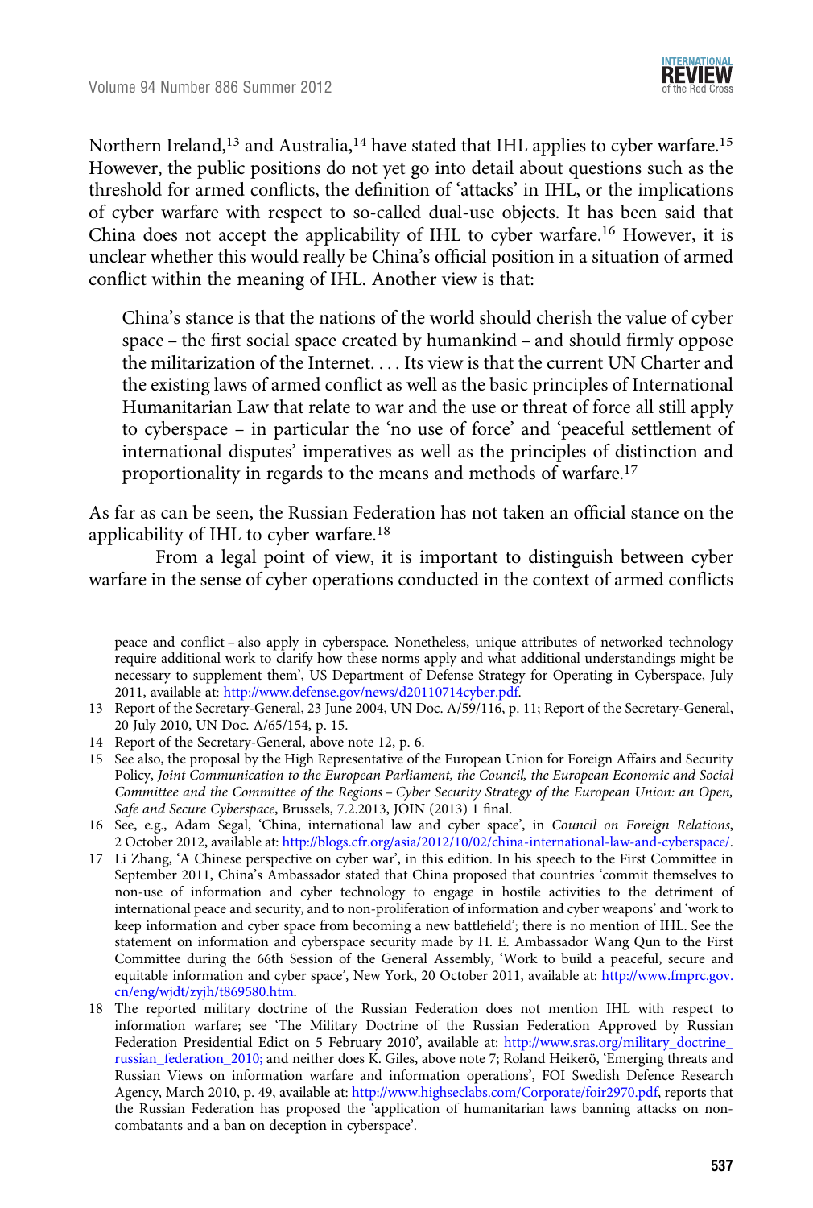Northern Ireland,[13] and Australia,[14] have stated that IHL applies to cyber warfare.[15] However, the public positions do not yet go into detail about questions such as the threshold for armed conflicts, the definition of 'attacks' in IHL, or the implications of cyber warfare with respect to so-called dual-use objects. It has been said that China does not accept the applicability of IHL to cyber warfare.[16] However, it is unclear whether this would really be China's official position in a situation of armed conflict within the meaning of IHL. Another view is that:

> China's stance is that the nations of the world should cherish the value of cyber space – the first social space created by humankind – and should firmly oppose the militarization of the Internet. . . . Its view is that the current UN Charter and the existing laws of armed conflict as well as the basic principles of International Humanitarian Law that relate to war and the use or threat of force all still apply to cyberspace – in particular the 'no use of force' and 'peaceful settlement of international disputes' imperatives as well as the principles of distinction and proportionality in regards to the means and methods of warfare.[17]

As far as can be seen, the Russian Federation has not taken an official stance on the applicability of IHL to cyber warfare.[18]

From a legal point of view, it is important to distinguish between cyber warfare in the sense of cyber operations conducted in the context of armed conflicts

---

peace and conflict – also apply in cyberspace. Nonetheless, unique attributes of networked technology require additional work to clarify how these norms apply and what additional understandings might be necessary to supplement them', US Department of Defense Strategy for Operating in Cyberspace, July 2011, available at: http://www.defense.gov/news/d20110714cyber.pdf.

13 Report of the Secretary-General, 23 June 2004, UN Doc. A/59/116, p. 11; Report of the Secretary-General, 20 July 2010, UN Doc. A/65/154, p. 15.

14 Report of the Secretary-General, above note 12, p. 6.

15 See also, the proposal by the High Representative of the European Union for Foreign Affairs and Security Policy, *Joint Communication to the European Parliament, the Council, the European Economic and Social Committee and the Committee of the Regions – Cyber Security Strategy of the European Union: an Open, Safe and Secure Cyberspace*, Brussels, 7.2.2013, JOIN (2013) 1 final.

16 See, e.g., Adam Segal, 'China, international law and cyber space', in *Council on Foreign Relations*, 2 October 2012, available at: http://blogs.cfr.org/asia/2012/10/02/china-international-law-and-cyberspace/.

17 Li Zhang, 'A Chinese perspective on cyber war', in this edition. In his speech to the First Committee in September 2011, China's Ambassador stated that China proposed that countries 'commit themselves to non-use of information and cyber technology to engage in hostile activities to the detriment of international peace and security, and to non-proliferation of information and cyber weapons' and 'work to keep information and cyber space from becoming a new battlefield'; there is no mention of IHL. See the statement on information and cyberspace security made by H. E. Ambassador Wang Qun to the First Committee during the 66th Session of the General Assembly, 'Work to build a peaceful, secure and equitable information and cyber space', New York, 20 October 2011, available at: http://www.fmprc.gov.cn/eng/wjdt/zyjh/t869580.htm.

18 The reported military doctrine of the Russian Federation does not mention IHL with respect to information warfare; see 'The Military Doctrine of the Russian Federation Approved by Russian Federation Presidential Edict on 5 February 2010', available at: http://www.sras.org/military_doctrine_russian_federation_2010; and neither does K. Giles, above note 7; Roland Heikerö, 'Emerging threats and Russian Views on information warfare and information operations', FOI Swedish Defence Research Agency, March 2010, p. 49, available at: http://www.highseclabs.com/Corporate/foir2970.pdf, reports that the Russian Federation has proposed the 'application of humanitarian laws banning attacks on non-combatants and a ban on deception in cyberspace'.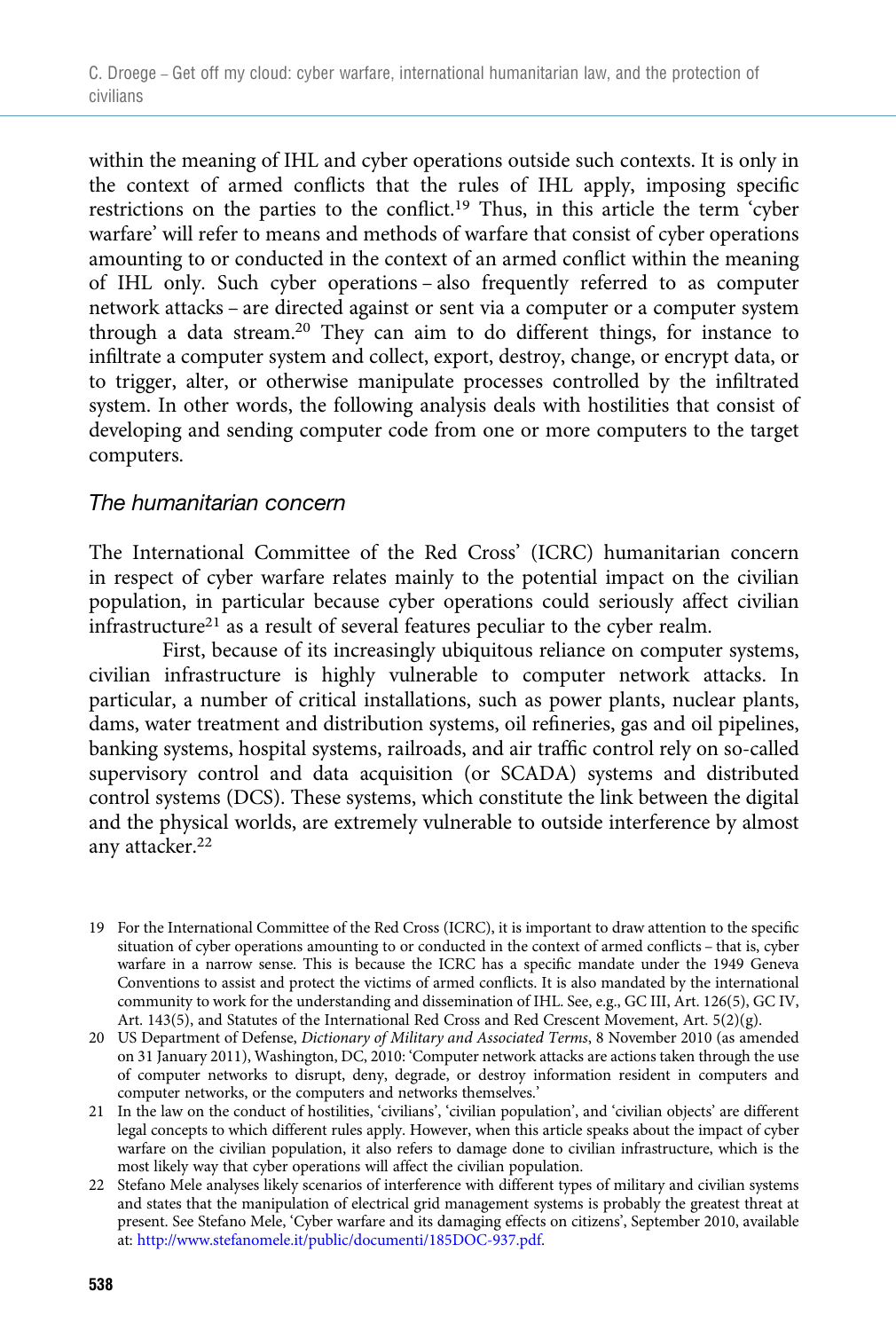within the meaning of IHL and cyber operations outside such contexts. It is only in the context of armed conflicts that the rules of IHL apply, imposing specific restrictions on the parties to the conflict.[19] Thus, in this article the term 'cyber warfare' will refer to means and methods of warfare that consist of cyber operations amounting to or conducted in the context of an armed conflict within the meaning of IHL only. Such cyber operations – also frequently referred to as computer network attacks – are directed against or sent via a computer or a computer system through a data stream.[20] They can aim to do different things, for instance to infiltrate a computer system and collect, export, destroy, change, or encrypt data, or to trigger, alter, or otherwise manipulate processes controlled by the infiltrated system. In other words, the following analysis deals with hostilities that consist of developing and sending computer code from one or more computers to the target computers.

### *The humanitarian concern*

The International Committee of the Red Cross' (ICRC) humanitarian concern in respect of cyber warfare relates mainly to the potential impact on the civilian population, in particular because cyber operations could seriously affect civilian infrastructure[21] as a result of several features peculiar to the cyber realm.

First, because of its increasingly ubiquitous reliance on computer systems, civilian infrastructure is highly vulnerable to computer network attacks. In particular, a number of critical installations, such as power plants, nuclear plants, dams, water treatment and distribution systems, oil refineries, gas and oil pipelines, banking systems, hospital systems, railroads, and air traffic control rely on so-called supervisory control and data acquisition (or SCADA) systems and distributed control systems (DCS). These systems, which constitute the link between the digital and the physical worlds, are extremely vulnerable to outside interference by almost any attacker.[22]

---

19 For the International Committee of the Red Cross (ICRC), it is important to draw attention to the specific situation of cyber operations amounting to or conducted in the context of armed conflicts – that is, cyber warfare in a narrow sense. This is because the ICRC has a specific mandate under the 1949 Geneva Conventions to assist and protect the victims of armed conflicts. It is also mandated by the international community to work for the understanding and dissemination of IHL. See, e.g., GC III, Art. 126(5), GC IV, Art. 143(5), and Statutes of the International Red Cross and Red Crescent Movement, Art. 5(2)(g).

20 US Department of Defense, *Dictionary of Military and Associated Terms*, 8 November 2010 (as amended on 31 January 2011), Washington, DC, 2010: 'Computer network attacks are actions taken through the use of computer networks to disrupt, deny, degrade, or destroy information resident in computers and computer networks, or the computers and networks themselves.'

21 In the law on the conduct of hostilities, 'civilians', 'civilian population', and 'civilian objects' are different legal concepts to which different rules apply. However, when this article speaks about the impact of cyber warfare on the civilian population, it also refers to damage done to civilian infrastructure, which is the most likely way that cyber operations will affect the civilian population.

22 Stefano Mele analyses likely scenarios of interference with different types of military and civilian systems and states that the manipulation of electrical grid management systems is probably the greatest threat at present. See Stefano Mele, 'Cyber warfare and its damaging effects on citizens', September 2010, available at: http://www.stefanomele.it/public/documenti/185DOC-937.pdf.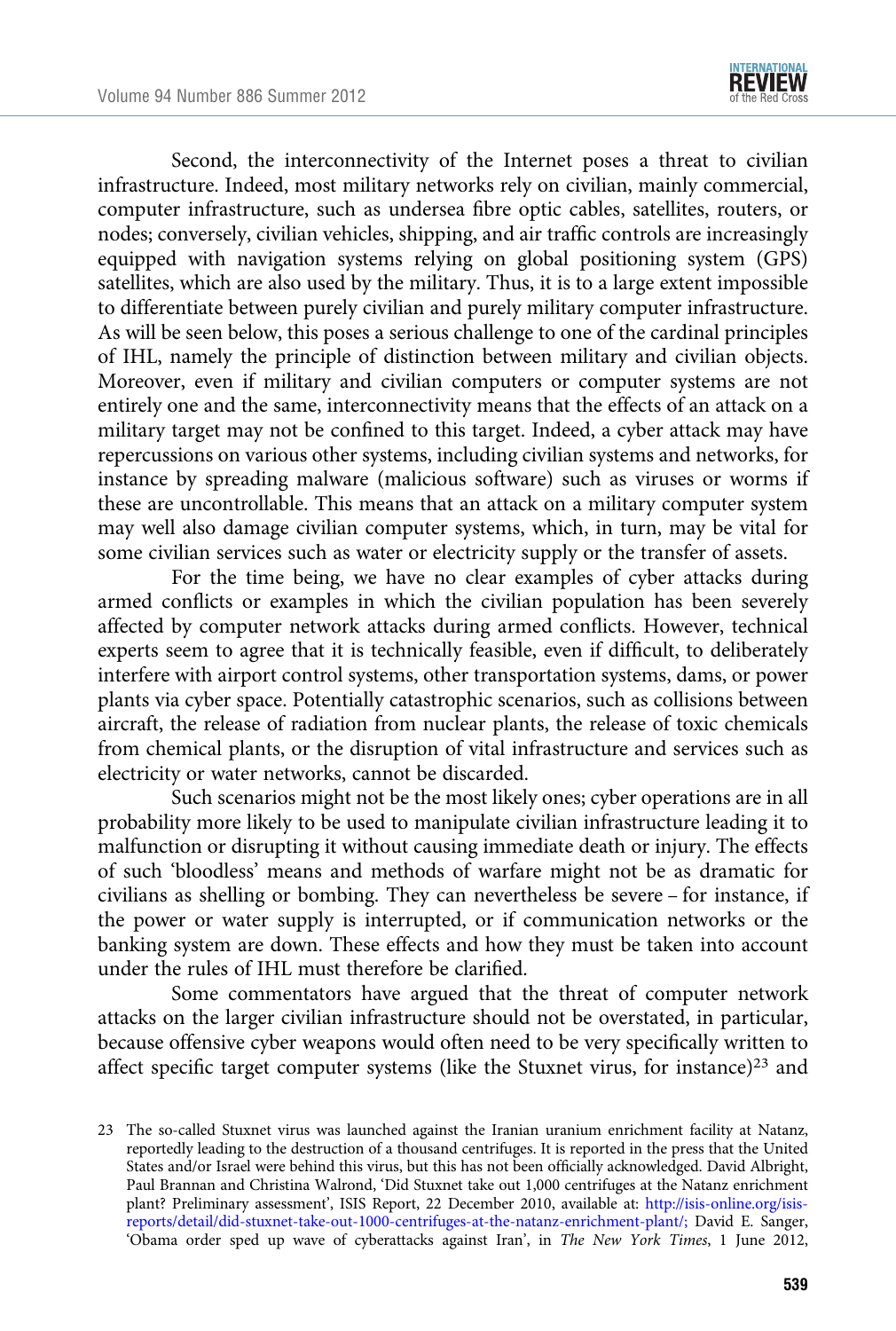Second, the interconnectivity of the Internet poses a threat to civilian infrastructure. Indeed, most military networks rely on civilian, mainly commercial, computer infrastructure, such as undersea fibre optic cables, satellites, routers, or nodes; conversely, civilian vehicles, shipping, and air traffic controls are increasingly equipped with navigation systems relying on global positioning system (GPS) satellites, which are also used by the military. Thus, it is to a large extent impossible to differentiate between purely civilian and purely military computer infrastructure. As will be seen below, this poses a serious challenge to one of the cardinal principles of IHL, namely the principle of distinction between military and civilian objects. Moreover, even if military and civilian computers or computer systems are not entirely one and the same, interconnectivity means that the effects of an attack on a military target may not be confined to this target. Indeed, a cyber attack may have repercussions on various other systems, including civilian systems and networks, for instance by spreading malware (malicious software) such as viruses or worms if these are uncontrollable. This means that an attack on a military computer system may well also damage civilian computer systems, which, in turn, may be vital for some civilian services such as water or electricity supply or the transfer of assets.

For the time being, we have no clear examples of cyber attacks during armed conflicts or examples in which the civilian population has been severely affected by computer network attacks during armed conflicts. However, technical experts seem to agree that it is technically feasible, even if difficult, to deliberately interfere with airport control systems, other transportation systems, dams, or power plants via cyber space. Potentially catastrophic scenarios, such as collisions between aircraft, the release of radiation from nuclear plants, the release of toxic chemicals from chemical plants, or the disruption of vital infrastructure and services such as electricity or water networks, cannot be discarded.

Such scenarios might not be the most likely ones; cyber operations are in all probability more likely to be used to manipulate civilian infrastructure leading it to malfunction or disrupting it without causing immediate death or injury. The effects of such 'bloodless' means and methods of warfare might not be as dramatic for civilians as shelling or bombing. They can nevertheless be severe – for instance, if the power or water supply is interrupted, or if communication networks or the banking system are down. These effects and how they must be taken into account under the rules of IHL must therefore be clarified.

Some commentators have argued that the threat of computer network attacks on the larger civilian infrastructure should not be overstated, in particular, because offensive cyber weapons would often need to be very specifically written to affect specific target computer systems (like the Stuxnet virus, for instance)[23] and

23 The so-called Stuxnet virus was launched against the Iranian uranium enrichment facility at Natanz, reportedly leading to the destruction of a thousand centrifuges. It is reported in the press that the United States and/or Israel were behind this virus, but this has not been officially acknowledged. David Albright, Paul Brannan and Christina Walrond, 'Did Stuxnet take out 1,000 centrifuges at the Natanz enrichment plant? Preliminary assessment', ISIS Report, 22 December 2010, available at: http://isis-online.org/isis-reports/detail/did-stuxnet-take-out-1000-centrifuges-at-the-natanz-enrichment-plant/; David E. Sanger, 'Obama order sped up wave of cyberattacks against Iran', in *The New York Times*, 1 June 2012,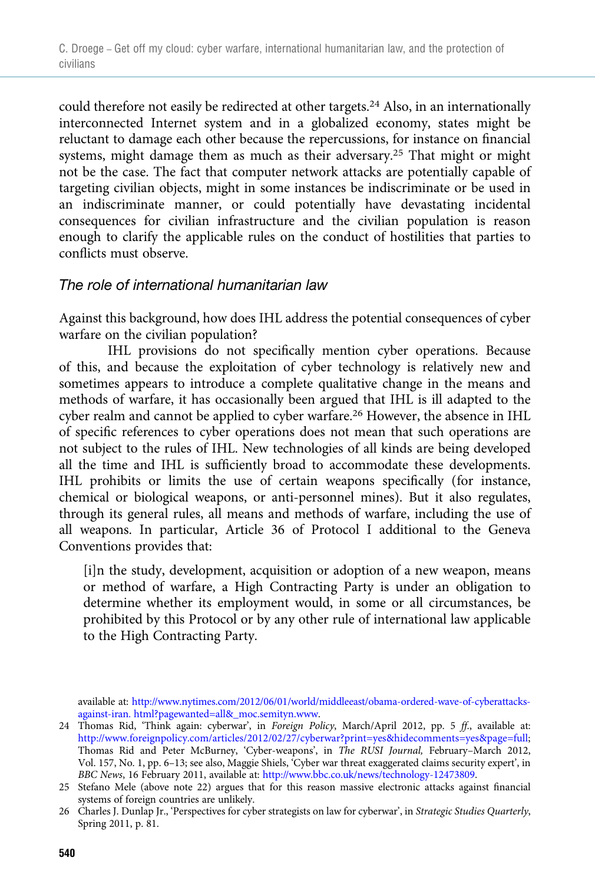could therefore not easily be redirected at other targets.[24] Also, in an internationally interconnected Internet system and in a globalized economy, states might be reluctant to damage each other because the repercussions, for instance on financial systems, might damage them as much as their adversary.[25] That might or might not be the case. The fact that computer network attacks are potentially capable of targeting civilian objects, might in some instances be indiscriminate or be used in an indiscriminate manner, or could potentially have devastating incidental consequences for civilian infrastructure and the civilian population is reason enough to clarify the applicable rules on the conduct of hostilities that parties to conflicts must observe.

### *The role of international humanitarian law*

Against this background, how does IHL address the potential consequences of cyber warfare on the civilian population?

IHL provisions do not specifically mention cyber operations. Because of this, and because the exploitation of cyber technology is relatively new and sometimes appears to introduce a complete qualitative change in the means and methods of warfare, it has occasionally been argued that IHL is ill adapted to the cyber realm and cannot be applied to cyber warfare.[26] However, the absence in IHL of specific references to cyber operations does not mean that such operations are not subject to the rules of IHL. New technologies of all kinds are being developed all the time and IHL is sufficiently broad to accommodate these developments. IHL prohibits or limits the use of certain weapons specifically (for instance, chemical or biological weapons, or anti-personnel mines). But it also regulates, through its general rules, all means and methods of warfare, including the use of all weapons. In particular, Article 36 of Protocol I additional to the Geneva Conventions provides that:

> [i]n the study, development, acquisition or adoption of a new weapon, means or method of warfare, a High Contracting Party is under an obligation to determine whether its employment would, in some or all circumstances, be prohibited by this Protocol or by any other rule of international law applicable to the High Contracting Party.

---

available at: http://www.nytimes.com/2012/06/01/world/middleeast/obama-ordered-wave-of-cyberattacks-against-iran. html?pagewanted=all&_moc.semityn.www.

24 Thomas Rid, 'Think again: cyberwar', in *Foreign Policy*, March/April 2012, pp. 5 *ff.*, available at: http://www.foreignpolicy.com/articles/2012/02/27/cyberwar?print=yes&hidecomments=yes&page=full; Thomas Rid and Peter McBurney, 'Cyber-weapons', in *The RUSI Journal,* February–March 2012, Vol. 157, No. 1, pp. 6–13; see also, Maggie Shiels, 'Cyber war threat exaggerated claims security expert', in *BBC News*, 16 February 2011, available at: http://www.bbc.co.uk/news/technology-12473809.

25 Stefano Mele (above note 22) argues that for this reason massive electronic attacks against financial systems of foreign countries are unlikely.

26 Charles J. Dunlap Jr., 'Perspectives for cyber strategists on law for cyberwar', in *Strategic Studies Quarterly*, Spring 2011, p. 81.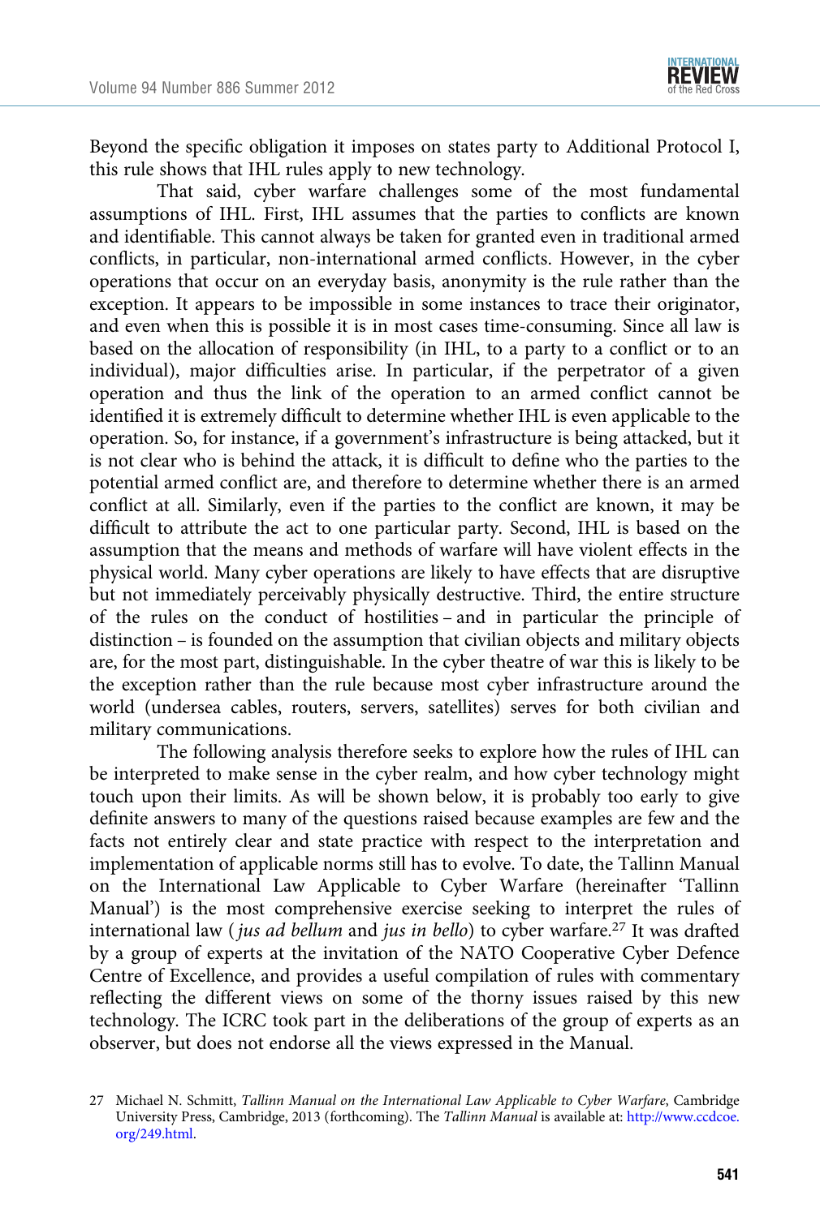Beyond the specific obligation it imposes on states party to Additional Protocol I, this rule shows that IHL rules apply to new technology.

That said, cyber warfare challenges some of the most fundamental assumptions of IHL. First, IHL assumes that the parties to conflicts are known and identifiable. This cannot always be taken for granted even in traditional armed conflicts, in particular, non-international armed conflicts. However, in the cyber operations that occur on an everyday basis, anonymity is the rule rather than the exception. It appears to be impossible in some instances to trace their originator, and even when this is possible it is in most cases time-consuming. Since all law is based on the allocation of responsibility (in IHL, to a party to a conflict or to an individual), major difficulties arise. In particular, if the perpetrator of a given operation and thus the link of the operation to an armed conflict cannot be identified it is extremely difficult to determine whether IHL is even applicable to the operation. So, for instance, if a government's infrastructure is being attacked, but it is not clear who is behind the attack, it is difficult to define who the parties to the potential armed conflict are, and therefore to determine whether there is an armed conflict at all. Similarly, even if the parties to the conflict are known, it may be difficult to attribute the act to one particular party. Second, IHL is based on the assumption that the means and methods of warfare will have violent effects in the physical world. Many cyber operations are likely to have effects that are disruptive but not immediately perceivably physically destructive. Third, the entire structure of the rules on the conduct of hostilities – and in particular the principle of distinction – is founded on the assumption that civilian objects and military objects are, for the most part, distinguishable. In the cyber theatre of war this is likely to be the exception rather than the rule because most cyber infrastructure around the world (undersea cables, routers, servers, satellites) serves for both civilian and military communications.

The following analysis therefore seeks to explore how the rules of IHL can be interpreted to make sense in the cyber realm, and how cyber technology might touch upon their limits. As will be shown below, it is probably too early to give definite answers to many of the questions raised because examples are few and the facts not entirely clear and state practice with respect to the interpretation and implementation of applicable norms still has to evolve. To date, the Tallinn Manual on the International Law Applicable to Cyber Warfare (hereinafter 'Tallinn Manual') is the most comprehensive exercise seeking to interpret the rules of international law (*jus ad bellum* and *jus in bello*) to cyber warfare.[27] It was drafted by a group of experts at the invitation of the NATO Cooperative Cyber Defence Centre of Excellence, and provides a useful compilation of rules with commentary reflecting the different views on some of the thorny issues raised by this new technology. The ICRC took part in the deliberations of the group of experts as an observer, but does not endorse all the views expressed in the Manual.

27 Michael N. Schmitt, *Tallinn Manual on the International Law Applicable to Cyber Warfare*, Cambridge University Press, Cambridge, 2013 (forthcoming). The *Tallinn Manual* is available at: http://www.ccdcoe.org/249.html.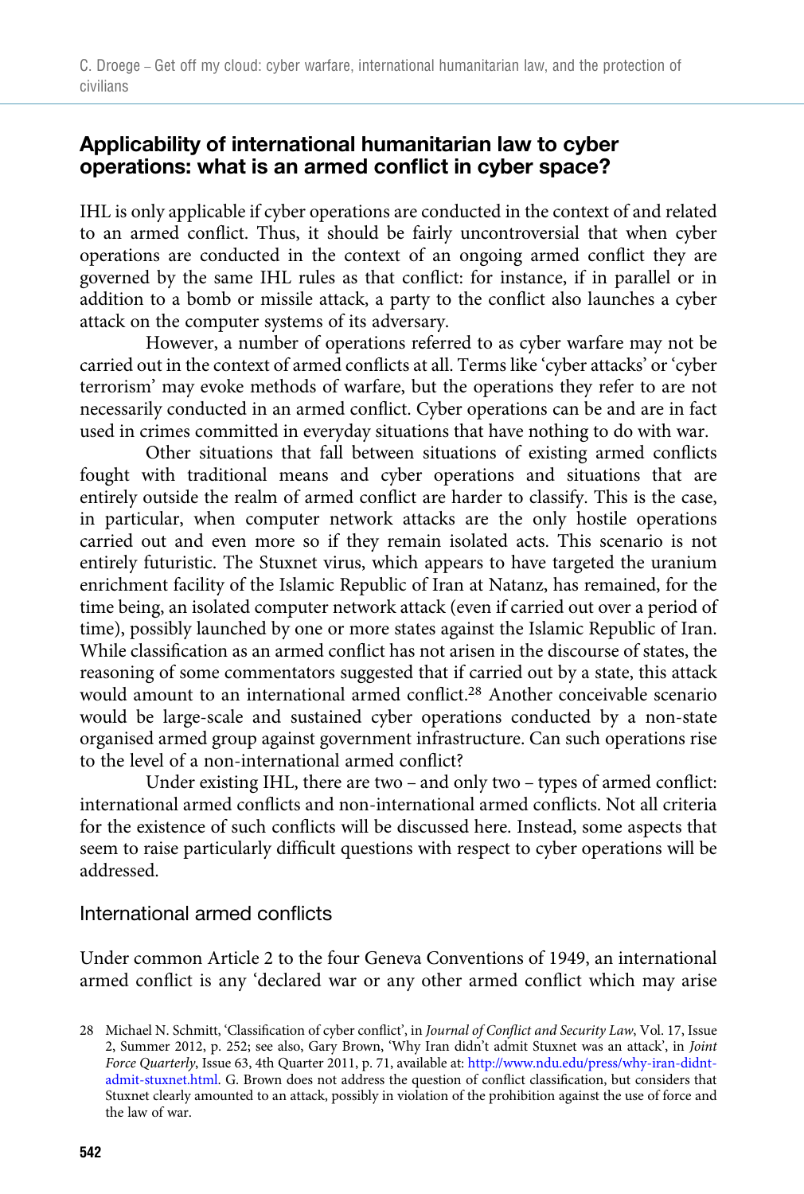## Applicability of international humanitarian law to cyber operations: what is an armed conflict in cyber space?

IHL is only applicable if cyber operations are conducted in the context of and related to an armed conflict. Thus, it should be fairly uncontroversial that when cyber operations are conducted in the context of an ongoing armed conflict they are governed by the same IHL rules as that conflict: for instance, if in parallel or in addition to a bomb or missile attack, a party to the conflict also launches a cyber attack on the computer systems of its adversary.

However, a number of operations referred to as cyber warfare may not be carried out in the context of armed conflicts at all. Terms like 'cyber attacks' or 'cyber terrorism' may evoke methods of warfare, but the operations they refer to are not necessarily conducted in an armed conflict. Cyber operations can be and are in fact used in crimes committed in everyday situations that have nothing to do with war.

Other situations that fall between situations of existing armed conflicts fought with traditional means and cyber operations and situations that are entirely outside the realm of armed conflict are harder to classify. This is the case, in particular, when computer network attacks are the only hostile operations carried out and even more so if they remain isolated acts. This scenario is not entirely futuristic. The Stuxnet virus, which appears to have targeted the uranium enrichment facility of the Islamic Republic of Iran at Natanz, has remained, for the time being, an isolated computer network attack (even if carried out over a period of time), possibly launched by one or more states against the Islamic Republic of Iran. While classification as an armed conflict has not arisen in the discourse of states, the reasoning of some commentators suggested that if carried out by a state, this attack would amount to an international armed conflict.[28] Another conceivable scenario would be large-scale and sustained cyber operations conducted by a non-state organised armed group against government infrastructure. Can such operations rise to the level of a non-international armed conflict?

Under existing IHL, there are two – and only two – types of armed conflict: international armed conflicts and non-international armed conflicts. Not all criteria for the existence of such conflicts will be discussed here. Instead, some aspects that seem to raise particularly difficult questions with respect to cyber operations will be addressed.

### International armed conflicts

Under common Article 2 to the four Geneva Conventions of 1949, an international armed conflict is any 'declared war or any other armed conflict which may arise

28 Michael N. Schmitt, 'Classification of cyber conflict', in *Journal of Conflict and Security Law*, Vol. 17, Issue 2, Summer 2012, p. 252; see also, Gary Brown, 'Why Iran didn't admit Stuxnet was an attack', in *Joint Force Quarterly*, Issue 63, 4th Quarter 2011, p. 71, available at: http://www.ndu.edu/press/why-iran-didnt-admit-stuxnet.html. G. Brown does not address the question of conflict classification, but considers that Stuxnet clearly amounted to an attack, possibly in violation of the prohibition against the use of force and the law of war.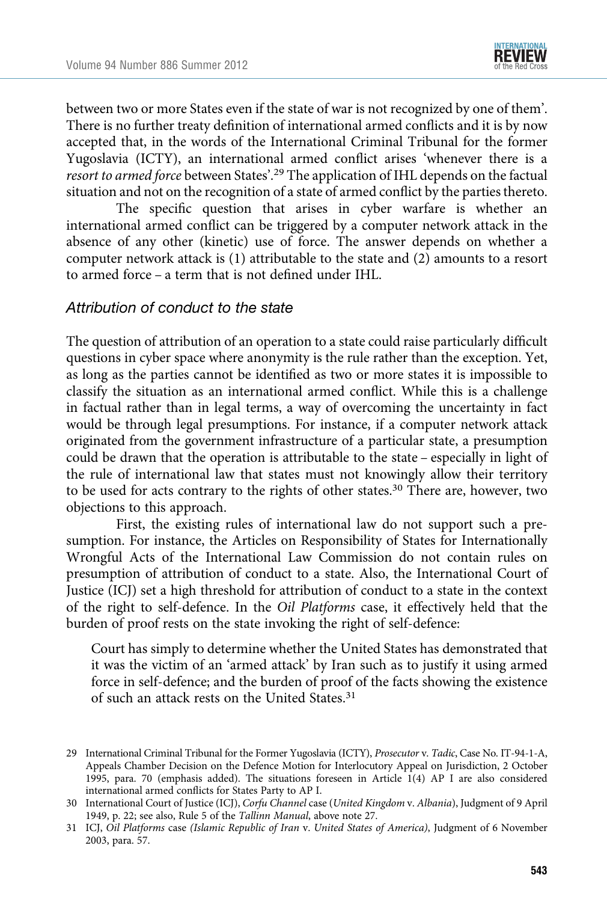between two or more States even if the state of war is not recognized by one of them'. There is no further treaty definition of international armed conflicts and it is by now accepted that, in the words of the International Criminal Tribunal for the former Yugoslavia (ICTY), an international armed conflict arises 'whenever there is a *resort to armed force* between States'.[29] The application of IHL depends on the factual situation and not on the recognition of a state of armed conflict by the parties thereto.

The specific question that arises in cyber warfare is whether an international armed conflict can be triggered by a computer network attack in the absence of any other (kinetic) use of force. The answer depends on whether a computer network attack is (1) attributable to the state and (2) amounts to a resort to armed force – a term that is not defined under IHL.

### *Attribution of conduct to the state*

The question of attribution of an operation to a state could raise particularly difficult questions in cyber space where anonymity is the rule rather than the exception. Yet, as long as the parties cannot be identified as two or more states it is impossible to classify the situation as an international armed conflict. While this is a challenge in factual rather than in legal terms, a way of overcoming the uncertainty in fact would be through legal presumptions. For instance, if a computer network attack originated from the government infrastructure of a particular state, a presumption could be drawn that the operation is attributable to the state – especially in light of the rule of international law that states must not knowingly allow their territory to be used for acts contrary to the rights of other states.[30] There are, however, two objections to this approach.

First, the existing rules of international law do not support such a presumption. For instance, the Articles on Responsibility of States for Internationally Wrongful Acts of the International Law Commission do not contain rules on presumption of attribution of conduct to a state. Also, the International Court of Justice (ICJ) set a high threshold for attribution of conduct to a state in the context of the right to self-defence. In the *Oil Platforms* case, it effectively held that the burden of proof rests on the state invoking the right of self-defence:

> Court has simply to determine whether the United States has demonstrated that it was the victim of an 'armed attack' by Iran such as to justify it using armed force in self-defence; and the burden of proof of the facts showing the existence of such an attack rests on the United States.[31]

---

29 International Criminal Tribunal for the Former Yugoslavia (ICTY), *Prosecutor* v. *Tadic*, Case No. IT-94-1-A, Appeals Chamber Decision on the Defence Motion for Interlocutory Appeal on Jurisdiction, 2 October 1995, para. 70 (emphasis added). The situations foreseen in Article 1(4) AP I are also considered international armed conflicts for States Party to AP I.

30 International Court of Justice (ICJ), *Corfu Channel* case (*United Kingdom* v. *Albania*), Judgment of 9 April 1949, p. 22; see also, Rule 5 of the *Tallinn Manual*, above note 27.

31 ICJ, *Oil Platforms* case *(Islamic Republic of Iran* v. *United States of America)*, Judgment of 6 November 2003, para. 57.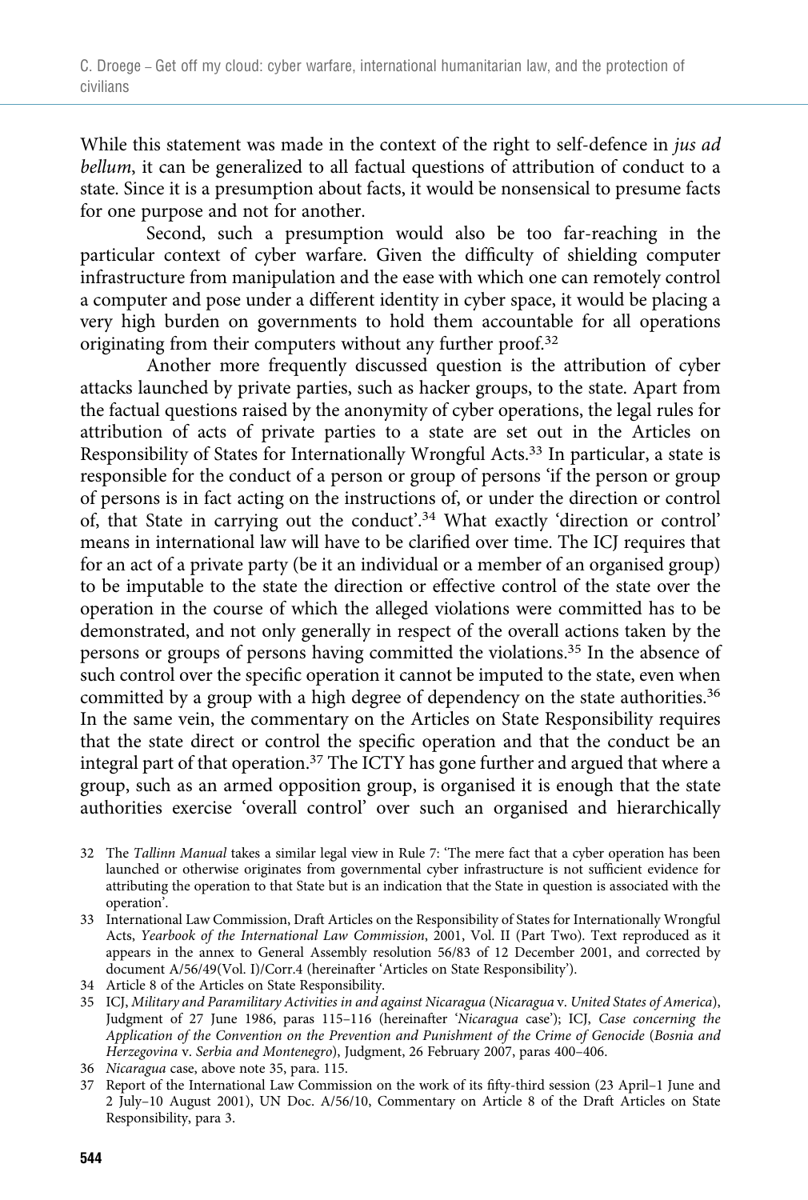While this statement was made in the context of the right to self-defence in *jus ad bellum*, it can be generalized to all factual questions of attribution of conduct to a state. Since it is a presumption about facts, it would be nonsensical to presume facts for one purpose and not for another.

Second, such a presumption would also be too far-reaching in the particular context of cyber warfare. Given the difficulty of shielding computer infrastructure from manipulation and the ease with which one can remotely control a computer and pose under a different identity in cyber space, it would be placing a very high burden on governments to hold them accountable for all operations originating from their computers without any further proof.[32]

Another more frequently discussed question is the attribution of cyber attacks launched by private parties, such as hacker groups, to the state. Apart from the factual questions raised by the anonymity of cyber operations, the legal rules for attribution of acts of private parties to a state are set out in the Articles on Responsibility of States for Internationally Wrongful Acts.[33] In particular, a state is responsible for the conduct of a person or group of persons 'if the person or group of persons is in fact acting on the instructions of, or under the direction or control of, that State in carrying out the conduct'.[34] What exactly 'direction or control' means in international law will have to be clarified over time. The ICJ requires that for an act of a private party (be it an individual or a member of an organised group) to be imputable to the state the direction or effective control of the state over the operation in the course of which the alleged violations were committed has to be demonstrated, and not only generally in respect of the overall actions taken by the persons or groups of persons having committed the violations.[35] In the absence of such control over the specific operation it cannot be imputed to the state, even when committed by a group with a high degree of dependency on the state authorities.[36] In the same vein, the commentary on the Articles on State Responsibility requires that the state direct or control the specific operation and that the conduct be an integral part of that operation.[37] The ICTY has gone further and argued that where a group, such as an armed opposition group, is organised it is enough that the state authorities exercise 'overall control' over such an organised and hierarchically

32 The *Tallinn Manual* takes a similar legal view in Rule 7: 'The mere fact that a cyber operation has been launched or otherwise originates from governmental cyber infrastructure is not sufficient evidence for attributing the operation to that State but is an indication that the State in question is associated with the operation'.

33 International Law Commission, Draft Articles on the Responsibility of States for Internationally Wrongful Acts, *Yearbook of the International Law Commission*, 2001, Vol. II (Part Two). Text reproduced as it appears in the annex to General Assembly resolution 56/83 of 12 December 2001, and corrected by document A/56/49(Vol. I)/Corr.4 (hereinafter 'Articles on State Responsibility').

34 Article 8 of the Articles on State Responsibility.

35 ICJ, *Military and Paramilitary Activities in and against Nicaragua* (*Nicaragua* v. *United States of America*), Judgment of 27 June 1986, paras 115–116 (hereinafter '*Nicaragua* case'); ICJ, *Case concerning the Application of the Convention on the Prevention and Punishment of the Crime of Genocide* (*Bosnia and Herzegovina* v. *Serbia and Montenegro*), Judgment, 26 February 2007, paras 400–406.

36 *Nicaragua* case, above note 35, para. 115.

37 Report of the International Law Commission on the work of its fifty-third session (23 April–1 June and 2 July–10 August 2001), UN Doc. A/56/10, Commentary on Article 8 of the Draft Articles on State Responsibility, para 3.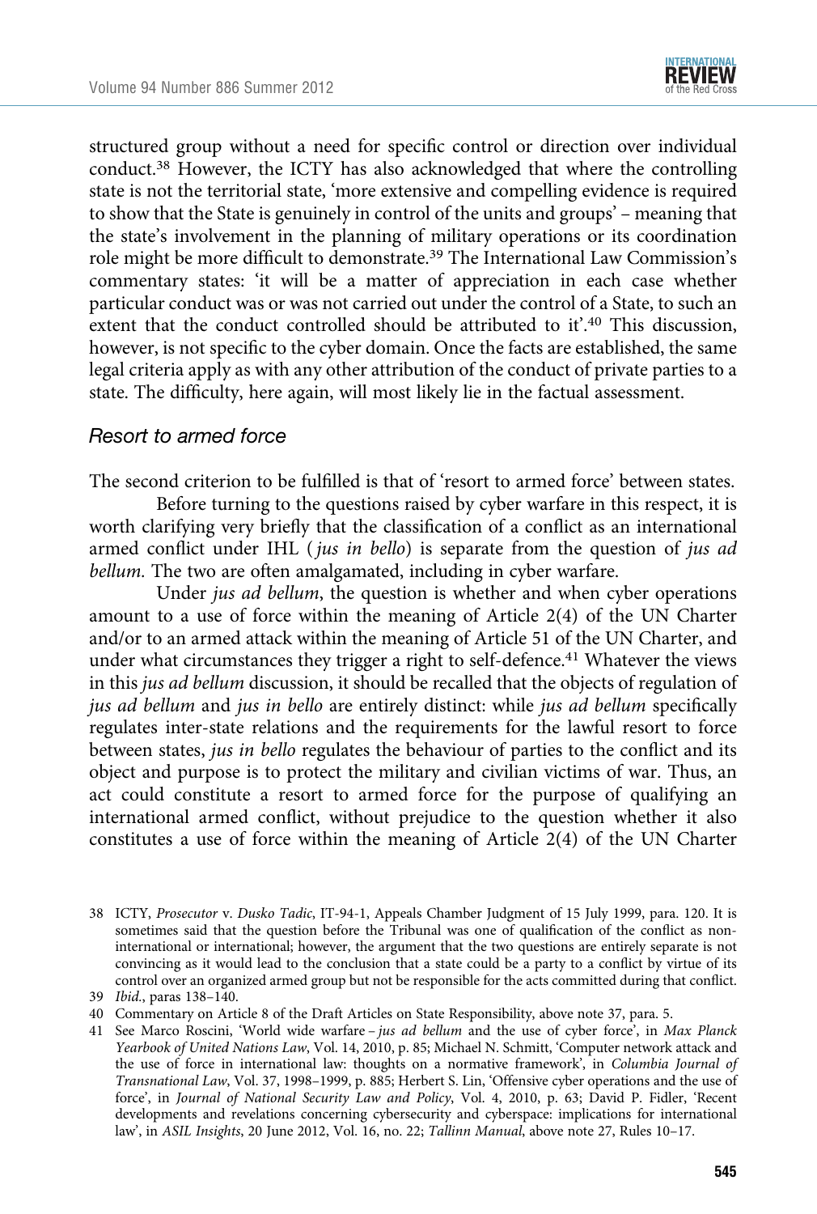structured group without a need for specific control or direction over individual conduct.[38] However, the ICTY has also acknowledged that where the controlling state is not the territorial state, 'more extensive and compelling evidence is required to show that the State is genuinely in control of the units and groups' – meaning that the state's involvement in the planning of military operations or its coordination role might be more difficult to demonstrate.[39] The International Law Commission's commentary states: 'it will be a matter of appreciation in each case whether particular conduct was or was not carried out under the control of a State, to such an extent that the conduct controlled should be attributed to it'.[40] This discussion, however, is not specific to the cyber domain. Once the facts are established, the same legal criteria apply as with any other attribution of the conduct of private parties to a state. The difficulty, here again, will most likely lie in the factual assessment.

### *Resort to armed force*

The second criterion to be fulfilled is that of 'resort to armed force' between states.

Before turning to the questions raised by cyber warfare in this respect, it is worth clarifying very briefly that the classification of a conflict as an international armed conflict under IHL (*jus in bello*) is separate from the question of *jus ad bellum*. The two are often amalgamated, including in cyber warfare.

Under *jus ad bellum*, the question is whether and when cyber operations amount to a use of force within the meaning of Article 2(4) of the UN Charter and/or to an armed attack within the meaning of Article 51 of the UN Charter, and under what circumstances they trigger a right to self-defence.[41] Whatever the views in this *jus ad bellum* discussion, it should be recalled that the objects of regulation of *jus ad bellum* and *jus in bello* are entirely distinct: while *jus ad bellum* specifically regulates inter-state relations and the requirements for the lawful resort to force between states, *jus in bello* regulates the behaviour of parties to the conflict and its object and purpose is to protect the military and civilian victims of war. Thus, an act could constitute a resort to armed force for the purpose of qualifying an international armed conflict, without prejudice to the question whether it also constitutes a use of force within the meaning of Article 2(4) of the UN Charter

---

38 ICTY, *Prosecutor* v. *Dusko Tadic*, IT-94-1, Appeals Chamber Judgment of 15 July 1999, para. 120. It is sometimes said that the question before the Tribunal was one of qualification of the conflict as non-international or international; however, the argument that the two questions are entirely separate is not convincing as it would lead to the conclusion that a state could be a party to a conflict by virtue of its control over an organized armed group but not be responsible for the acts committed during that conflict.

39 *Ibid.*, paras 138–140.

40 Commentary on Article 8 of the Draft Articles on State Responsibility, above note 37, para. 5.

41 See Marco Roscini, 'World wide warfare – *jus ad bellum* and the use of cyber force', in *Max Planck Yearbook of United Nations Law*, Vol. 14, 2010, p. 85; Michael N. Schmitt, 'Computer network attack and the use of force in international law: thoughts on a normative framework', in *Columbia Journal of Transnational Law*, Vol. 37, 1998–1999, p. 885; Herbert S. Lin, 'Offensive cyber operations and the use of force', in *Journal of National Security Law and Policy*, Vol. 4, 2010, p. 63; David P. Fidler, 'Recent developments and revelations concerning cybersecurity and cyberspace: implications for international law', in *ASIL Insights*, 20 June 2012, Vol. 16, no. 22; *Tallinn Manual*, above note 27, Rules 10–17.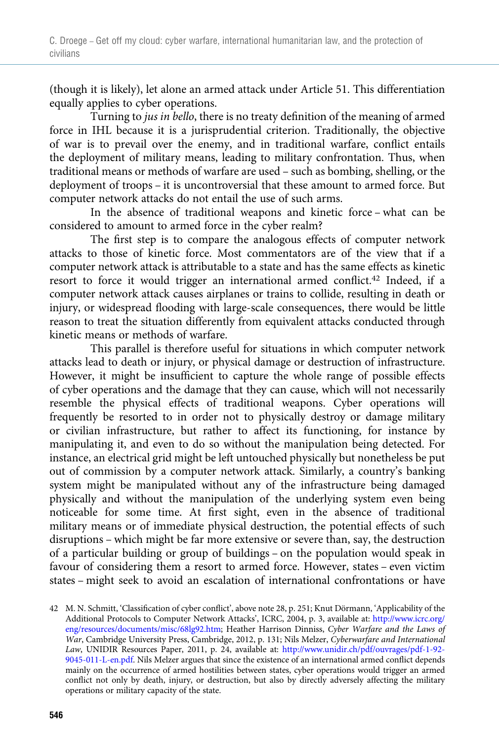(though it is likely), let alone an armed attack under Article 51. This differentiation equally applies to cyber operations.

Turning to *jus in bello*, there is no treaty definition of the meaning of armed force in IHL because it is a jurisprudential criterion. Traditionally, the objective of war is to prevail over the enemy, and in traditional warfare, conflict entails the deployment of military means, leading to military confrontation. Thus, when traditional means or methods of warfare are used – such as bombing, shelling, or the deployment of troops – it is uncontroversial that these amount to armed force. But computer network attacks do not entail the use of such arms.

In the absence of traditional weapons and kinetic force – what can be considered to amount to armed force in the cyber realm?

The first step is to compare the analogous effects of computer network attacks to those of kinetic force. Most commentators are of the view that if a computer network attack is attributable to a state and has the same effects as kinetic resort to force it would trigger an international armed conflict.[42] Indeed, if a computer network attack causes airplanes or trains to collide, resulting in death or injury, or widespread flooding with large-scale consequences, there would be little reason to treat the situation differently from equivalent attacks conducted through kinetic means or methods of warfare.

This parallel is therefore useful for situations in which computer network attacks lead to death or injury, or physical damage or destruction of infrastructure. However, it might be insufficient to capture the whole range of possible effects of cyber operations and the damage that they can cause, which will not necessarily resemble the physical effects of traditional weapons. Cyber operations will frequently be resorted to in order not to physically destroy or damage military or civilian infrastructure, but rather to affect its functioning, for instance by manipulating it, and even to do so without the manipulation being detected. For instance, an electrical grid might be left untouched physically but nonetheless be put out of commission by a computer network attack. Similarly, a country's banking system might be manipulated without any of the infrastructure being damaged physically and without the manipulation of the underlying system even being noticeable for some time. At first sight, even in the absence of traditional military means or of immediate physical destruction, the potential effects of such disruptions – which might be far more extensive or severe than, say, the destruction of a particular building or group of buildings – on the population would speak in favour of considering them a resort to armed force. However, states – even victim states – might seek to avoid an escalation of international confrontations or have

42 M. N. Schmitt, 'Classification of cyber conflict', above note 28, p. 251; Knut Dörmann, 'Applicability of the Additional Protocols to Computer Network Attacks', ICRC, 2004, p. 3, available at: http://www.icrc.org/eng/resources/documents/misc/68lg92.htm; Heather Harrison Dinniss, *Cyber Warfare and the Laws of War*, Cambridge University Press, Cambridge, 2012, p. 131; Nils Melzer, *Cyberwarfare and International Law*, UNIDIR Resources Paper, 2011, p. 24, available at: http://www.unidir.ch/pdf/ouvrages/pdf-1-92-9045-011-L-en.pdf. Nils Melzer argues that since the existence of an international armed conflict depends mainly on the occurrence of armed hostilities between states, cyber operations would trigger an armed conflict not only by death, injury, or destruction, but also by directly adversely affecting the military operations or military capacity of the state.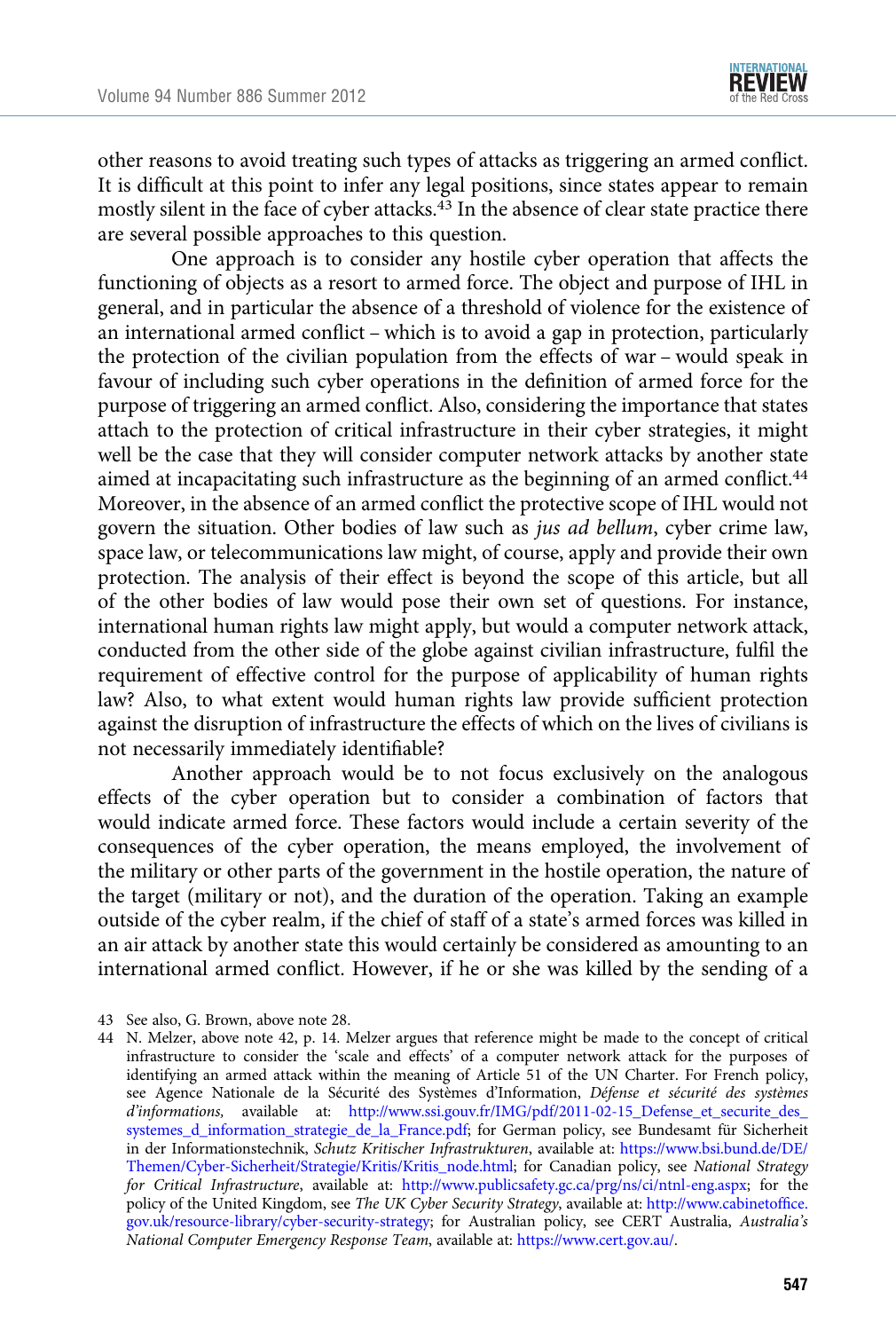other reasons to avoid treating such types of attacks as triggering an armed conflict. It is difficult at this point to infer any legal positions, since states appear to remain mostly silent in the face of cyber attacks.[43] In the absence of clear state practice there are several possible approaches to this question.

One approach is to consider any hostile cyber operation that affects the functioning of objects as a resort to armed force. The object and purpose of IHL in general, and in particular the absence of a threshold of violence for the existence of an international armed conflict – which is to avoid a gap in protection, particularly the protection of the civilian population from the effects of war – would speak in favour of including such cyber operations in the definition of armed force for the purpose of triggering an armed conflict. Also, considering the importance that states attach to the protection of critical infrastructure in their cyber strategies, it might well be the case that they will consider computer network attacks by another state aimed at incapacitating such infrastructure as the beginning of an armed conflict.[44] Moreover, in the absence of an armed conflict the protective scope of IHL would not govern the situation. Other bodies of law such as *jus ad bellum*, cyber crime law, space law, or telecommunications law might, of course, apply and provide their own protection. The analysis of their effect is beyond the scope of this article, but all of the other bodies of law would pose their own set of questions. For instance, international human rights law might apply, but would a computer network attack, conducted from the other side of the globe against civilian infrastructure, fulfil the requirement of effective control for the purpose of applicability of human rights law? Also, to what extent would human rights law provide sufficient protection against the disruption of infrastructure the effects of which on the lives of civilians is not necessarily immediately identifiable?

Another approach would be to not focus exclusively on the analogous effects of the cyber operation but to consider a combination of factors that would indicate armed force. These factors would include a certain severity of the consequences of the cyber operation, the means employed, the involvement of the military or other parts of the government in the hostile operation, the nature of the target (military or not), and the duration of the operation. Taking an example outside of the cyber realm, if the chief of staff of a state's armed forces was killed in an air attack by another state this would certainly be considered as amounting to an international armed conflict. However, if he or she was killed by the sending of a

43 See also, G. Brown, above note 28.

44 N. Melzer, above note 42, p. 14. Melzer argues that reference might be made to the concept of critical infrastructure to consider the 'scale and effects' of a computer network attack for the purposes of identifying an armed attack within the meaning of Article 51 of the UN Charter. For French policy, see Agence Nationale de la Sécurité des Systèmes d'Information, *Défense et sécurité des systèmes d'informations,* available at: http://www.ssi.gouv.fr/IMG/pdf/2011-02-15_Defense_et_securite_des_systemes_d_information_strategie_de_la_France.pdf; for German policy, see Bundesamt für Sicherheit in der Informationstechnik, *Schutz Kritischer Infrastrukturen*, available at: https://www.bsi.bund.de/DE/Themen/Cyber-Sicherheit/Strategie/Kritis/Kritis_node.html; for Canadian policy, see *National Strategy for Critical Infrastructure*, available at: http://www.publicsafety.gc.ca/prg/ns/ci/ntnl-eng.aspx; for the policy of the United Kingdom, see *The UK Cyber Security Strategy*, available at: http://www.cabinetoffice.gov.uk/resource-library/cyber-security-strategy; for Australian policy, see CERT Australia, *Australia's National Computer Emergency Response Team*, available at: https://www.cert.gov.au/.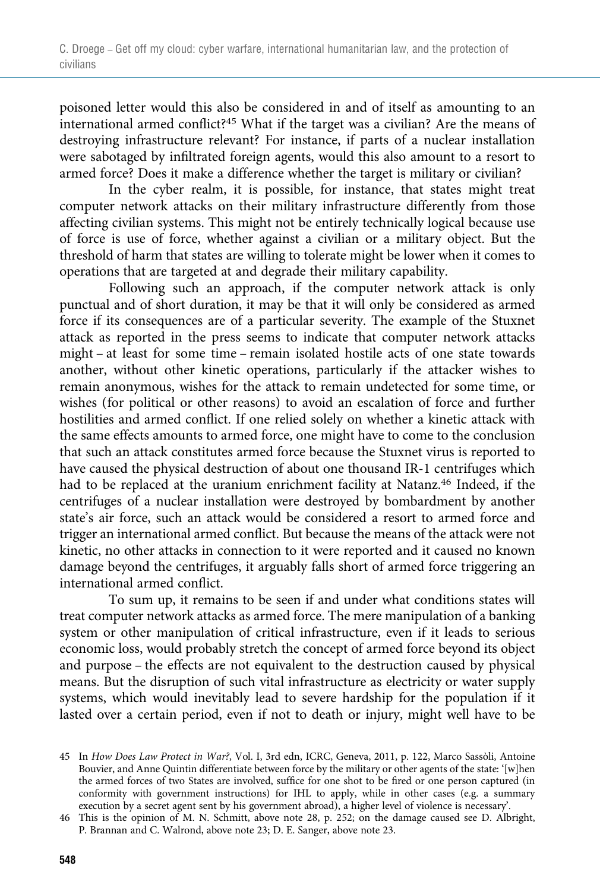poisoned letter would this also be considered in and of itself as amounting to an international armed conflict?[45] What if the target was a civilian? Are the means of destroying infrastructure relevant? For instance, if parts of a nuclear installation were sabotaged by infiltrated foreign agents, would this also amount to a resort to armed force? Does it make a difference whether the target is military or civilian?

In the cyber realm, it is possible, for instance, that states might treat computer network attacks on their military infrastructure differently from those affecting civilian systems. This might not be entirely technically logical because use of force is use of force, whether against a civilian or a military object. But the threshold of harm that states are willing to tolerate might be lower when it comes to operations that are targeted at and degrade their military capability.

Following such an approach, if the computer network attack is only punctual and of short duration, it may be that it will only be considered as armed force if its consequences are of a particular severity. The example of the Stuxnet attack as reported in the press seems to indicate that computer network attacks might – at least for some time – remain isolated hostile acts of one state towards another, without other kinetic operations, particularly if the attacker wishes to remain anonymous, wishes for the attack to remain undetected for some time, or wishes (for political or other reasons) to avoid an escalation of force and further hostilities and armed conflict. If one relied solely on whether a kinetic attack with the same effects amounts to armed force, one might have to come to the conclusion that such an attack constitutes armed force because the Stuxnet virus is reported to have caused the physical destruction of about one thousand IR-1 centrifuges which had to be replaced at the uranium enrichment facility at Natanz.[46] Indeed, if the centrifuges of a nuclear installation were destroyed by bombardment by another state's air force, such an attack would be considered a resort to armed force and trigger an international armed conflict. But because the means of the attack were not kinetic, no other attacks in connection to it were reported and it caused no known damage beyond the centrifuges, it arguably falls short of armed force triggering an international armed conflict.

To sum up, it remains to be seen if and under what conditions states will treat computer network attacks as armed force. The mere manipulation of a banking system or other manipulation of critical infrastructure, even if it leads to serious economic loss, would probably stretch the concept of armed force beyond its object and purpose – the effects are not equivalent to the destruction caused by physical means. But the disruption of such vital infrastructure as electricity or water supply systems, which would inevitably lead to severe hardship for the population if it lasted over a certain period, even if not to death or injury, might well have to be

45 In *How Does Law Protect in War?*, Vol. I, 3rd edn, ICRC, Geneva, 2011, p. 122, Marco Sassòli, Antoine Bouvier, and Anne Quintin differentiate between force by the military or other agents of the state: '[w]hen the armed forces of two States are involved, suffice for one shot to be fired or one person captured (in conformity with government instructions) for IHL to apply, while in other cases (e.g. a summary execution by a secret agent sent by his government abroad), a higher level of violence is necessary'.

46 This is the opinion of M. N. Schmitt, above note 28, p. 252; on the damage caused see D. Albright, P. Brannan and C. Walrond, above note 23; D. E. Sanger, above note 23.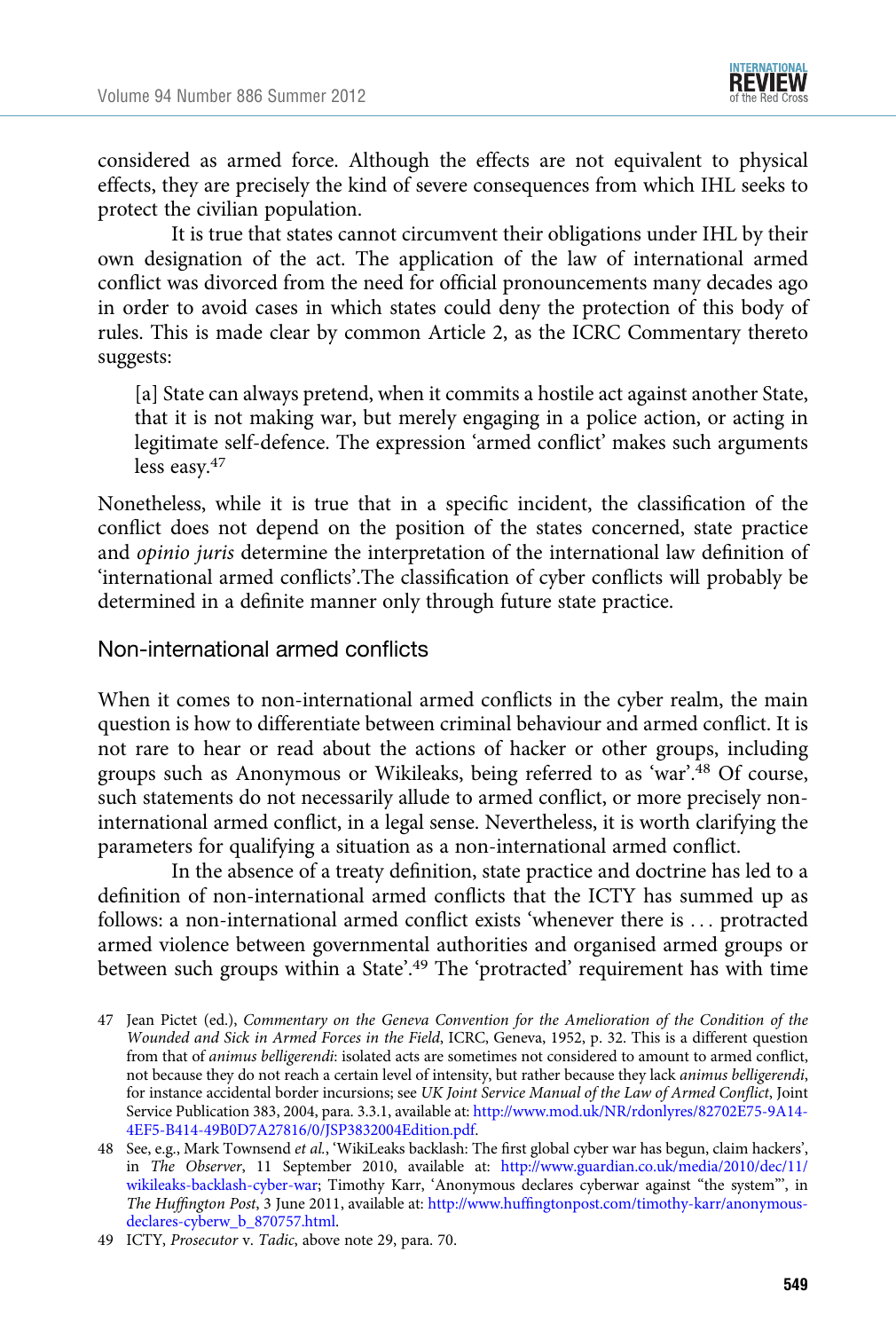considered as armed force. Although the effects are not equivalent to physical effects, they are precisely the kind of severe consequences from which IHL seeks to protect the civilian population.

It is true that states cannot circumvent their obligations under IHL by their own designation of the act. The application of the law of international armed conflict was divorced from the need for official pronouncements many decades ago in order to avoid cases in which states could deny the protection of this body of rules. This is made clear by common Article 2, as the ICRC Commentary thereto suggests:

> [a] State can always pretend, when it commits a hostile act against another State, that it is not making war, but merely engaging in a police action, or acting in legitimate self-defence. The expression 'armed conflict' makes such arguments less easy.[47]

Nonetheless, while it is true that in a specific incident, the classification of the conflict does not depend on the position of the states concerned, state practice and *opinio juris* determine the interpretation of the international law definition of 'international armed conflicts'.The classification of cyber conflicts will probably be determined in a definite manner only through future state practice.

## Non-international armed conflicts

When it comes to non-international armed conflicts in the cyber realm, the main question is how to differentiate between criminal behaviour and armed conflict. It is not rare to hear or read about the actions of hacker or other groups, including groups such as Anonymous or Wikileaks, being referred to as 'war'.[48] Of course, such statements do not necessarily allude to armed conflict, or more precisely non-international armed conflict, in a legal sense. Nevertheless, it is worth clarifying the parameters for qualifying a situation as a non-international armed conflict.

In the absence of a treaty definition, state practice and doctrine has led to a definition of non-international armed conflicts that the ICTY has summed up as follows: a non-international armed conflict exists 'whenever there is . . . protracted armed violence between governmental authorities and organised armed groups or between such groups within a State'.[49] The 'protracted' requirement has with time

47 Jean Pictet (ed.), *Commentary on the Geneva Convention for the Amelioration of the Condition of the Wounded and Sick in Armed Forces in the Field*, ICRC, Geneva, 1952, p. 32. This is a different question from that of *animus belligerendi*: isolated acts are sometimes not considered to amount to armed conflict, not because they do not reach a certain level of intensity, but rather because they lack *animus belligerendi*, for instance accidental border incursions; see *UK Joint Service Manual of the Law of Armed Conflict*, Joint Service Publication 383, 2004, para. 3.3.1, available at: http://www.mod.uk/NR/rdonlyres/82702E75-9A14-4EF5-B414-49B0D7A27816/0/JSP3832004Edition.pdf.

48 See, e.g., Mark Townsend *et al.*, 'WikiLeaks backlash: The first global cyber war has begun, claim hackers', in *The Observer*, 11 September 2010, available at: http://www.guardian.co.uk/media/2010/dec/11/wikileaks-backlash-cyber-war; Timothy Karr, 'Anonymous declares cyberwar against "the system"', in *The Huffington Post*, 3 June 2011, available at: http://www.huffingtonpost.com/timothy-karr/anonymous-declares-cyberw_b_870757.html.

49 ICTY, *Prosecutor* v. *Tadic*, above note 29, para. 70.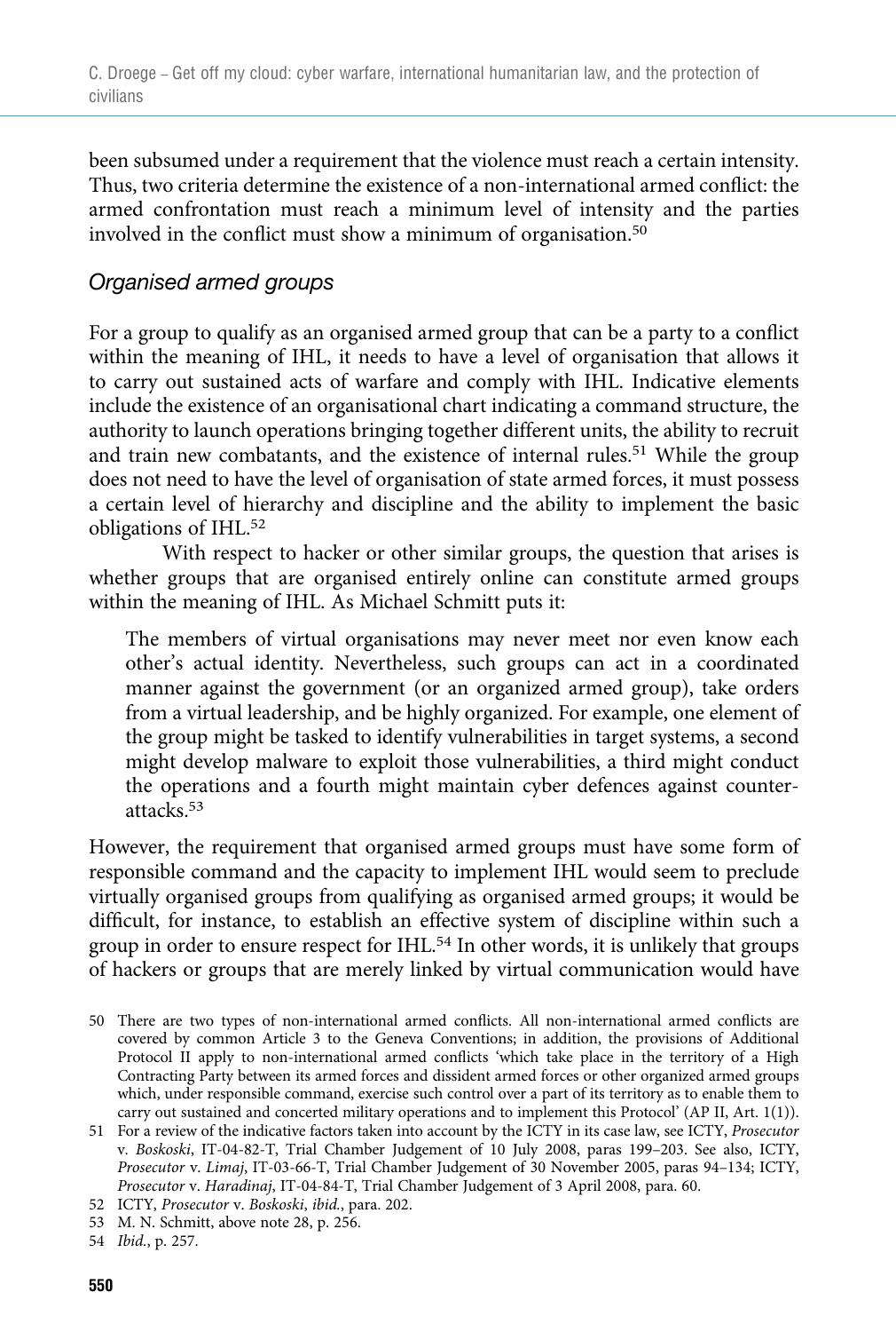been subsumed under a requirement that the violence must reach a certain intensity. Thus, two criteria determine the existence of a non-international armed conflict: the armed confrontation must reach a minimum level of intensity and the parties involved in the conflict must show a minimum of organisation.[50]

### *Organised armed groups*

For a group to qualify as an organised armed group that can be a party to a conflict within the meaning of IHL, it needs to have a level of organisation that allows it to carry out sustained acts of warfare and comply with IHL. Indicative elements include the existence of an organisational chart indicating a command structure, the authority to launch operations bringing together different units, the ability to recruit and train new combatants, and the existence of internal rules.[51] While the group does not need to have the level of organisation of state armed forces, it must possess a certain level of hierarchy and discipline and the ability to implement the basic obligations of IHL.[52]

With respect to hacker or other similar groups, the question that arises is whether groups that are organised entirely online can constitute armed groups within the meaning of IHL. As Michael Schmitt puts it:

> The members of virtual organisations may never meet nor even know each other's actual identity. Nevertheless, such groups can act in a coordinated manner against the government (or an organized armed group), take orders from a virtual leadership, and be highly organized. For example, one element of the group might be tasked to identify vulnerabilities in target systems, a second might develop malware to exploit those vulnerabilities, a third might conduct the operations and a fourth might maintain cyber defences against counter-attacks.[53]

However, the requirement that organised armed groups must have some form of responsible command and the capacity to implement IHL would seem to preclude virtually organised groups from qualifying as organised armed groups; it would be difficult, for instance, to establish an effective system of discipline within such a group in order to ensure respect for IHL.[54] In other words, it is unlikely that groups of hackers or groups that are merely linked by virtual communication would have

---

50 There are two types of non-international armed conflicts. All non-international armed conflicts are covered by common Article 3 to the Geneva Conventions; in addition, the provisions of Additional Protocol II apply to non-international armed conflicts 'which take place in the territory of a High Contracting Party between its armed forces and dissident armed forces or other organized armed groups which, under responsible command, exercise such control over a part of its territory as to enable them to carry out sustained and concerted military operations and to implement this Protocol' (AP II, Art. 1(1)).

51 For a review of the indicative factors taken into account by the ICTY in its case law, see ICTY, *Prosecutor* v. *Boskoski*, IT-04-82-T, Trial Chamber Judgement of 10 July 2008, paras 199–203. See also, ICTY, *Prosecutor* v. *Limaj*, IT-03-66-T, Trial Chamber Judgement of 30 November 2005, paras 94–134; ICTY, *Prosecutor* v. *Haradinaj*, IT-04-84-T, Trial Chamber Judgement of 3 April 2008, para. 60.

52 ICTY, *Prosecutor* v. *Boskoski*, *ibid.*, para. 202.

53 M. N. Schmitt, above note 28, p. 256.

54 *Ibid.*, p. 257.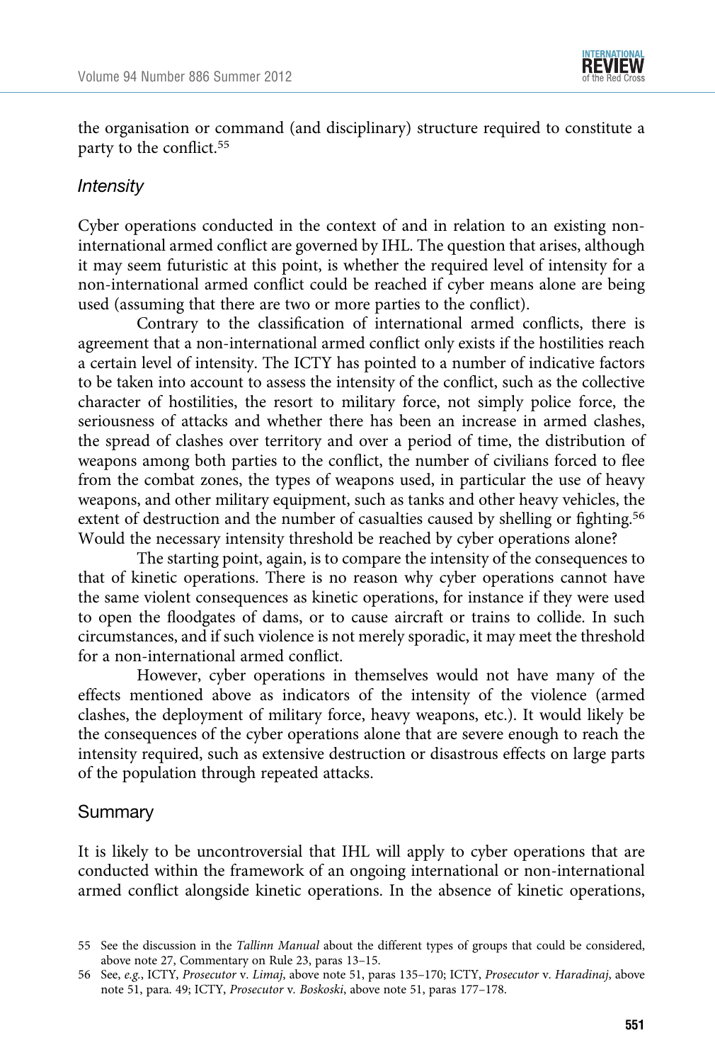the organisation or command (and disciplinary) structure required to constitute a party to the conflict.[55]

### *Intensity*

Cyber operations conducted in the context of and in relation to an existing non-international armed conflict are governed by IHL. The question that arises, although it may seem futuristic at this point, is whether the required level of intensity for a non-international armed conflict could be reached if cyber means alone are being used (assuming that there are two or more parties to the conflict).

Contrary to the classification of international armed conflicts, there is agreement that a non-international armed conflict only exists if the hostilities reach a certain level of intensity. The ICTY has pointed to a number of indicative factors to be taken into account to assess the intensity of the conflict, such as the collective character of hostilities, the resort to military force, not simply police force, the seriousness of attacks and whether there has been an increase in armed clashes, the spread of clashes over territory and over a period of time, the distribution of weapons among both parties to the conflict, the number of civilians forced to flee from the combat zones, the types of weapons used, in particular the use of heavy weapons, and other military equipment, such as tanks and other heavy vehicles, the extent of destruction and the number of casualties caused by shelling or fighting.[56] Would the necessary intensity threshold be reached by cyber operations alone?

The starting point, again, is to compare the intensity of the consequences to that of kinetic operations. There is no reason why cyber operations cannot have the same violent consequences as kinetic operations, for instance if they were used to open the floodgates of dams, or to cause aircraft or trains to collide. In such circumstances, and if such violence is not merely sporadic, it may meet the threshold for a non-international armed conflict.

However, cyber operations in themselves would not have many of the effects mentioned above as indicators of the intensity of the violence (armed clashes, the deployment of military force, heavy weapons, etc.). It would likely be the consequences of the cyber operations alone that are severe enough to reach the intensity required, such as extensive destruction or disastrous effects on large parts of the population through repeated attacks.

### Summary

It is likely to be uncontroversial that IHL will apply to cyber operations that are conducted within the framework of an ongoing international or non-international armed conflict alongside kinetic operations. In the absence of kinetic operations,

---

55 See the discussion in the *Tallinn Manual* about the different types of groups that could be considered, above note 27, Commentary on Rule 23, paras 13–15.

56 See, *e.g.*, ICTY, *Prosecutor* v. *Limaj*, above note 51, paras 135–170; ICTY, *Prosecutor* v. *Haradinaj*, above note 51, para. 49; ICTY, *Prosecutor* v. *Boskoski*, above note 51, paras 177–178.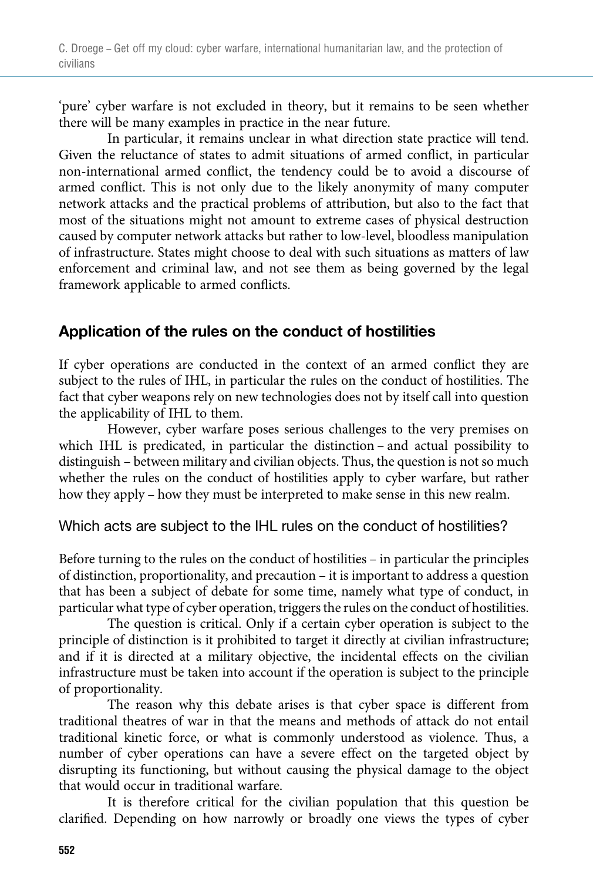'pure' cyber warfare is not excluded in theory, but it remains to be seen whether there will be many examples in practice in the near future.

In particular, it remains unclear in what direction state practice will tend. Given the reluctance of states to admit situations of armed conflict, in particular non-international armed conflict, the tendency could be to avoid a discourse of armed conflict. This is not only due to the likely anonymity of many computer network attacks and the practical problems of attribution, but also to the fact that most of the situations might not amount to extreme cases of physical destruction caused by computer network attacks but rather to low-level, bloodless manipulation of infrastructure. States might choose to deal with such situations as matters of law enforcement and criminal law, and not see them as being governed by the legal framework applicable to armed conflicts.

## Application of the rules on the conduct of hostilities

If cyber operations are conducted in the context of an armed conflict they are subject to the rules of IHL, in particular the rules on the conduct of hostilities. The fact that cyber weapons rely on new technologies does not by itself call into question the applicability of IHL to them.

However, cyber warfare poses serious challenges to the very premises on which IHL is predicated, in particular the distinction – and actual possibility to distinguish – between military and civilian objects. Thus, the question is not so much whether the rules on the conduct of hostilities apply to cyber warfare, but rather how they apply – how they must be interpreted to make sense in this new realm.

### Which acts are subject to the IHL rules on the conduct of hostilities?

Before turning to the rules on the conduct of hostilities – in particular the principles of distinction, proportionality, and precaution – it is important to address a question that has been a subject of debate for some time, namely what type of conduct, in particular what type of cyber operation, triggers the rules on the conduct of hostilities.

The question is critical. Only if a certain cyber operation is subject to the principle of distinction is it prohibited to target it directly at civilian infrastructure; and if it is directed at a military objective, the incidental effects on the civilian infrastructure must be taken into account if the operation is subject to the principle of proportionality.

The reason why this debate arises is that cyber space is different from traditional theatres of war in that the means and methods of attack do not entail traditional kinetic force, or what is commonly understood as violence. Thus, a number of cyber operations can have a severe effect on the targeted object by disrupting its functioning, but without causing the physical damage to the object that would occur in traditional warfare.

It is therefore critical for the civilian population that this question be clarified. Depending on how narrowly or broadly one views the types of cyber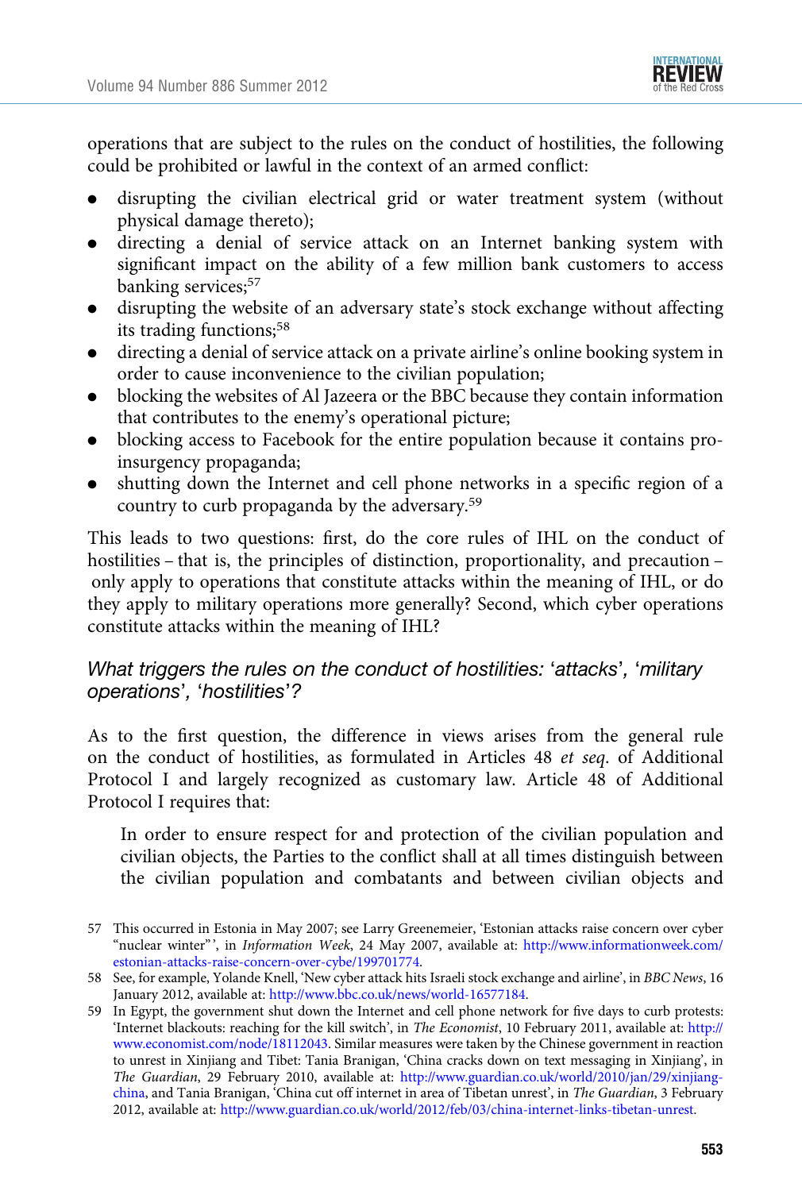operations that are subject to the rules on the conduct of hostilities, the following could be prohibited or lawful in the context of an armed conflict:

- disrupting the civilian electrical grid or water treatment system (without physical damage thereto);
- directing a denial of service attack on an Internet banking system with significant impact on the ability of a few million bank customers to access banking services;[57]
- disrupting the website of an adversary state's stock exchange without affecting its trading functions;[58]
- directing a denial of service attack on a private airline's online booking system in order to cause inconvenience to the civilian population;
- blocking the websites of Al Jazeera or the BBC because they contain information that contributes to the enemy's operational picture;
- blocking access to Facebook for the entire population because it contains pro-insurgency propaganda;
- shutting down the Internet and cell phone networks in a specific region of a country to curb propaganda by the adversary.[59]

This leads to two questions: first, do the core rules of IHL on the conduct of hostilities – that is, the principles of distinction, proportionality, and precaution – only apply to operations that constitute attacks within the meaning of IHL, or do they apply to military operations more generally? Second, which cyber operations constitute attacks within the meaning of IHL?

### What triggers the rules on the conduct of hostilities: 'attacks', 'military operations', 'hostilities'?

As to the first question, the difference in views arises from the general rule on the conduct of hostilities, as formulated in Articles 48 *et seq*. of Additional Protocol I and largely recognized as customary law. Article 48 of Additional Protocol I requires that:

> In order to ensure respect for and protection of the civilian population and civilian objects, the Parties to the conflict shall at all times distinguish between the civilian population and combatants and between civilian objects and

---

57 This occurred in Estonia in May 2007; see Larry Greenemeier, 'Estonian attacks raise concern over cyber "nuclear winter"', in *Information Week*, 24 May 2007, available at: http://www.informationweek.com/estonian-attacks-raise-concern-over-cybe/199701774.

58 See, for example, Yolande Knell, 'New cyber attack hits Israeli stock exchange and airline', in *BBC News*, 16 January 2012, available at: http://www.bbc.co.uk/news/world-16577184.

59 In Egypt, the government shut down the Internet and cell phone network for five days to curb protests: 'Internet blackouts: reaching for the kill switch', in *The Economist*, 10 February 2011, available at: http://www.economist.com/node/18112043. Similar measures were taken by the Chinese government in reaction to unrest in Xinjiang and Tibet: Tania Branigan, 'China cracks down on text messaging in Xinjiang', in *The Guardian*, 29 February 2010, available at: http://www.guardian.co.uk/world/2010/jan/29/xinjiang-china, and Tania Branigan, 'China cut off internet in area of Tibetan unrest', in *The Guardian*, 3 February 2012, available at: http://www.guardian.co.uk/world/2012/feb/03/china-internet-links-tibetan-unrest.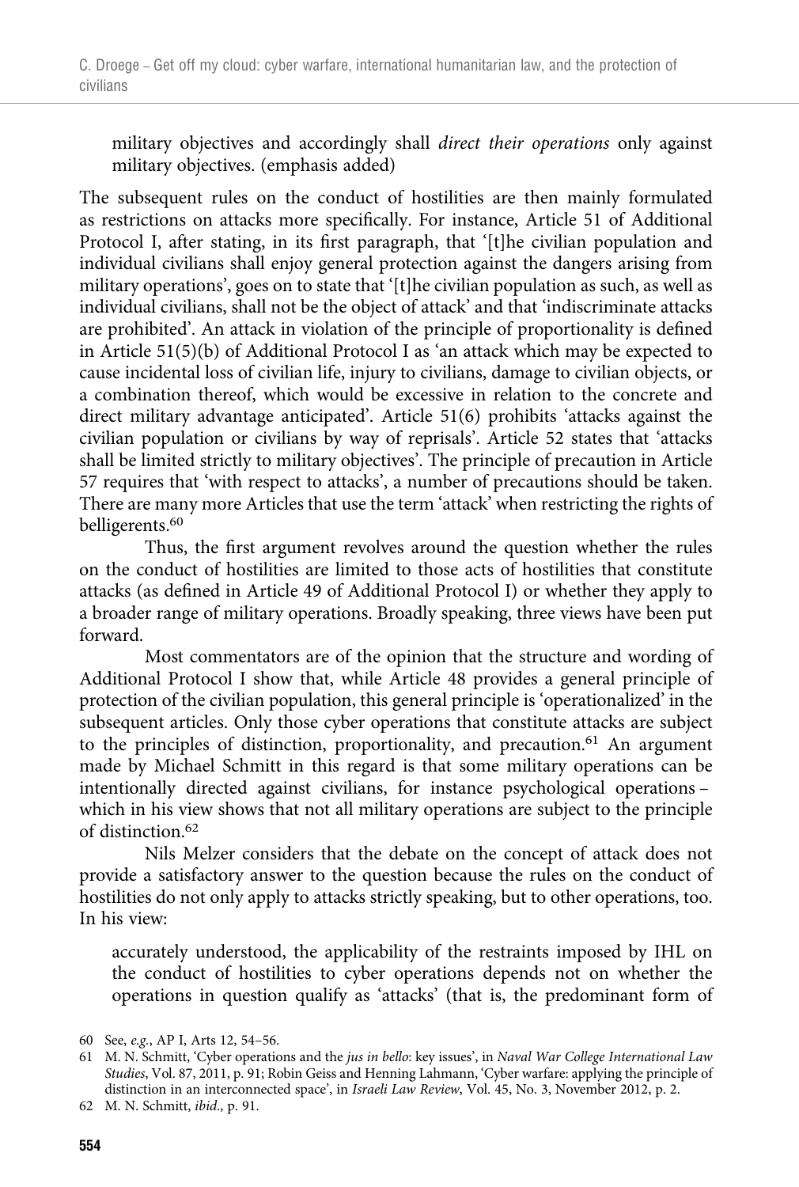> military objectives and accordingly shall *direct their operations* only against military objectives. (emphasis added)

The subsequent rules on the conduct of hostilities are then mainly formulated as restrictions on attacks more specifically. For instance, Article 51 of Additional Protocol I, after stating, in its first paragraph, that '[t]he civilian population and individual civilians shall enjoy general protection against the dangers arising from military operations', goes on to state that '[t]he civilian population as such, as well as individual civilians, shall not be the object of attack' and that 'indiscriminate attacks are prohibited'. An attack in violation of the principle of proportionality is defined in Article 51(5)(b) of Additional Protocol I as 'an attack which may be expected to cause incidental loss of civilian life, injury to civilians, damage to civilian objects, or a combination thereof, which would be excessive in relation to the concrete and direct military advantage anticipated'. Article 51(6) prohibits 'attacks against the civilian population or civilians by way of reprisals'. Article 52 states that 'attacks shall be limited strictly to military objectives'. The principle of precaution in Article 57 requires that 'with respect to attacks', a number of precautions should be taken. There are many more Articles that use the term 'attack' when restricting the rights of belligerents.[60]

Thus, the first argument revolves around the question whether the rules on the conduct of hostilities are limited to those acts of hostilities that constitute attacks (as defined in Article 49 of Additional Protocol I) or whether they apply to a broader range of military operations. Broadly speaking, three views have been put forward.

Most commentators are of the opinion that the structure and wording of Additional Protocol I show that, while Article 48 provides a general principle of protection of the civilian population, this general principle is 'operationalized' in the subsequent articles. Only those cyber operations that constitute attacks are subject to the principles of distinction, proportionality, and precaution.[61] An argument made by Michael Schmitt in this regard is that some military operations can be intentionally directed against civilians, for instance psychological operations – which in his view shows that not all military operations are subject to the principle of distinction.[62]

Nils Melzer considers that the debate on the concept of attack does not provide a satisfactory answer to the question because the rules on the conduct of hostilities do not only apply to attacks strictly speaking, but to other operations, too. In his view:

> accurately understood, the applicability of the restraints imposed by IHL on the conduct of hostilities to cyber operations depends not on whether the operations in question qualify as 'attacks' (that is, the predominant form of

---

60 See, *e.g.*, AP I, Arts 12, 54–56.

61 M. N. Schmitt, 'Cyber operations and the *jus in bello*: key issues', in *Naval War College International Law Studies*, Vol. 87, 2011, p. 91; Robin Geiss and Henning Lahmann, 'Cyber warfare: applying the principle of distinction in an interconnected space', in *Israeli Law Review*, Vol. 45, No. 3, November 2012, p. 2.

62 M. N. Schmitt, *ibid*., p. 91.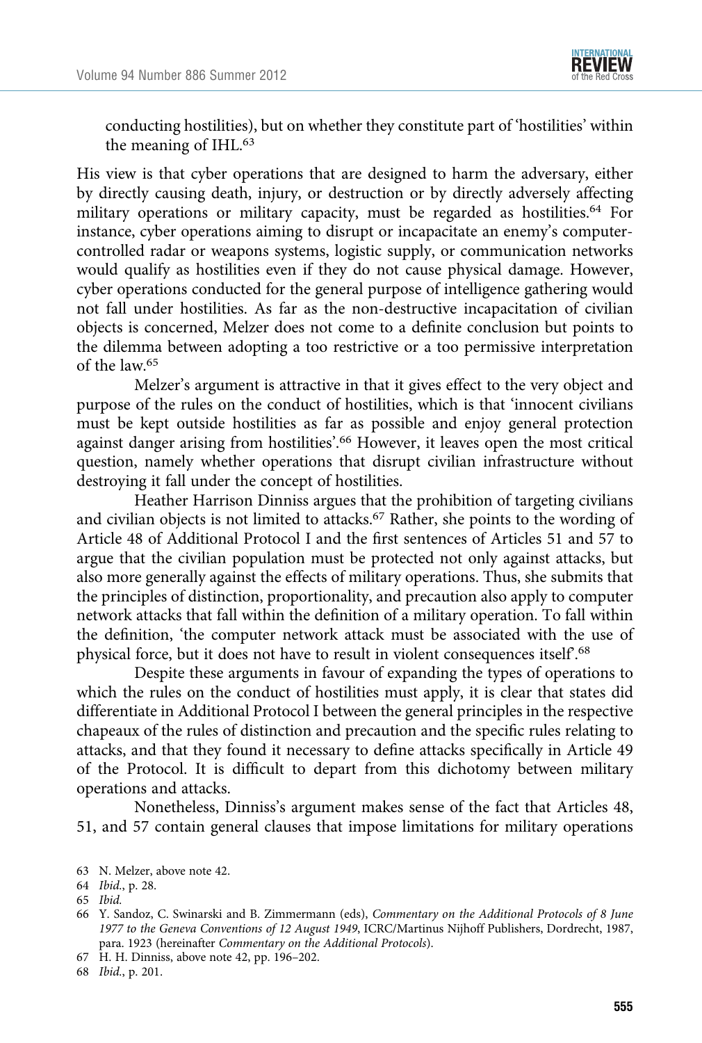conducting hostilities), but on whether they constitute part of 'hostilities' within the meaning of IHL.[63]

His view is that cyber operations that are designed to harm the adversary, either by directly causing death, injury, or destruction or by directly adversely affecting military operations or military capacity, must be regarded as hostilities.[64] For instance, cyber operations aiming to disrupt or incapacitate an enemy's computer-controlled radar or weapons systems, logistic supply, or communication networks would qualify as hostilities even if they do not cause physical damage. However, cyber operations conducted for the general purpose of intelligence gathering would not fall under hostilities. As far as the non-destructive incapacitation of civilian objects is concerned, Melzer does not come to a definite conclusion but points to the dilemma between adopting a too restrictive or a too permissive interpretation of the law.[65]

Melzer's argument is attractive in that it gives effect to the very object and purpose of the rules on the conduct of hostilities, which is that 'innocent civilians must be kept outside hostilities as far as possible and enjoy general protection against danger arising from hostilities'.[66] However, it leaves open the most critical question, namely whether operations that disrupt civilian infrastructure without destroying it fall under the concept of hostilities.

Heather Harrison Dinniss argues that the prohibition of targeting civilians and civilian objects is not limited to attacks.[67] Rather, she points to the wording of Article 48 of Additional Protocol I and the first sentences of Articles 51 and 57 to argue that the civilian population must be protected not only against attacks, but also more generally against the effects of military operations. Thus, she submits that the principles of distinction, proportionality, and precaution also apply to computer network attacks that fall within the definition of a military operation. To fall within the definition, 'the computer network attack must be associated with the use of physical force, but it does not have to result in violent consequences itself'.[68]

Despite these arguments in favour of expanding the types of operations to which the rules on the conduct of hostilities must apply, it is clear that states did differentiate in Additional Protocol I between the general principles in the respective chapeaux of the rules of distinction and precaution and the specific rules relating to attacks, and that they found it necessary to define attacks specifically in Article 49 of the Protocol. It is difficult to depart from this dichotomy between military operations and attacks.

Nonetheless, Dinniss's argument makes sense of the fact that Articles 48, 51, and 57 contain general clauses that impose limitations for military operations

---

63 N. Melzer, above note 42.

64 *Ibid.*, p. 28.

65 *Ibid.*

66 Y. Sandoz, C. Swinarski and B. Zimmermann (eds), *Commentary on the Additional Protocols of 8 June 1977 to the Geneva Conventions of 12 August 1949*, ICRC/Martinus Nijhoff Publishers, Dordrecht, 1987, para. 1923 (hereinafter *Commentary on the Additional Protocols*).

67 H. H. Dinniss, above note 42, pp. 196–202.

68 *Ibid.*, p. 201.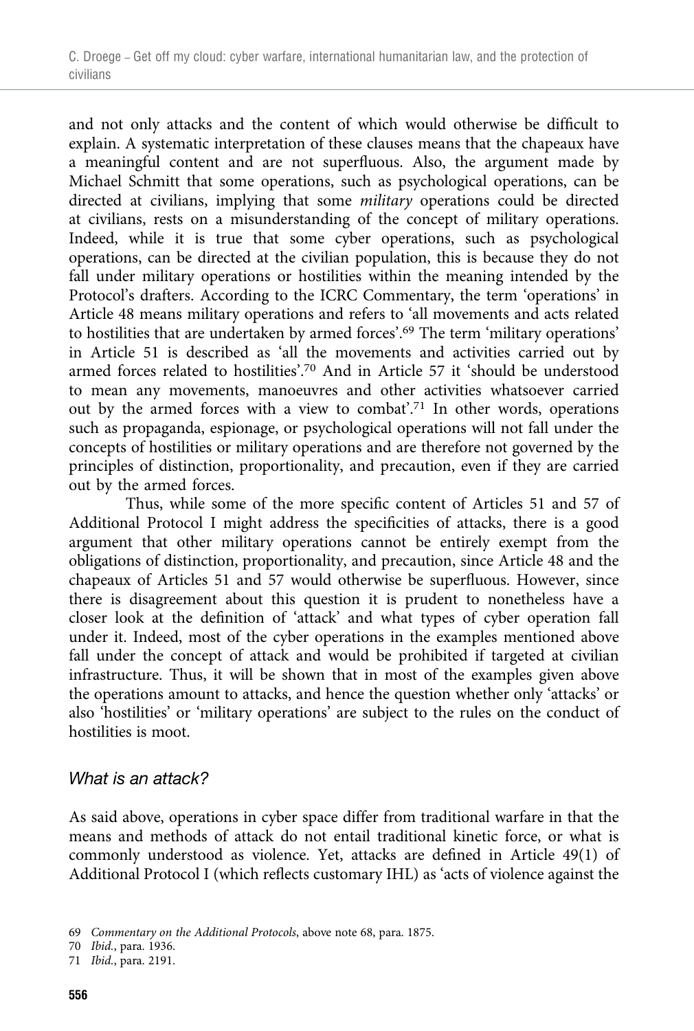and not only attacks and the content of which would otherwise be difficult to explain. A systematic interpretation of these clauses means that the chapeaux have a meaningful content and are not superfluous. Also, the argument made by Michael Schmitt that some operations, such as psychological operations, can be directed at civilians, implying that some *military* operations could be directed at civilians, rests on a misunderstanding of the concept of military operations. Indeed, while it is true that some cyber operations, such as psychological operations, can be directed at the civilian population, this is because they do not fall under military operations or hostilities within the meaning intended by the Protocol's drafters. According to the ICRC Commentary, the term 'operations' in Article 48 means military operations and refers to 'all movements and acts related to hostilities that are undertaken by armed forces'.[69] The term 'military operations' in Article 51 is described as 'all the movements and activities carried out by armed forces related to hostilities'.[70] And in Article 57 it 'should be understood to mean any movements, manoeuvres and other activities whatsoever carried out by the armed forces with a view to combat'.[71] In other words, operations such as propaganda, espionage, or psychological operations will not fall under the concepts of hostilities or military operations and are therefore not governed by the principles of distinction, proportionality, and precaution, even if they are carried out by the armed forces.

Thus, while some of the more specific content of Articles 51 and 57 of Additional Protocol I might address the specificities of attacks, there is a good argument that other military operations cannot be entirely exempt from the obligations of distinction, proportionality, and precaution, since Article 48 and the chapeaux of Articles 51 and 57 would otherwise be superfluous. However, since there is disagreement about this question it is prudent to nonetheless have a closer look at the definition of 'attack' and what types of cyber operation fall under it. Indeed, most of the cyber operations in the examples mentioned above fall under the concept of attack and would be prohibited if targeted at civilian infrastructure. Thus, it will be shown that in most of the examples given above the operations amount to attacks, and hence the question whether only 'attacks' or also 'hostilities' or 'military operations' are subject to the rules on the conduct of hostilities is moot.

### *What is an attack?*

As said above, operations in cyber space differ from traditional warfare in that the means and methods of attack do not entail traditional kinetic force, or what is commonly understood as violence. Yet, attacks are defined in Article 49(1) of Additional Protocol I (which reflects customary IHL) as 'acts of violence against the

69 *Commentary on the Additional Protocols*, above note 68, para. 1875.

70 *Ibid.*, para. 1936.

71 *Ibid.*, para. 2191.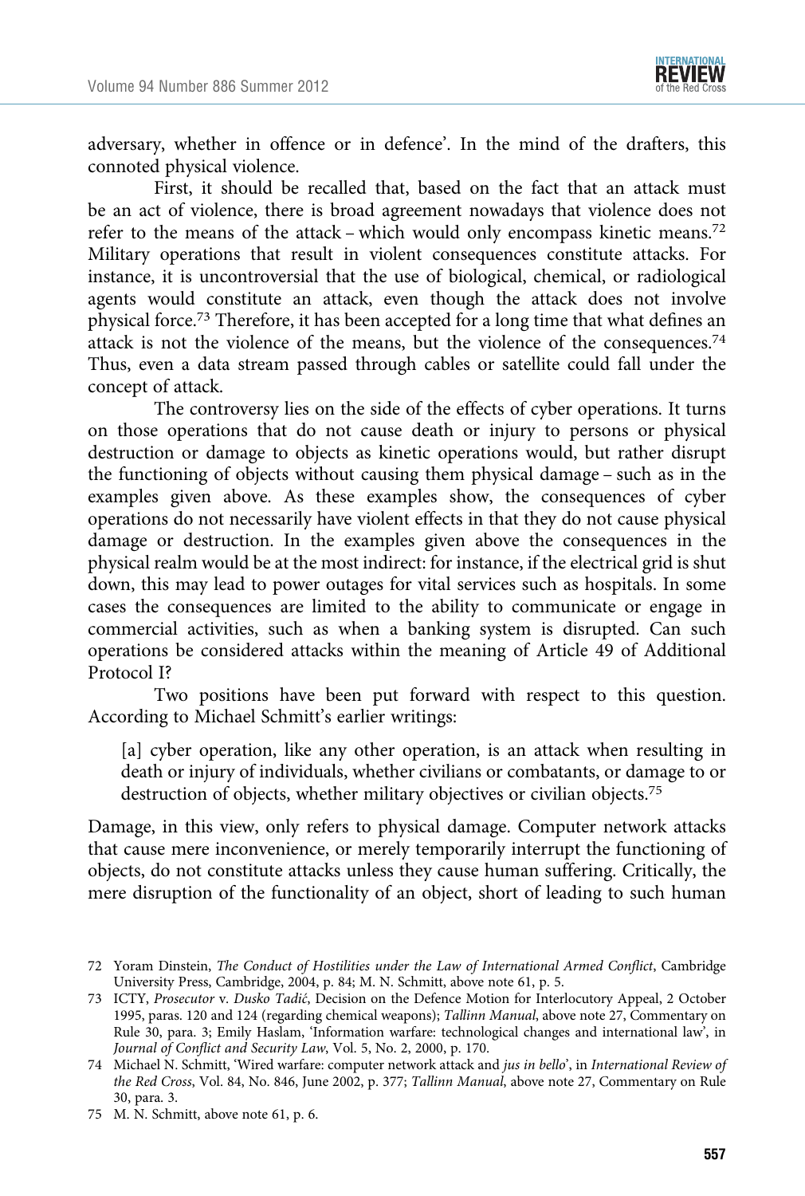adversary, whether in offence or in defence'. In the mind of the drafters, this connoted physical violence.

First, it should be recalled that, based on the fact that an attack must be an act of violence, there is broad agreement nowadays that violence does not refer to the means of the attack – which would only encompass kinetic means.[72] Military operations that result in violent consequences constitute attacks. For instance, it is uncontroversial that the use of biological, chemical, or radiological agents would constitute an attack, even though the attack does not involve physical force.[73] Therefore, it has been accepted for a long time that what defines an attack is not the violence of the means, but the violence of the consequences.[74] Thus, even a data stream passed through cables or satellite could fall under the concept of attack.

The controversy lies on the side of the effects of cyber operations. It turns on those operations that do not cause death or injury to persons or physical destruction or damage to objects as kinetic operations would, but rather disrupt the functioning of objects without causing them physical damage – such as in the examples given above. As these examples show, the consequences of cyber operations do not necessarily have violent effects in that they do not cause physical damage or destruction. In the examples given above the consequences in the physical realm would be at the most indirect: for instance, if the electrical grid is shut down, this may lead to power outages for vital services such as hospitals. In some cases the consequences are limited to the ability to communicate or engage in commercial activities, such as when a banking system is disrupted. Can such operations be considered attacks within the meaning of Article 49 of Additional Protocol I?

Two positions have been put forward with respect to this question. According to Michael Schmitt's earlier writings:

> [a] cyber operation, like any other operation, is an attack when resulting in death or injury of individuals, whether civilians or combatants, or damage to or destruction of objects, whether military objectives or civilian objects.[75]

Damage, in this view, only refers to physical damage. Computer network attacks that cause mere inconvenience, or merely temporarily interrupt the functioning of objects, do not constitute attacks unless they cause human suffering. Critically, the mere disruption of the functionality of an object, short of leading to such human

---

72 Yoram Dinstein, *The Conduct of Hostilities under the Law of International Armed Conflict*, Cambridge University Press, Cambridge, 2004, p. 84; M. N. Schmitt, above note 61, p. 5.

73 ICTY, *Prosecutor* v. *Dusko Tadić*, Decision on the Defence Motion for Interlocutory Appeal, 2 October 1995, paras. 120 and 124 (regarding chemical weapons); *Tallinn Manual*, above note 27, Commentary on Rule 30, para. 3; Emily Haslam, 'Information warfare: technological changes and international law', in *Journal of Conflict and Security Law*, Vol. 5, No. 2, 2000, p. 170.

74 Michael N. Schmitt, 'Wired warfare: computer network attack and *jus in bello*', in *International Review of the Red Cross*, Vol. 84, No. 846, June 2002, p. 377; *Tallinn Manual*, above note 27, Commentary on Rule 30, para. 3.

75 M. N. Schmitt, above note 61, p. 6.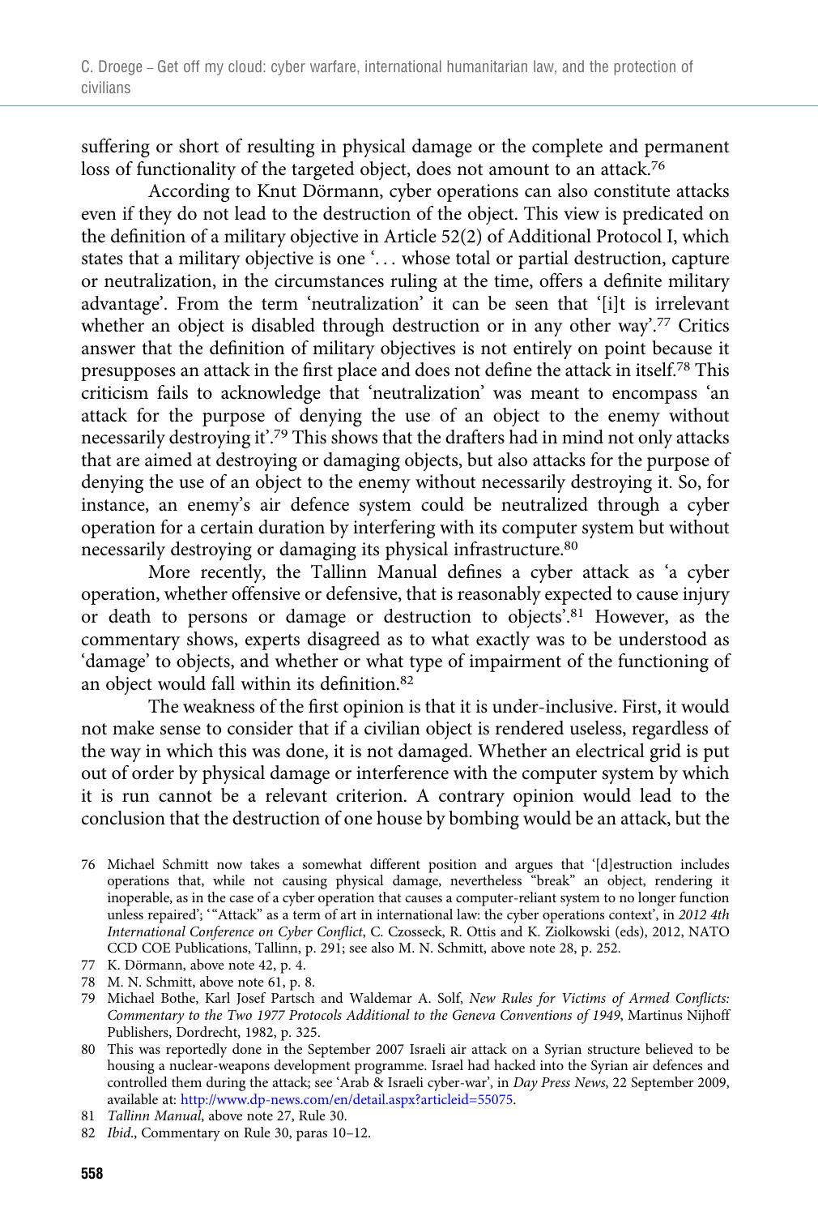suffering or short of resulting in physical damage or the complete and permanent loss of functionality of the targeted object, does not amount to an attack.[76]

According to Knut Dörmann, cyber operations can also constitute attacks even if they do not lead to the destruction of the object. This view is predicated on the definition of a military objective in Article 52(2) of Additional Protocol I, which states that a military objective is one '. . . whose total or partial destruction, capture or neutralization, in the circumstances ruling at the time, offers a definite military advantage'. From the term 'neutralization' it can be seen that '[i]t is irrelevant whether an object is disabled through destruction or in any other way'.[77] Critics answer that the definition of military objectives is not entirely on point because it presupposes an attack in the first place and does not define the attack in itself.[78] This criticism fails to acknowledge that 'neutralization' was meant to encompass 'an attack for the purpose of denying the use of an object to the enemy without necessarily destroying it'.[79] This shows that the drafters had in mind not only attacks that are aimed at destroying or damaging objects, but also attacks for the purpose of denying the use of an object to the enemy without necessarily destroying it. So, for instance, an enemy's air defence system could be neutralized through a cyber operation for a certain duration by interfering with its computer system but without necessarily destroying or damaging its physical infrastructure.[80]

More recently, the Tallinn Manual defines a cyber attack as 'a cyber operation, whether offensive or defensive, that is reasonably expected to cause injury or death to persons or damage or destruction to objects'.[81] However, as the commentary shows, experts disagreed as to what exactly was to be understood as 'damage' to objects, and whether or what type of impairment of the functioning of an object would fall within its definition.[82]

The weakness of the first opinion is that it is under-inclusive. First, it would not make sense to consider that if a civilian object is rendered useless, regardless of the way in which this was done, it is not damaged. Whether an electrical grid is put out of order by physical damage or interference with the computer system by which it is run cannot be a relevant criterion. A contrary opinion would lead to the conclusion that the destruction of one house by bombing would be an attack, but the

76 Michael Schmitt now takes a somewhat different position and argues that '[d]estruction includes operations that, while not causing physical damage, nevertheless "break" an object, rendering it inoperable, as in the case of a cyber operation that causes a computer-reliant system to no longer function unless repaired'; '"Attack" as a term of art in international law: the cyber operations context', in *2012 4th International Conference on Cyber Conflict*, C. Czosseck, R. Ottis and K. Ziolkowski (eds), 2012, NATO CCD COE Publications, Tallinn, p. 291; see also M. N. Schmitt, above note 28, p. 252.

77 K. Dörmann, above note 42, p. 4.

78 M. N. Schmitt, above note 61, p. 8.

79 Michael Bothe, Karl Josef Partsch and Waldemar A. Solf, *New Rules for Victims of Armed Conflicts: Commentary to the Two 1977 Protocols Additional to the Geneva Conventions of 1949*, Martinus Nijhoff Publishers, Dordrecht, 1982, p. 325.

80 This was reportedly done in the September 2007 Israeli air attack on a Syrian structure believed to be housing a nuclear-weapons development programme. Israel had hacked into the Syrian air defences and controlled them during the attack; see 'Arab & Israeli cyber-war', in *Day Press News*, 22 September 2009, available at: http://www.dp-news.com/en/detail.aspx?articleid=55075.

81 *Tallinn Manual*, above note 27, Rule 30.

82 *Ibid.*, Commentary on Rule 30, paras 10–12.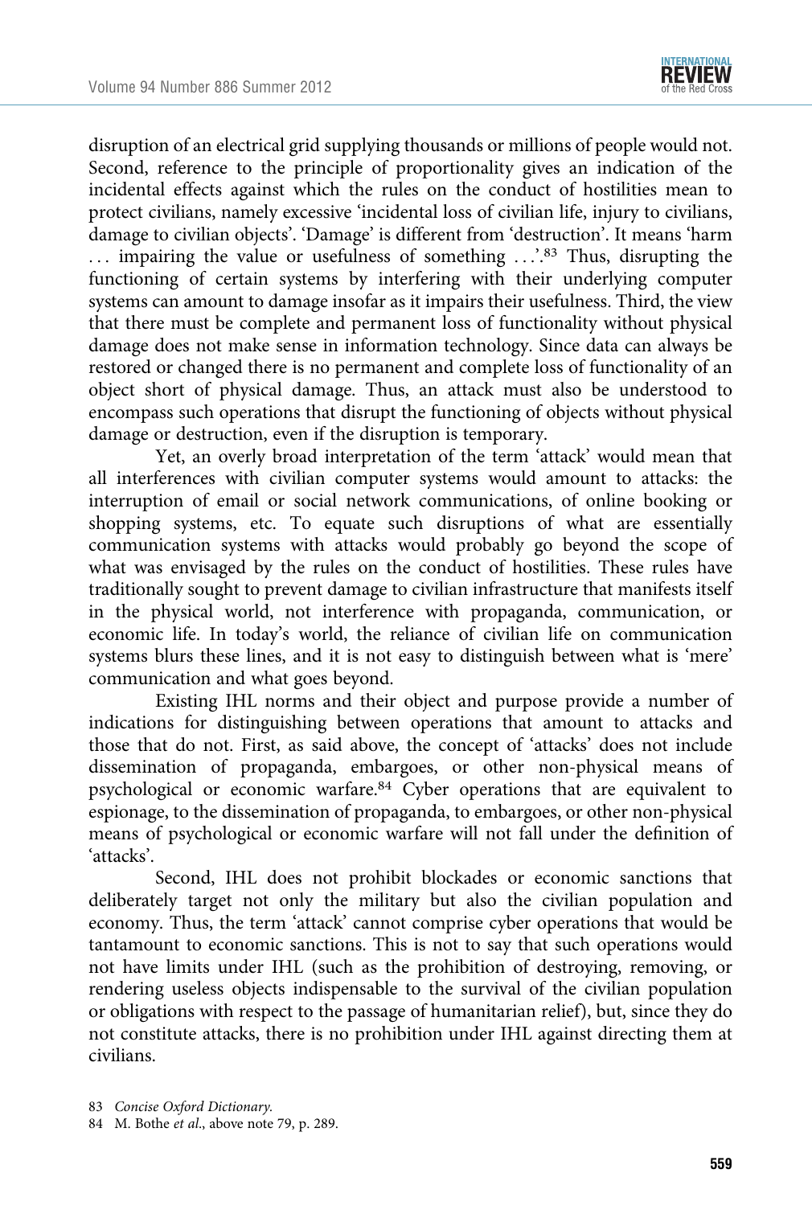disruption of an electrical grid supplying thousands or millions of people would not. Second, reference to the principle of proportionality gives an indication of the incidental effects against which the rules on the conduct of hostilities mean to protect civilians, namely excessive 'incidental loss of civilian life, injury to civilians, damage to civilian objects'. 'Damage' is different from 'destruction'. It means 'harm ... impairing the value or usefulness of something ...'.[83] Thus, disrupting the functioning of certain systems by interfering with their underlying computer systems can amount to damage insofar as it impairs their usefulness. Third, the view that there must be complete and permanent loss of functionality without physical damage does not make sense in information technology. Since data can always be restored or changed there is no permanent and complete loss of functionality of an object short of physical damage. Thus, an attack must also be understood to encompass such operations that disrupt the functioning of objects without physical damage or destruction, even if the disruption is temporary.

Yet, an overly broad interpretation of the term 'attack' would mean that all interferences with civilian computer systems would amount to attacks: the interruption of email or social network communications, of online booking or shopping systems, etc. To equate such disruptions of what are essentially communication systems with attacks would probably go beyond the scope of what was envisaged by the rules on the conduct of hostilities. These rules have traditionally sought to prevent damage to civilian infrastructure that manifests itself in the physical world, not interference with propaganda, communication, or economic life. In today's world, the reliance of civilian life on communication systems blurs these lines, and it is not easy to distinguish between what is 'mere' communication and what goes beyond.

Existing IHL norms and their object and purpose provide a number of indications for distinguishing between operations that amount to attacks and those that do not. First, as said above, the concept of 'attacks' does not include dissemination of propaganda, embargoes, or other non-physical means of psychological or economic warfare.[84] Cyber operations that are equivalent to espionage, to the dissemination of propaganda, to embargoes, or other non-physical means of psychological or economic warfare will not fall under the definition of 'attacks'.

Second, IHL does not prohibit blockades or economic sanctions that deliberately target not only the military but also the civilian population and economy. Thus, the term 'attack' cannot comprise cyber operations that would be tantamount to economic sanctions. This is not to say that such operations would not have limits under IHL (such as the prohibition of destroying, removing, or rendering useless objects indispensable to the survival of the civilian population or obligations with respect to the passage of humanitarian relief), but, since they do not constitute attacks, there is no prohibition under IHL against directing them at civilians.

83 *Concise Oxford Dictionary.*

84 M. Bothe *et al.*, above note 79, p. 289.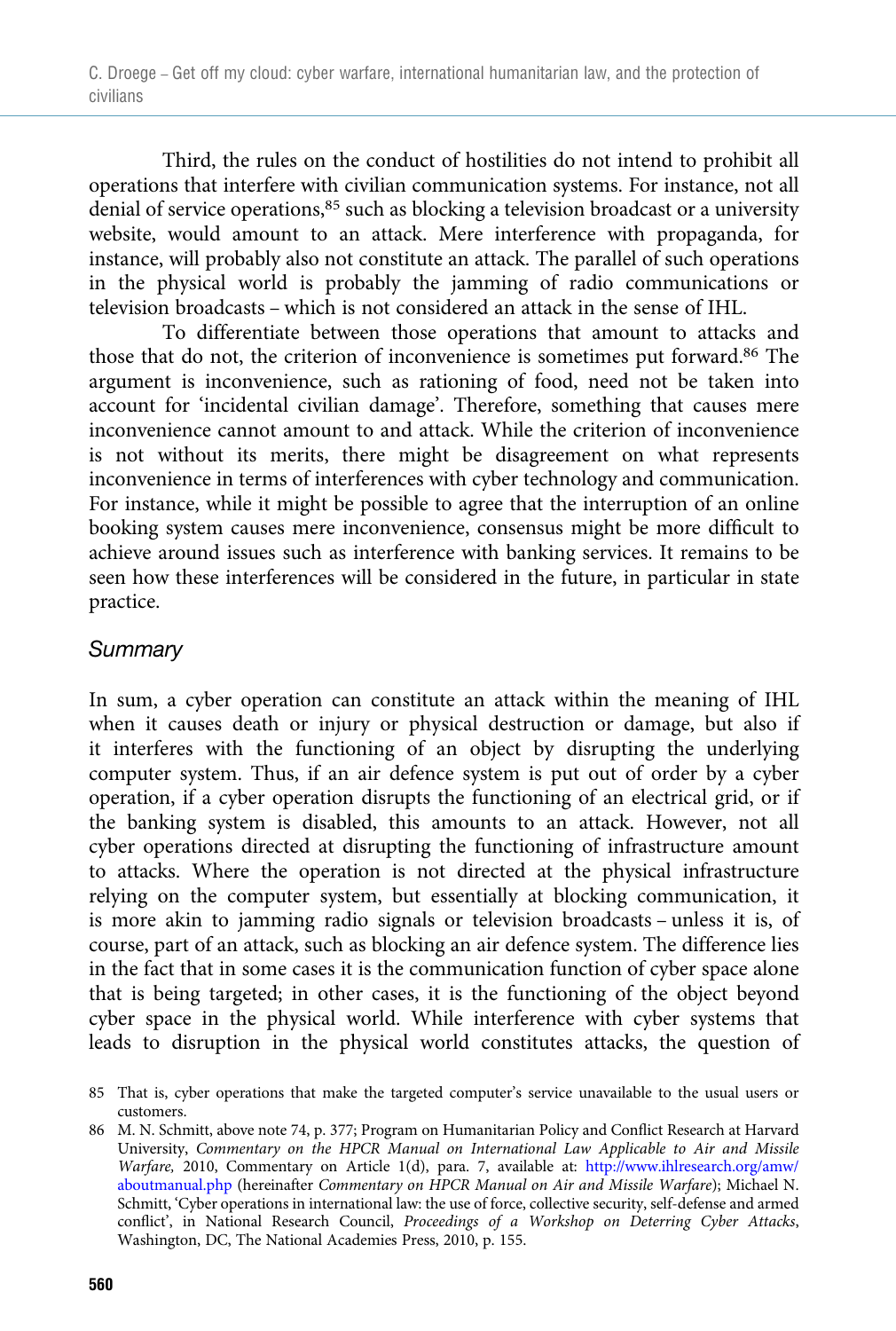Third, the rules on the conduct of hostilities do not intend to prohibit all operations that interfere with civilian communication systems. For instance, not all denial of service operations,[85] such as blocking a television broadcast or a university website, would amount to an attack. Mere interference with propaganda, for instance, will probably also not constitute an attack. The parallel of such operations in the physical world is probably the jamming of radio communications or television broadcasts – which is not considered an attack in the sense of IHL.

To differentiate between those operations that amount to attacks and those that do not, the criterion of inconvenience is sometimes put forward.[86] The argument is inconvenience, such as rationing of food, need not be taken into account for 'incidental civilian damage'. Therefore, something that causes mere inconvenience cannot amount to and attack. While the criterion of inconvenience is not without its merits, there might be disagreement on what represents inconvenience in terms of interferences with cyber technology and communication. For instance, while it might be possible to agree that the interruption of an online booking system causes mere inconvenience, consensus might be more difficult to achieve around issues such as interference with banking services. It remains to be seen how these interferences will be considered in the future, in particular in state practice.

### *Summary*

In sum, a cyber operation can constitute an attack within the meaning of IHL when it causes death or injury or physical destruction or damage, but also if it interferes with the functioning of an object by disrupting the underlying computer system. Thus, if an air defence system is put out of order by a cyber operation, if a cyber operation disrupts the functioning of an electrical grid, or if the banking system is disabled, this amounts to an attack. However, not all cyber operations directed at disrupting the functioning of infrastructure amount to attacks. Where the operation is not directed at the physical infrastructure relying on the computer system, but essentially at blocking communication, it is more akin to jamming radio signals or television broadcasts – unless it is, of course, part of an attack, such as blocking an air defence system. The difference lies in the fact that in some cases it is the communication function of cyber space alone that is being targeted; in other cases, it is the functioning of the object beyond cyber space in the physical world. While interference with cyber systems that leads to disruption in the physical world constitutes attacks, the question of

---

85 That is, cyber operations that make the targeted computer's service unavailable to the usual users or customers.

86 M. N. Schmitt, above note 74, p. 377; Program on Humanitarian Policy and Conflict Research at Harvard University, *Commentary on the HPCR Manual on International Law Applicable to Air and Missile Warfare,* 2010, Commentary on Article 1(d), para. 7, available at: http://www.ihlresearch.org/amw/aboutmanual.php (hereinafter *Commentary on HPCR Manual on Air and Missile Warfare*); Michael N. Schmitt, 'Cyber operations in international law: the use of force, collective security, self-defense and armed conflict', in National Research Council, *Proceedings of a Workshop on Deterring Cyber Attacks*, Washington, DC, The National Academies Press, 2010, p. 155.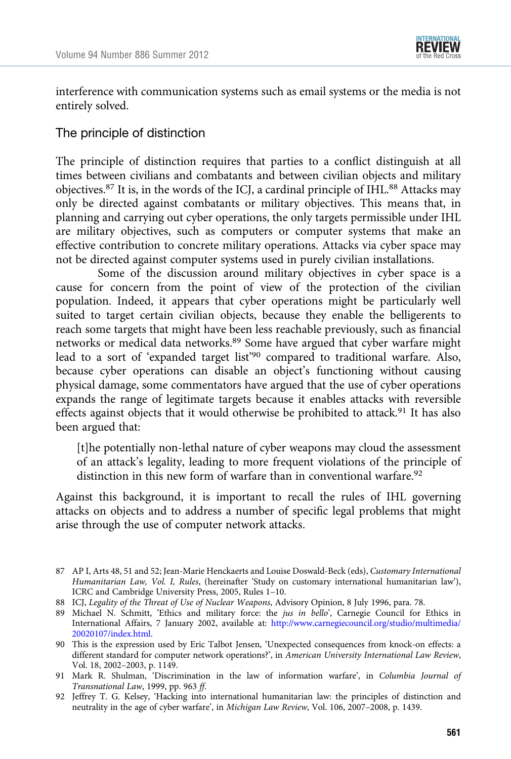interference with communication systems such as email systems or the media is not entirely solved.

### The principle of distinction

The principle of distinction requires that parties to a conflict distinguish at all times between civilians and combatants and between civilian objects and military objectives.[87] It is, in the words of the ICJ, a cardinal principle of IHL.[88] Attacks may only be directed against combatants or military objectives. This means that, in planning and carrying out cyber operations, the only targets permissible under IHL are military objectives, such as computers or computer systems that make an effective contribution to concrete military operations. Attacks via cyber space may not be directed against computer systems used in purely civilian installations.

Some of the discussion around military objectives in cyber space is a cause for concern from the point of view of the protection of the civilian population. Indeed, it appears that cyber operations might be particularly well suited to target certain civilian objects, because they enable the belligerents to reach some targets that might have been less reachable previously, such as financial networks or medical data networks.[89] Some have argued that cyber warfare might lead to a sort of 'expanded target list'[90] compared to traditional warfare. Also, because cyber operations can disable an object's functioning without causing physical damage, some commentators have argued that the use of cyber operations expands the range of legitimate targets because it enables attacks with reversible effects against objects that it would otherwise be prohibited to attack.[91] It has also been argued that:

> [t]he potentially non-lethal nature of cyber weapons may cloud the assessment of an attack's legality, leading to more frequent violations of the principle of distinction in this new form of warfare than in conventional warfare.[92]

Against this background, it is important to recall the rules of IHL governing attacks on objects and to address a number of specific legal problems that might arise through the use of computer network attacks.

---

87 AP I, Arts 48, 51 and 52; Jean-Marie Henckaerts and Louise Doswald-Beck (eds), *Customary International Humanitarian Law, Vol. I, Rules*, (hereinafter 'Study on customary international humanitarian law'), ICRC and Cambridge University Press, 2005, Rules 1–10.

88 ICJ, *Legality of the Threat of Use of Nuclear Weapons*, Advisory Opinion, 8 July 1996, para. 78.

89 Michael N. Schmitt, 'Ethics and military force: the *jus in bello*', Carnegie Council for Ethics in International Affairs, 7 January 2002, available at: http://www.carnegiecouncil.org/studio/multimedia/20020107/index.html.

90 This is the expression used by Eric Talbot Jensen, 'Unexpected consequences from knock-on effects: a different standard for computer network operations?', in *American University International Law Review*, Vol. 18, 2002–2003, p. 1149.

91 Mark R. Shulman, 'Discrimination in the law of information warfare', in *Columbia Journal of Transnational Law*, 1999, pp. 963 *ff*.

92 Jeffrey T. G. Kelsey, 'Hacking into international humanitarian law: the principles of distinction and neutrality in the age of cyber warfare', in *Michigan Law Review*, Vol. 106, 2007–2008, p. 1439.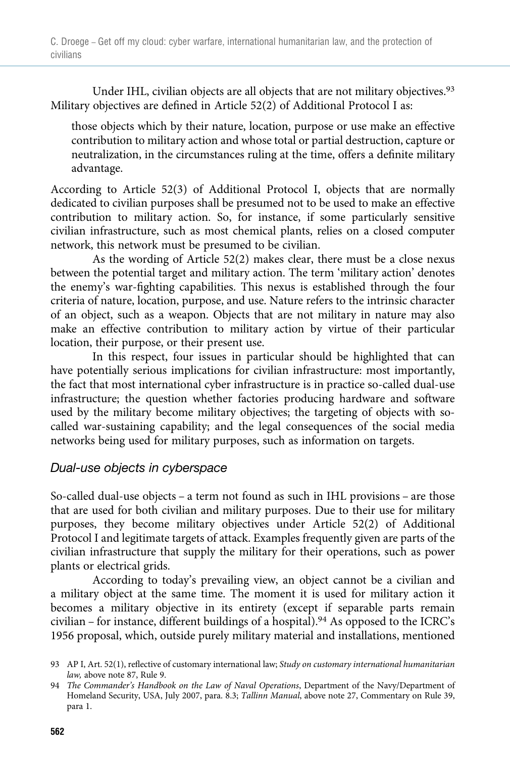Under IHL, civilian objects are all objects that are not military objectives.[93] Military objectives are defined in Article 52(2) of Additional Protocol I as:

> those objects which by their nature, location, purpose or use make an effective contribution to military action and whose total or partial destruction, capture or neutralization, in the circumstances ruling at the time, offers a definite military advantage.

According to Article 52(3) of Additional Protocol I, objects that are normally dedicated to civilian purposes shall be presumed not to be used to make an effective contribution to military action. So, for instance, if some particularly sensitive civilian infrastructure, such as most chemical plants, relies on a closed computer network, this network must be presumed to be civilian.

As the wording of Article 52(2) makes clear, there must be a close nexus between the potential target and military action. The term 'military action' denotes the enemy's war-fighting capabilities. This nexus is established through the four criteria of nature, location, purpose, and use. Nature refers to the intrinsic character of an object, such as a weapon. Objects that are not military in nature may also make an effective contribution to military action by virtue of their particular location, their purpose, or their present use.

In this respect, four issues in particular should be highlighted that can have potentially serious implications for civilian infrastructure: most importantly, the fact that most international cyber infrastructure is in practice so-called dual-use infrastructure; the question whether factories producing hardware and software used by the military become military objectives; the targeting of objects with so-called war-sustaining capability; and the legal consequences of the social media networks being used for military purposes, such as information on targets.

### *Dual-use objects in cyberspace*

So-called dual-use objects – a term not found as such in IHL provisions – are those that are used for both civilian and military purposes. Due to their use for military purposes, they become military objectives under Article 52(2) of Additional Protocol I and legitimate targets of attack. Examples frequently given are parts of the civilian infrastructure that supply the military for their operations, such as power plants or electrical grids.

According to today's prevailing view, an object cannot be a civilian and a military object at the same time. The moment it is used for military action it becomes a military objective in its entirety (except if separable parts remain civilian – for instance, different buildings of a hospital).[94] As opposed to the ICRC's 1956 proposal, which, outside purely military material and installations, mentioned

93 AP I, Art. 52(1), reflective of customary international law; *Study on customary international humanitarian law,* above note 87, Rule 9.

94 *The Commander's Handbook on the Law of Naval Operations*, Department of the Navy/Department of Homeland Security, USA, July 2007, para. 8.3; *Tallinn Manual*, above note 27, Commentary on Rule 39, para 1.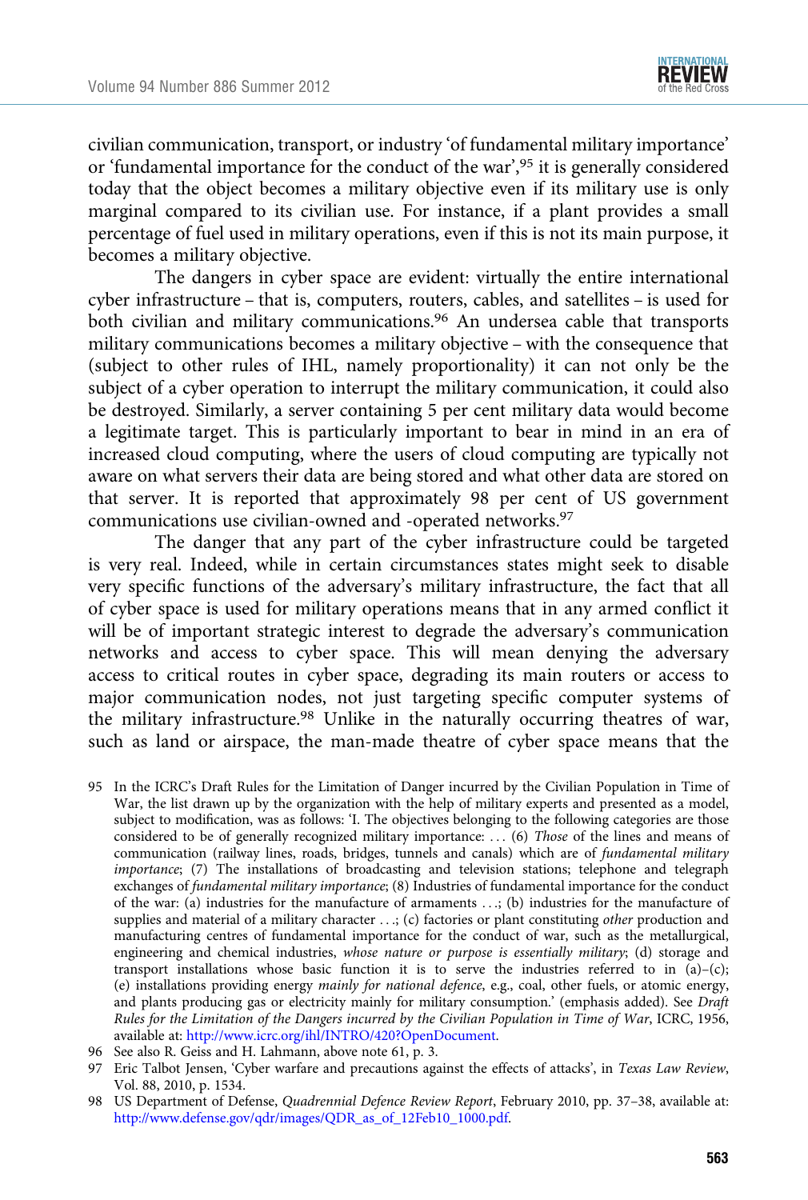civilian communication, transport, or industry 'of fundamental military importance' or 'fundamental importance for the conduct of the war',[95] it is generally considered today that the object becomes a military objective even if its military use is only marginal compared to its civilian use. For instance, if a plant provides a small percentage of fuel used in military operations, even if this is not its main purpose, it becomes a military objective.

The dangers in cyber space are evident: virtually the entire international cyber infrastructure – that is, computers, routers, cables, and satellites – is used for both civilian and military communications.[96] An undersea cable that transports military communications becomes a military objective – with the consequence that (subject to other rules of IHL, namely proportionality) it can not only be the subject of a cyber operation to interrupt the military communication, it could also be destroyed. Similarly, a server containing 5 per cent military data would become a legitimate target. This is particularly important to bear in mind in an era of increased cloud computing, where the users of cloud computing are typically not aware on what servers their data are being stored and what other data are stored on that server. It is reported that approximately 98 per cent of US government communications use civilian-owned and -operated networks.[97]

The danger that any part of the cyber infrastructure could be targeted is very real. Indeed, while in certain circumstances states might seek to disable very specific functions of the adversary's military infrastructure, the fact that all of cyber space is used for military operations means that in any armed conflict it will be of important strategic interest to degrade the adversary's communication networks and access to cyber space. This will mean denying the adversary access to critical routes in cyber space, degrading its main routers or access to major communication nodes, not just targeting specific computer systems of the military infrastructure.[98] Unlike in the naturally occurring theatres of war, such as land or airspace, the man-made theatre of cyber space means that the

95 In the ICRC's Draft Rules for the Limitation of Danger incurred by the Civilian Population in Time of War, the list drawn up by the organization with the help of military experts and presented as a model, subject to modification, was as follows: 'I. The objectives belonging to the following categories are those considered to be of generally recognized military importance: … (6) *Those* of the lines and means of communication (railway lines, roads, bridges, tunnels and canals) which are of *fundamental military importance*; (7) The installations of broadcasting and television stations; telephone and telegraph exchanges of *fundamental military importance*; (8) Industries of fundamental importance for the conduct of the war: (a) industries for the manufacture of armaments …; (b) industries for the manufacture of supplies and material of a military character …; (c) factories or plant constituting *other* production and manufacturing centres of fundamental importance for the conduct of war, such as the metallurgical, engineering and chemical industries, *whose nature or purpose is essentially military*; (d) storage and transport installations whose basic function it is to serve the industries referred to in (a)–(c); (e) installations providing energy *mainly for national defence*, e.g., coal, other fuels, or atomic energy, and plants producing gas or electricity mainly for military consumption.' (emphasis added). See *Draft Rules for the Limitation of the Dangers incurred by the Civilian Population in Time of War*, ICRC, 1956, available at: http://www.icrc.org/ihl/INTRO/420?OpenDocument.

96 See also R. Geiss and H. Lahmann, above note 61, p. 3.

97 Eric Talbot Jensen, 'Cyber warfare and precautions against the effects of attacks', in *Texas Law Review*, Vol. 88, 2010, p. 1534.

98 US Department of Defense, *Quadrennial Defence Review Report*, February 2010, pp. 37–38, available at: http://www.defense.gov/qdr/images/QDR_as_of_12Feb10_1000.pdf.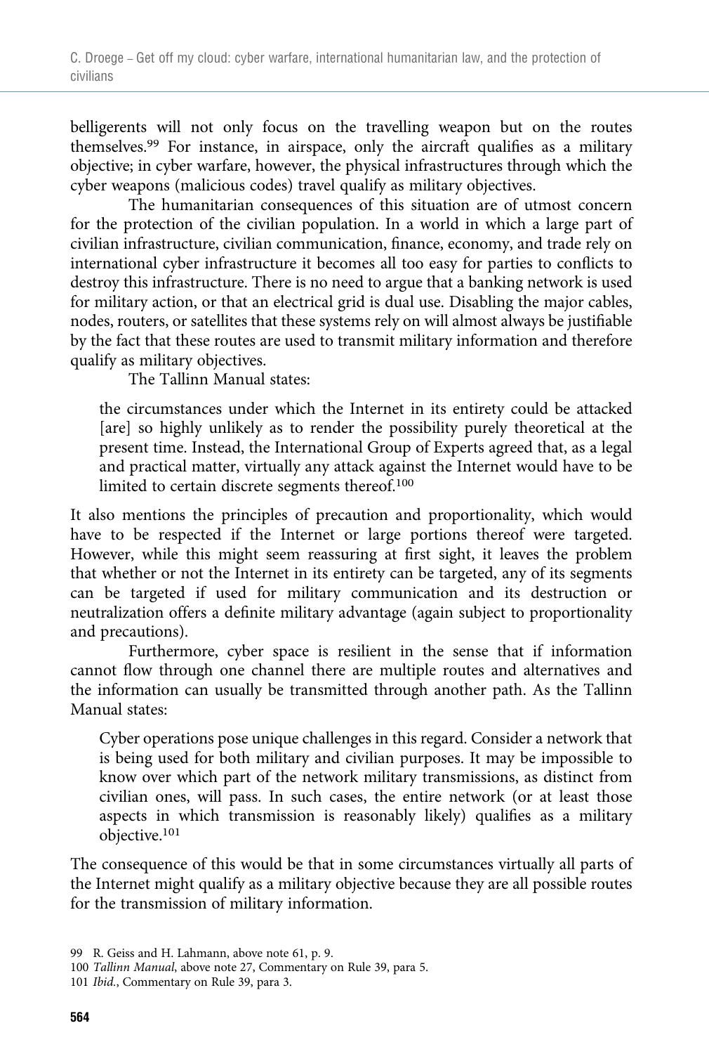belligerents will not only focus on the travelling weapon but on the routes themselves.[99] For instance, in airspace, only the aircraft qualifies as a military objective; in cyber warfare, however, the physical infrastructures through which the cyber weapons (malicious codes) travel qualify as military objectives.

The humanitarian consequences of this situation are of utmost concern for the protection of the civilian population. In a world in which a large part of civilian infrastructure, civilian communication, finance, economy, and trade rely on international cyber infrastructure it becomes all too easy for parties to conflicts to destroy this infrastructure. There is no need to argue that a banking network is used for military action, or that an electrical grid is dual use. Disabling the major cables, nodes, routers, or satellites that these systems rely on will almost always be justifiable by the fact that these routes are used to transmit military information and therefore qualify as military objectives.

The Tallinn Manual states:

> the circumstances under which the Internet in its entirety could be attacked [are] so highly unlikely as to render the possibility purely theoretical at the present time. Instead, the International Group of Experts agreed that, as a legal and practical matter, virtually any attack against the Internet would have to be limited to certain discrete segments thereof.[100]

It also mentions the principles of precaution and proportionality, which would have to be respected if the Internet or large portions thereof were targeted. However, while this might seem reassuring at first sight, it leaves the problem that whether or not the Internet in its entirety can be targeted, any of its segments can be targeted if used for military communication and its destruction or neutralization offers a definite military advantage (again subject to proportionality and precautions).

Furthermore, cyber space is resilient in the sense that if information cannot flow through one channel there are multiple routes and alternatives and the information can usually be transmitted through another path. As the Tallinn Manual states:

> Cyber operations pose unique challenges in this regard. Consider a network that is being used for both military and civilian purposes. It may be impossible to know over which part of the network military transmissions, as distinct from civilian ones, will pass. In such cases, the entire network (or at least those aspects in which transmission is reasonably likely) qualifies as a military objective.[101]

The consequence of this would be that in some circumstances virtually all parts of the Internet might qualify as a military objective because they are all possible routes for the transmission of military information.

---

99 R. Geiss and H. Lahmann, above note 61, p. 9.

100 *Tallinn Manual*, above note 27, Commentary on Rule 39, para 5.

101 *Ibid.*, Commentary on Rule 39, para 3.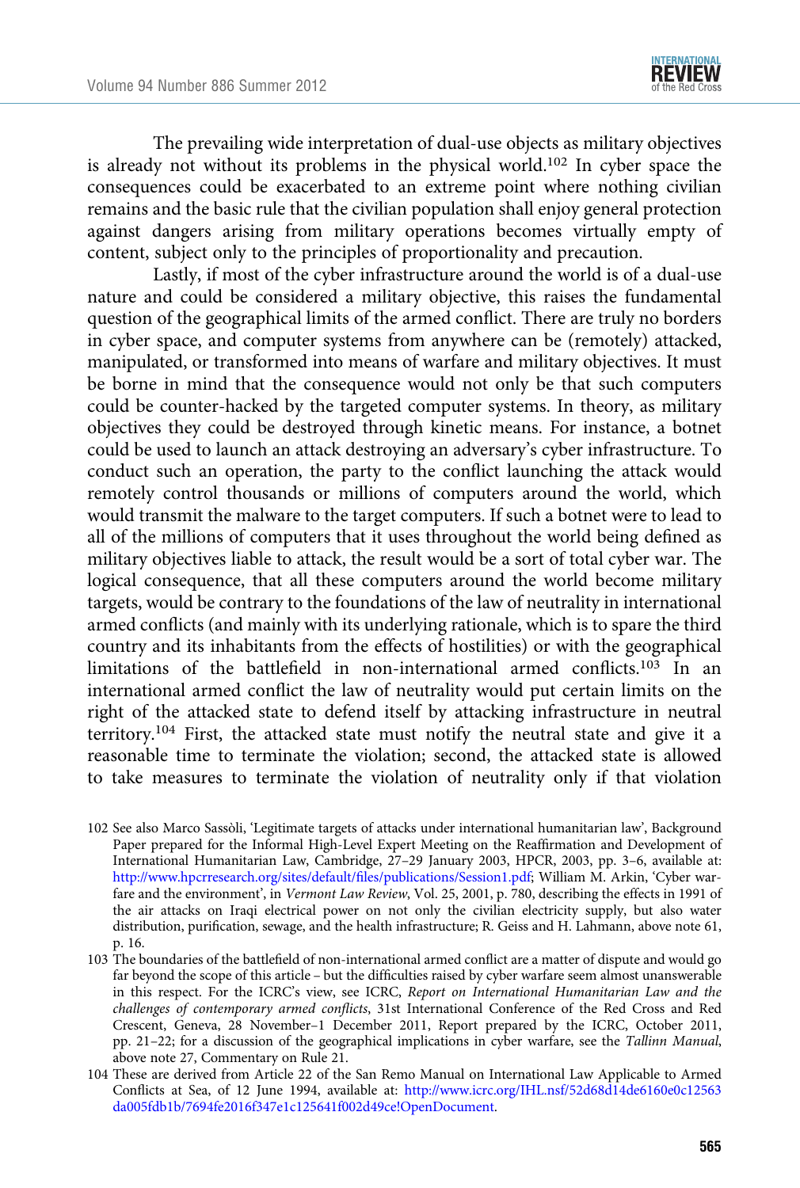The prevailing wide interpretation of dual-use objects as military objectives is already not without its problems in the physical world.[102] In cyber space the consequences could be exacerbated to an extreme point where nothing civilian remains and the basic rule that the civilian population shall enjoy general protection against dangers arising from military operations becomes virtually empty of content, subject only to the principles of proportionality and precaution.

Lastly, if most of the cyber infrastructure around the world is of a dual-use nature and could be considered a military objective, this raises the fundamental question of the geographical limits of the armed conflict. There are truly no borders in cyber space, and computer systems from anywhere can be (remotely) attacked, manipulated, or transformed into means of warfare and military objectives. It must be borne in mind that the consequence would not only be that such computers could be counter-hacked by the targeted computer systems. In theory, as military objectives they could be destroyed through kinetic means. For instance, a botnet could be used to launch an attack destroying an adversary's cyber infrastructure. To conduct such an operation, the party to the conflict launching the attack would remotely control thousands or millions of computers around the world, which would transmit the malware to the target computers. If such a botnet were to lead to all of the millions of computers that it uses throughout the world being defined as military objectives liable to attack, the result would be a sort of total cyber war. The logical consequence, that all these computers around the world become military targets, would be contrary to the foundations of the law of neutrality in international armed conflicts (and mainly with its underlying rationale, which is to spare the third country and its inhabitants from the effects of hostilities) or with the geographical limitations of the battlefield in non-international armed conflicts.[103] In an international armed conflict the law of neutrality would put certain limits on the right of the attacked state to defend itself by attacking infrastructure in neutral territory.[104] First, the attacked state must notify the neutral state and give it a reasonable time to terminate the violation; second, the attacked state is allowed to take measures to terminate the violation of neutrality only if that violation

102 See also Marco Sassòli, 'Legitimate targets of attacks under international humanitarian law', Background Paper prepared for the Informal High-Level Expert Meeting on the Reaffirmation and Development of International Humanitarian Law, Cambridge, 27–29 January 2003, HPCR, 2003, pp. 3–6, available at: http://www.hpcrresearch.org/sites/default/files/publications/Session1.pdf; William M. Arkin, 'Cyber warfare and the environment', in *Vermont Law Review*, Vol. 25, 2001, p. 780, describing the effects in 1991 of the air attacks on Iraqi electrical power on not only the civilian electricity supply, but also water distribution, purification, sewage, and the health infrastructure; R. Geiss and H. Lahmann, above note 61, p. 16.

103 The boundaries of the battlefield of non-international armed conflict are a matter of dispute and would go far beyond the scope of this article – but the difficulties raised by cyber warfare seem almost unanswerable in this respect. For the ICRC's view, see ICRC, *Report on International Humanitarian Law and the challenges of contemporary armed conflicts*, 31st International Conference of the Red Cross and Red Crescent, Geneva, 28 November–1 December 2011, Report prepared by the ICRC, October 2011, pp. 21–22; for a discussion of the geographical implications in cyber warfare, see the *Tallinn Manual*, above note 27, Commentary on Rule 21.

104 These are derived from Article 22 of the San Remo Manual on International Law Applicable to Armed Conflicts at Sea, of 12 June 1994, available at: http://www.icrc.org/IHL.nsf/52d68d14de6160e0c12563da005fdb1b/7694fe2016f347e1c125641f002d49ce!OpenDocument.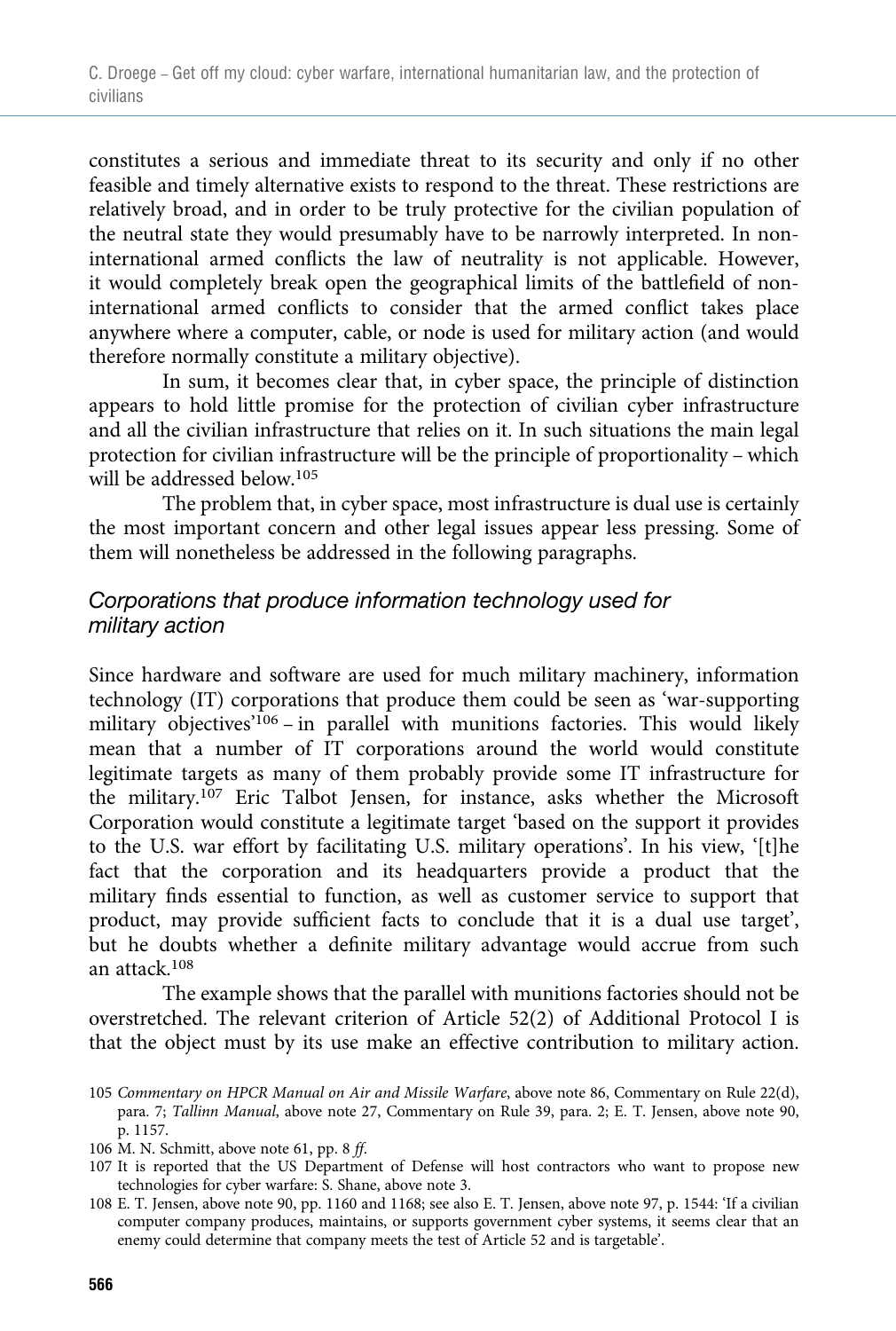constitutes a serious and immediate threat to its security and only if no other feasible and timely alternative exists to respond to the threat. These restrictions are relatively broad, and in order to be truly protective for the civilian population of the neutral state they would presumably have to be narrowly interpreted. In non-international armed conflicts the law of neutrality is not applicable. However, it would completely break open the geographical limits of the battlefield of non-international armed conflicts to consider that the armed conflict takes place anywhere where a computer, cable, or node is used for military action (and would therefore normally constitute a military objective).

In sum, it becomes clear that, in cyber space, the principle of distinction appears to hold little promise for the protection of civilian cyber infrastructure and all the civilian infrastructure that relies on it. In such situations the main legal protection for civilian infrastructure will be the principle of proportionality – which will be addressed below.[105]

The problem that, in cyber space, most infrastructure is dual use is certainly the most important concern and other legal issues appear less pressing. Some of them will nonetheless be addressed in the following paragraphs.

### *Corporations that produce information technology used for military action*

Since hardware and software are used for much military machinery, information technology (IT) corporations that produce them could be seen as 'war-supporting military objectives'[106] – in parallel with munitions factories. This would likely mean that a number of IT corporations around the world would constitute legitimate targets as many of them probably provide some IT infrastructure for the military.[107] Eric Talbot Jensen, for instance, asks whether the Microsoft Corporation would constitute a legitimate target 'based on the support it provides to the U.S. war effort by facilitating U.S. military operations'. In his view, '[t]he fact that the corporation and its headquarters provide a product that the military finds essential to function, as well as customer service to support that product, may provide sufficient facts to conclude that it is a dual use target', but he doubts whether a definite military advantage would accrue from such an attack.[108]

The example shows that the parallel with munitions factories should not be overstretched. The relevant criterion of Article 52(2) of Additional Protocol I is that the object must by its use make an effective contribution to military action.

105 *Commentary on HPCR Manual on Air and Missile Warfare*, above note 86, Commentary on Rule 22(d), para. 7; *Tallinn Manual*, above note 27, Commentary on Rule 39, para. 2; E. T. Jensen, above note 90, p. 1157.

106 M. N. Schmitt, above note 61, pp. 8 *ff*.

107 It is reported that the US Department of Defense will host contractors who want to propose new technologies for cyber warfare: S. Shane, above note 3.

108 E. T. Jensen, above note 90, pp. 1160 and 1168; see also E. T. Jensen, above note 97, p. 1544: 'If a civilian computer company produces, maintains, or supports government cyber systems, it seems clear that an enemy could determine that company meets the test of Article 52 and is targetable'.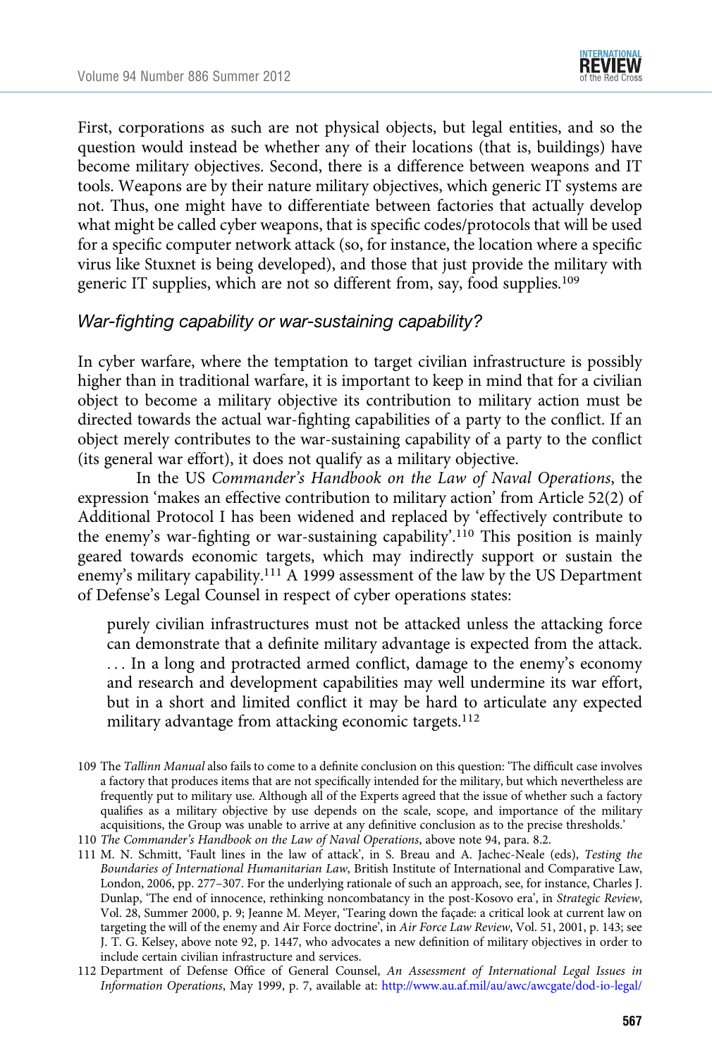First, corporations as such are not physical objects, but legal entities, and so the question would instead be whether any of their locations (that is, buildings) have become military objectives. Second, there is a difference between weapons and IT tools. Weapons are by their nature military objectives, which generic IT systems are not. Thus, one might have to differentiate between factories that actually develop what might be called cyber weapons, that is specific codes/protocols that will be used for a specific computer network attack (so, for instance, the location where a specific virus like Stuxnet is being developed), and those that just provide the military with generic IT supplies, which are not so different from, say, food supplies.[109]

### *War-fighting capability or war-sustaining capability?*

In cyber warfare, where the temptation to target civilian infrastructure is possibly higher than in traditional warfare, it is important to keep in mind that for a civilian object to become a military objective its contribution to military action must be directed towards the actual war-fighting capabilities of a party to the conflict. If an object merely contributes to the war-sustaining capability of a party to the conflict (its general war effort), it does not qualify as a military objective.

In the US *Commander's Handbook on the Law of Naval Operations*, the expression 'makes an effective contribution to military action' from Article 52(2) of Additional Protocol I has been widened and replaced by 'effectively contribute to the enemy's war-fighting or war-sustaining capability'.[110] This position is mainly geared towards economic targets, which may indirectly support or sustain the enemy's military capability.[111] A 1999 assessment of the law by the US Department of Defense's Legal Counsel in respect of cyber operations states:

> purely civilian infrastructures must not be attacked unless the attacking force can demonstrate that a definite military advantage is expected from the attack. … In a long and protracted armed conflict, damage to the enemy's economy and research and development capabilities may well undermine its war effort, but in a short and limited conflict it may be hard to articulate any expected military advantage from attacking economic targets.[112]

---

109 The *Tallinn Manual* also fails to come to a definite conclusion on this question: 'The difficult case involves a factory that produces items that are not specifically intended for the military, but which nevertheless are frequently put to military use. Although all of the Experts agreed that the issue of whether such a factory qualifies as a military objective by use depends on the scale, scope, and importance of the military acquisitions, the Group was unable to arrive at any definitive conclusion as to the precise thresholds.'

110 *The Commander's Handbook on the Law of Naval Operations*, above note 94, para. 8.2.

111 M. N. Schmitt, 'Fault lines in the law of attack', in S. Breau and A. Jachec-Neale (eds), *Testing the Boundaries of International Humanitarian Law*, British Institute of International and Comparative Law, London, 2006, pp. 277–307. For the underlying rationale of such an approach, see, for instance, Charles J. Dunlap, 'The end of innocence, rethinking noncombatancy in the post-Kosovo era', in *Strategic Review*, Vol. 28, Summer 2000, p. 9; Jeanne M. Meyer, 'Tearing down the façade: a critical look at current law on targeting the will of the enemy and Air Force doctrine', in *Air Force Law Review*, Vol. 51, 2001, p. 143; see J. T. G. Kelsey, above note 92, p. 1447, who advocates a new definition of military objectives in order to include certain civilian infrastructure and services.

112 Department of Defense Office of General Counsel, *An Assessment of International Legal Issues in Information Operations*, May 1999, p. 7, available at: http://www.au.af.mil/au/awc/awcgate/dod-io-legal/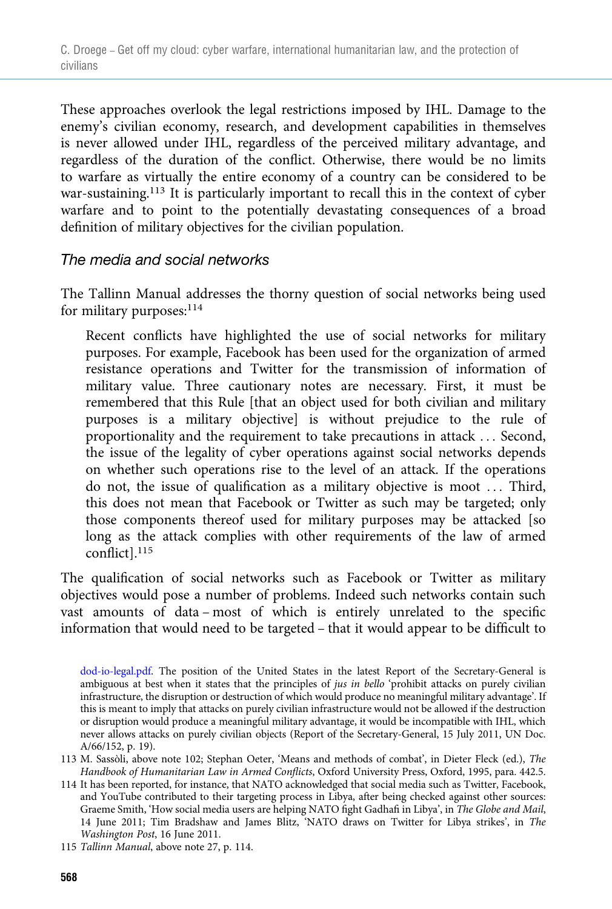These approaches overlook the legal restrictions imposed by IHL. Damage to the enemy's civilian economy, research, and development capabilities in themselves is never allowed under IHL, regardless of the perceived military advantage, and regardless of the duration of the conflict. Otherwise, there would be no limits to warfare as virtually the entire economy of a country can be considered to be war-sustaining.[113] It is particularly important to recall this in the context of cyber warfare and to point to the potentially devastating consequences of a broad definition of military objectives for the civilian population.

### *The media and social networks*

The Tallinn Manual addresses the thorny question of social networks being used for military purposes:[114]

> Recent conflicts have highlighted the use of social networks for military purposes. For example, Facebook has been used for the organization of armed resistance operations and Twitter for the transmission of information of military value. Three cautionary notes are necessary. First, it must be remembered that this Rule [that an object used for both civilian and military purposes is a military objective] is without prejudice to the rule of proportionality and the requirement to take precautions in attack … Second, the issue of the legality of cyber operations against social networks depends on whether such operations rise to the level of an attack. If the operations do not, the issue of qualification as a military objective is moot … Third, this does not mean that Facebook or Twitter as such may be targeted; only those components thereof used for military purposes may be attacked [so long as the attack complies with other requirements of the law of armed conflict].[115]

The qualification of social networks such as Facebook or Twitter as military objectives would pose a number of problems. Indeed such networks contain such vast amounts of data – most of which is entirely unrelated to the specific information that would need to be targeted – that it would appear to be difficult to

---

dod-io-legal.pdf. The position of the United States in the latest Report of the Secretary-General is ambiguous at best when it states that the principles of *jus in bello* 'prohibit attacks on purely civilian infrastructure, the disruption or destruction of which would produce no meaningful military advantage'. If this is meant to imply that attacks on purely civilian infrastructure would not be allowed if the destruction or disruption would produce a meaningful military advantage, it would be incompatible with IHL, which never allows attacks on purely civilian objects (Report of the Secretary-General, 15 July 2011, UN Doc. A/66/152, p. 19).

113 M. Sassòli, above note 102; Stephan Oeter, 'Means and methods of combat', in Dieter Fleck (ed.), *The Handbook of Humanitarian Law in Armed Conflicts*, Oxford University Press, Oxford, 1995, para. 442.5.

114 It has been reported, for instance, that NATO acknowledged that social media such as Twitter, Facebook, and YouTube contributed to their targeting process in Libya, after being checked against other sources: Graeme Smith, 'How social media users are helping NATO fight Gadhafi in Libya', in *The Globe and Mail*, 14 June 2011; Tim Bradshaw and James Blitz, 'NATO draws on Twitter for Libya strikes', in *The Washington Post*, 16 June 2011.

115 *Tallinn Manual*, above note 27, p. 114.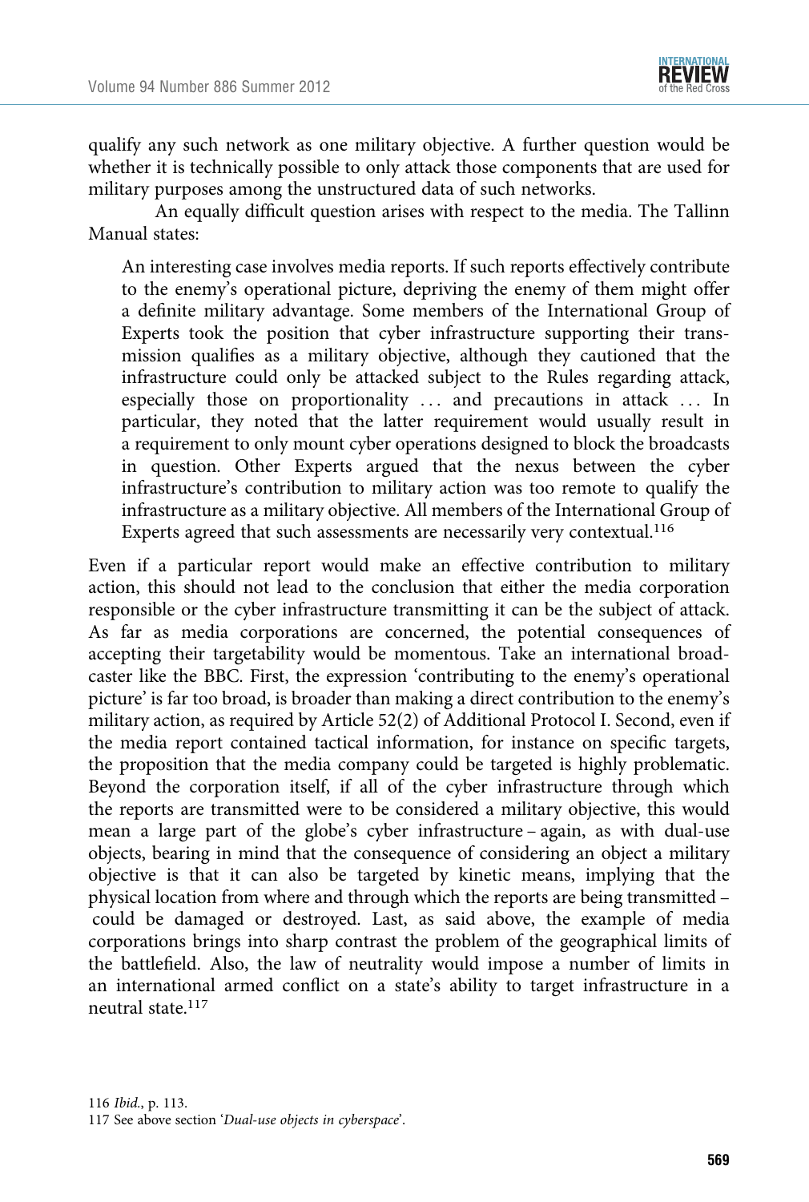qualify any such network as one military objective. A further question would be whether it is technically possible to only attack those components that are used for military purposes among the unstructured data of such networks.

An equally difficult question arises with respect to the media. The Tallinn Manual states:

> An interesting case involves media reports. If such reports effectively contribute to the enemy's operational picture, depriving the enemy of them might offer a definite military advantage. Some members of the International Group of Experts took the position that cyber infrastructure supporting their transmission qualifies as a military objective, although they cautioned that the infrastructure could only be attacked subject to the Rules regarding attack, especially those on proportionality … and precautions in attack … In particular, they noted that the latter requirement would usually result in a requirement to only mount cyber operations designed to block the broadcasts in question. Other Experts argued that the nexus between the cyber infrastructure's contribution to military action was too remote to qualify the infrastructure as a military objective. All members of the International Group of Experts agreed that such assessments are necessarily very contextual.[116]

Even if a particular report would make an effective contribution to military action, this should not lead to the conclusion that either the media corporation responsible or the cyber infrastructure transmitting it can be the subject of attack. As far as media corporations are concerned, the potential consequences of accepting their targetability would be momentous. Take an international broadcaster like the BBC. First, the expression 'contributing to the enemy's operational picture' is far too broad, is broader than making a direct contribution to the enemy's military action, as required by Article 52(2) of Additional Protocol I. Second, even if the media report contained tactical information, for instance on specific targets, the proposition that the media company could be targeted is highly problematic. Beyond the corporation itself, if all of the cyber infrastructure through which the reports are transmitted were to be considered a military objective, this would mean a large part of the globe's cyber infrastructure – again, as with dual-use objects, bearing in mind that the consequence of considering an object a military objective is that it can also be targeted by kinetic means, implying that the physical location from where and through which the reports are being transmitted – could be damaged or destroyed. Last, as said above, the example of media corporations brings into sharp contrast the problem of the geographical limits of the battlefield. Also, the law of neutrality would impose a number of limits in an international armed conflict on a state's ability to target infrastructure in a neutral state.[117]

116 *Ibid.*, p. 113.

117 See above section '*Dual-use objects in cyberspace*'.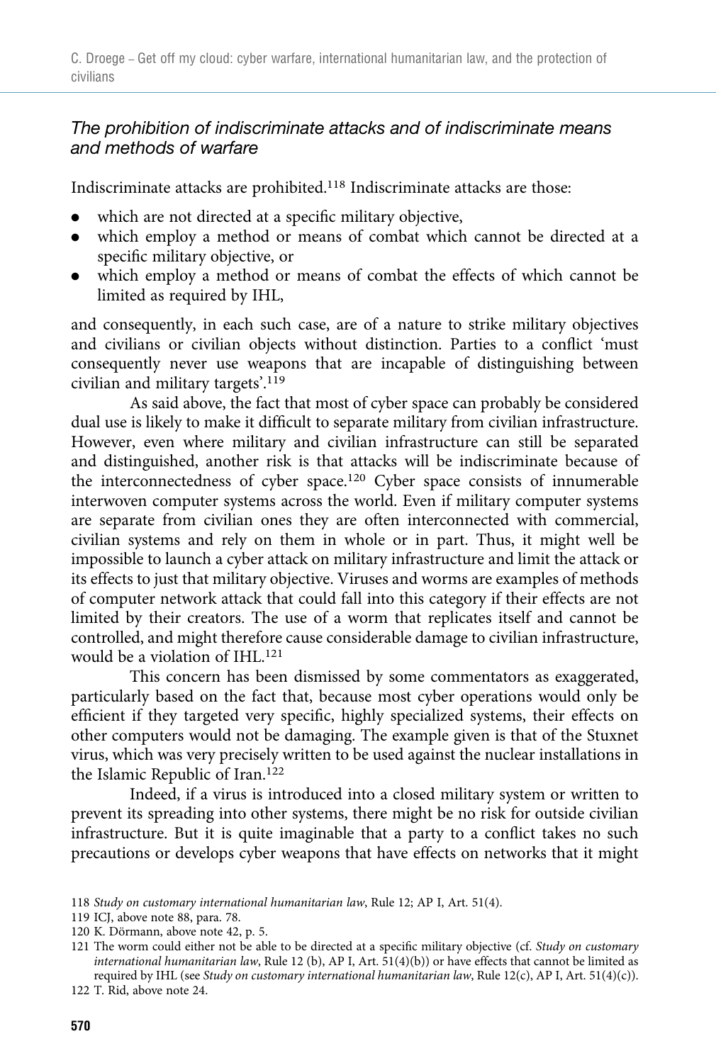### *The prohibition of indiscriminate attacks and of indiscriminate means and methods of warfare*

Indiscriminate attacks are prohibited.[118] Indiscriminate attacks are those:

- which are not directed at a specific military objective,
- which employ a method or means of combat which cannot be directed at a specific military objective, or
- which employ a method or means of combat the effects of which cannot be limited as required by IHL,

and consequently, in each such case, are of a nature to strike military objectives and civilians or civilian objects without distinction. Parties to a conflict 'must consequently never use weapons that are incapable of distinguishing between civilian and military targets'.[119]

As said above, the fact that most of cyber space can probably be considered dual use is likely to make it difficult to separate military from civilian infrastructure. However, even where military and civilian infrastructure can still be separated and distinguished, another risk is that attacks will be indiscriminate because of the interconnectedness of cyber space.[120] Cyber space consists of innumerable interwoven computer systems across the world. Even if military computer systems are separate from civilian ones they are often interconnected with commercial, civilian systems and rely on them in whole or in part. Thus, it might well be impossible to launch a cyber attack on military infrastructure and limit the attack or its effects to just that military objective. Viruses and worms are examples of methods of computer network attack that could fall into this category if their effects are not limited by their creators. The use of a worm that replicates itself and cannot be controlled, and might therefore cause considerable damage to civilian infrastructure, would be a violation of IHL.[121]

This concern has been dismissed by some commentators as exaggerated, particularly based on the fact that, because most cyber operations would only be efficient if they targeted very specific, highly specialized systems, their effects on other computers would not be damaging. The example given is that of the Stuxnet virus, which was very precisely written to be used against the nuclear installations in the Islamic Republic of Iran.[122]

Indeed, if a virus is introduced into a closed military system or written to prevent its spreading into other systems, there might be no risk for outside civilian infrastructure. But it is quite imaginable that a party to a conflict takes no such precautions or develops cyber weapons that have effects on networks that it might

---

118 *Study on customary international humanitarian law*, Rule 12; AP I, Art. 51(4).

119 ICJ, above note 88, para. 78.

120 K. Dörmann, above note 42, p. 5.

121 The worm could either not be able to be directed at a specific military objective (cf. *Study on customary international humanitarian law*, Rule 12 (b), AP I, Art. 51(4)(b)) or have effects that cannot be limited as required by IHL (see *Study on customary international humanitarian law*, Rule 12(c), AP I, Art. 51(4)(c)).

122 T. Rid, above note 24.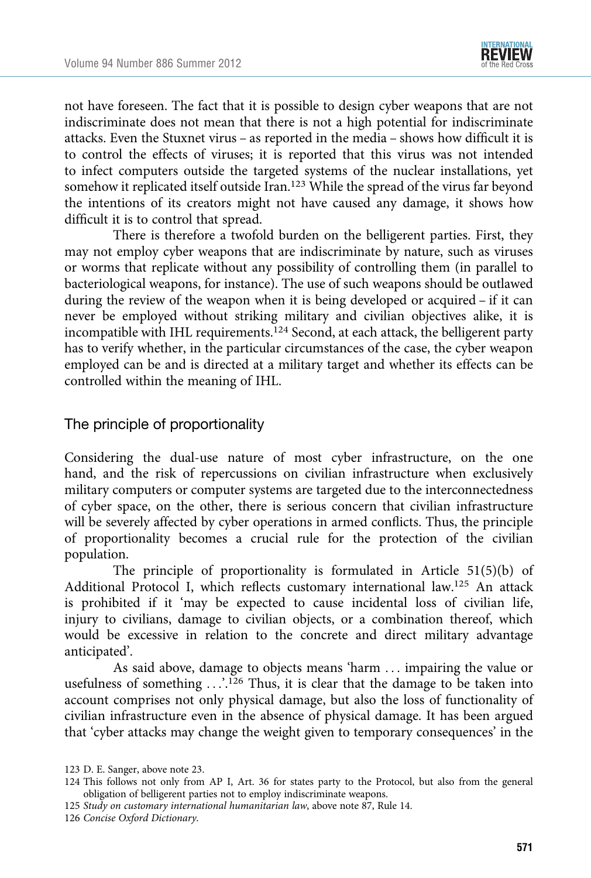not have foreseen. The fact that it is possible to design cyber weapons that are not indiscriminate does not mean that there is not a high potential for indiscriminate attacks. Even the Stuxnet virus – as reported in the media – shows how difficult it is to control the effects of viruses; it is reported that this virus was not intended to infect computers outside the targeted systems of the nuclear installations, yet somehow it replicated itself outside Iran.[123] While the spread of the virus far beyond the intentions of its creators might not have caused any damage, it shows how difficult it is to control that spread.

There is therefore a twofold burden on the belligerent parties. First, they may not employ cyber weapons that are indiscriminate by nature, such as viruses or worms that replicate without any possibility of controlling them (in parallel to bacteriological weapons, for instance). The use of such weapons should be outlawed during the review of the weapon when it is being developed or acquired – if it can never be employed without striking military and civilian objectives alike, it is incompatible with IHL requirements.[124] Second, at each attack, the belligerent party has to verify whether, in the particular circumstances of the case, the cyber weapon employed can be and is directed at a military target and whether its effects can be controlled within the meaning of IHL.

## The principle of proportionality

Considering the dual-use nature of most cyber infrastructure, on the one hand, and the risk of repercussions on civilian infrastructure when exclusively military computers or computer systems are targeted due to the interconnectedness of cyber space, on the other, there is serious concern that civilian infrastructure will be severely affected by cyber operations in armed conflicts. Thus, the principle of proportionality becomes a crucial rule for the protection of the civilian population.

The principle of proportionality is formulated in Article 51(5)(b) of Additional Protocol I, which reflects customary international law.[125] An attack is prohibited if it 'may be expected to cause incidental loss of civilian life, injury to civilians, damage to civilian objects, or a combination thereof, which would be excessive in relation to the concrete and direct military advantage anticipated'.

As said above, damage to objects means 'harm … impairing the value or usefulness of something …'.[126] Thus, it is clear that the damage to be taken into account comprises not only physical damage, but also the loss of functionality of civilian infrastructure even in the absence of physical damage. It has been argued that 'cyber attacks may change the weight given to temporary consequences' in the

123 D. E. Sanger, above note 23.

124 This follows not only from AP I, Art. 36 for states party to the Protocol, but also from the general obligation of belligerent parties not to employ indiscriminate weapons.

125 *Study on customary international humanitarian law*, above note 87, Rule 14.

126 *Concise Oxford Dictionary*.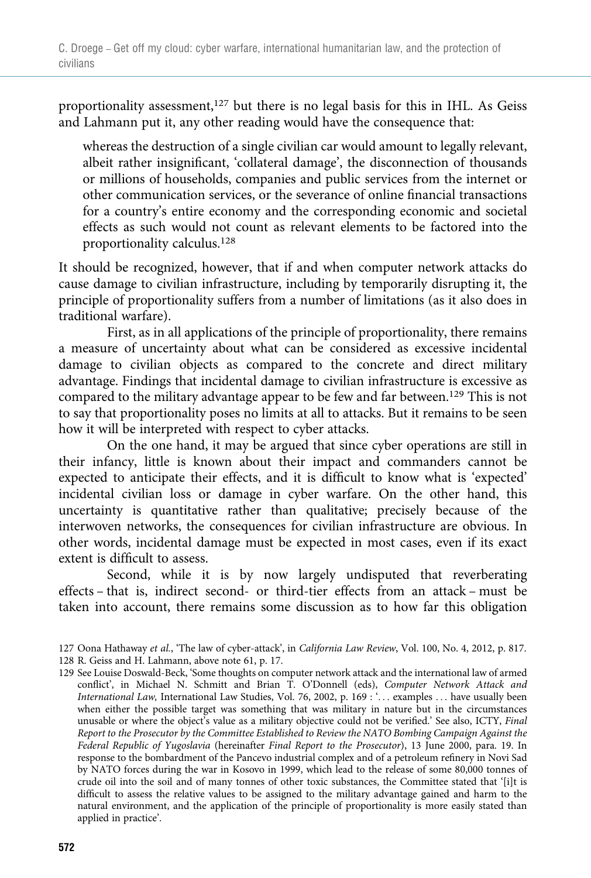proportionality assessment,[127] but there is no legal basis for this in IHL. As Geiss and Lahmann put it, any other reading would have the consequence that:

> whereas the destruction of a single civilian car would amount to legally relevant, albeit rather insignificant, 'collateral damage', the disconnection of thousands or millions of households, companies and public services from the internet or other communication services, or the severance of online financial transactions for a country's entire economy and the corresponding economic and societal effects as such would not count as relevant elements to be factored into the proportionality calculus.[128]

It should be recognized, however, that if and when computer network attacks do cause damage to civilian infrastructure, including by temporarily disrupting it, the principle of proportionality suffers from a number of limitations (as it also does in traditional warfare).

First, as in all applications of the principle of proportionality, there remains a measure of uncertainty about what can be considered as excessive incidental damage to civilian objects as compared to the concrete and direct military advantage. Findings that incidental damage to civilian infrastructure is excessive as compared to the military advantage appear to be few and far between.[129] This is not to say that proportionality poses no limits at all to attacks. But it remains to be seen how it will be interpreted with respect to cyber attacks.

On the one hand, it may be argued that since cyber operations are still in their infancy, little is known about their impact and commanders cannot be expected to anticipate their effects, and it is difficult to know what is 'expected' incidental civilian loss or damage in cyber warfare. On the other hand, this uncertainty is quantitative rather than qualitative; precisely because of the interwoven networks, the consequences for civilian infrastructure are obvious. In other words, incidental damage must be expected in most cases, even if its exact extent is difficult to assess.

Second, while it is by now largely undisputed that reverberating effects – that is, indirect second- or third-tier effects from an attack – must be taken into account, there remains some discussion as to how far this obligation

---

127 Oona Hathaway *et al.*, 'The law of cyber-attack', in *California Law Review*, Vol. 100, No. 4, 2012, p. 817.

128 R. Geiss and H. Lahmann, above note 61, p. 17.

129 See Louise Doswald-Beck, 'Some thoughts on computer network attack and the international law of armed conflict', in Michael N. Schmitt and Brian T. O'Donnell (eds), *Computer Network Attack and International Law,* International Law Studies, Vol. 76, 2002, p. 169 : '. . . examples . . . have usually been when either the possible target was something that was military in nature but in the circumstances unusable or where the object's value as a military objective could not be verified.' See also, ICTY, *Final Report to the Prosecutor by the Committee Established to Review the NATO Bombing Campaign Against the Federal Republic of Yugoslavia* (hereinafter *Final Report to the Prosecutor*), 13 June 2000, para. 19. In response to the bombardment of the Pancevo industrial complex and of a petroleum refinery in Novi Sad by NATO forces during the war in Kosovo in 1999, which lead to the release of some 80,000 tonnes of crude oil into the soil and of many tonnes of other toxic substances, the Committee stated that '[i]t is difficult to assess the relative values to be assigned to the military advantage gained and harm to the natural environment, and the application of the principle of proportionality is more easily stated than applied in practice'.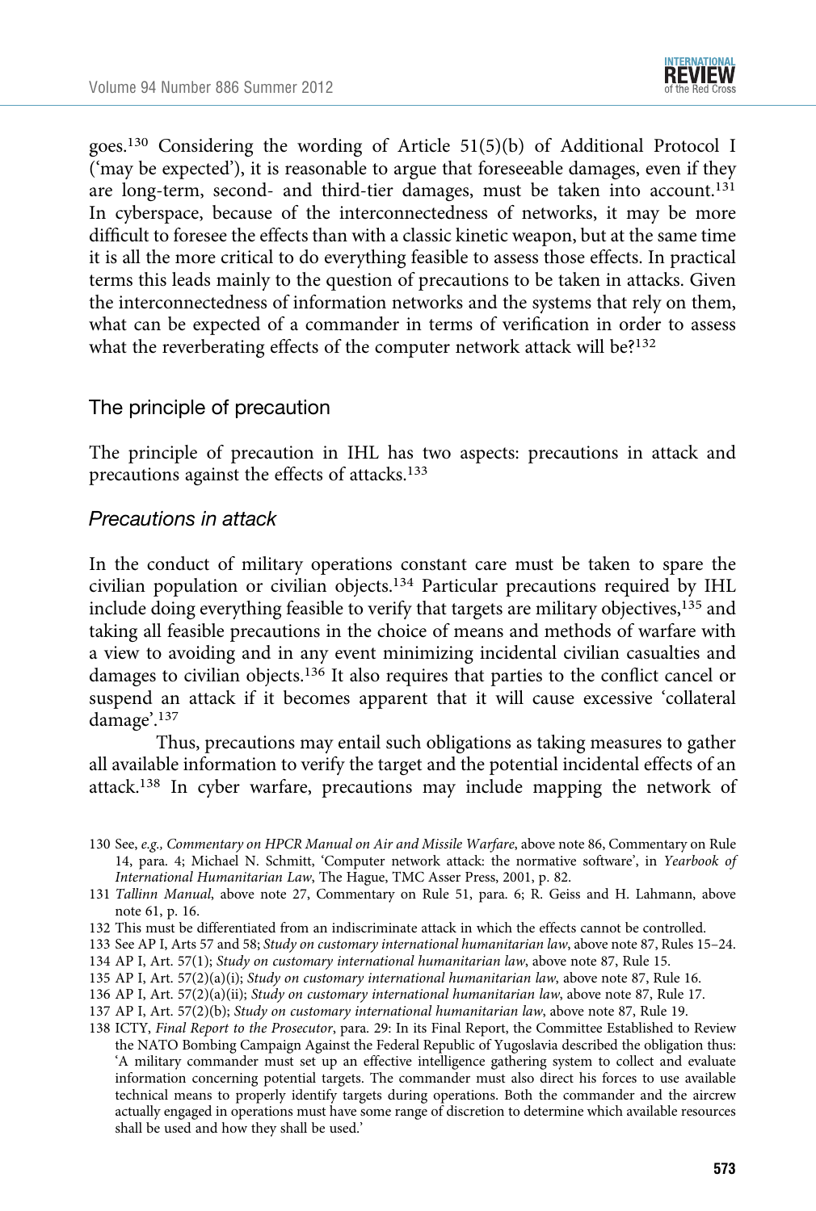goes.[130] Considering the wording of Article 51(5)(b) of Additional Protocol I ('may be expected'), it is reasonable to argue that foreseeable damages, even if they are long-term, second- and third-tier damages, must be taken into account.[131] In cyberspace, because of the interconnectedness of networks, it may be more difficult to foresee the effects than with a classic kinetic weapon, but at the same time it is all the more critical to do everything feasible to assess those effects. In practical terms this leads mainly to the question of precautions to be taken in attacks. Given the interconnectedness of information networks and the systems that rely on them, what can be expected of a commander in terms of verification in order to assess what the reverberating effects of the computer network attack will be?[132]

## The principle of precaution

The principle of precaution in IHL has two aspects: precautions in attack and precautions against the effects of attacks.[133]

### *Precautions in attack*

In the conduct of military operations constant care must be taken to spare the civilian population or civilian objects.[134] Particular precautions required by IHL include doing everything feasible to verify that targets are military objectives,[135] and taking all feasible precautions in the choice of means and methods of warfare with a view to avoiding and in any event minimizing incidental civilian casualties and damages to civilian objects.[136] It also requires that parties to the conflict cancel or suspend an attack if it becomes apparent that it will cause excessive 'collateral damage'.[137]

Thus, precautions may entail such obligations as taking measures to gather all available information to verify the target and the potential incidental effects of an attack.[138] In cyber warfare, precautions may include mapping the network of

130 See, *e.g., Commentary on HPCR Manual on Air and Missile Warfare*, above note 86, Commentary on Rule 14, para. 4; Michael N. Schmitt, 'Computer network attack: the normative software', in *Yearbook of International Humanitarian Law*, The Hague, TMC Asser Press, 2001, p. 82.

131 *Tallinn Manual*, above note 27, Commentary on Rule 51, para. 6; R. Geiss and H. Lahmann, above note 61, p. 16.

132 This must be differentiated from an indiscriminate attack in which the effects cannot be controlled.

133 See AP I, Arts 57 and 58; *Study on customary international humanitarian law*, above note 87, Rules 15–24.

134 AP I, Art. 57(1); *Study on customary international humanitarian law*, above note 87, Rule 15.

135 AP I, Art. 57(2)(a)(i); *Study on customary international humanitarian law*, above note 87, Rule 16.

136 AP I, Art. 57(2)(a)(ii); *Study on customary international humanitarian law*, above note 87, Rule 17.

137 AP I, Art. 57(2)(b); *Study on customary international humanitarian law*, above note 87, Rule 19.

138 ICTY, *Final Report to the Prosecutor*, para. 29: In its Final Report, the Committee Established to Review the NATO Bombing Campaign Against the Federal Republic of Yugoslavia described the obligation thus: 'A military commander must set up an effective intelligence gathering system to collect and evaluate information concerning potential targets. The commander must also direct his forces to use available technical means to properly identify targets during operations. Both the commander and the aircrew actually engaged in operations must have some range of discretion to determine which available resources shall be used and how they shall be used.'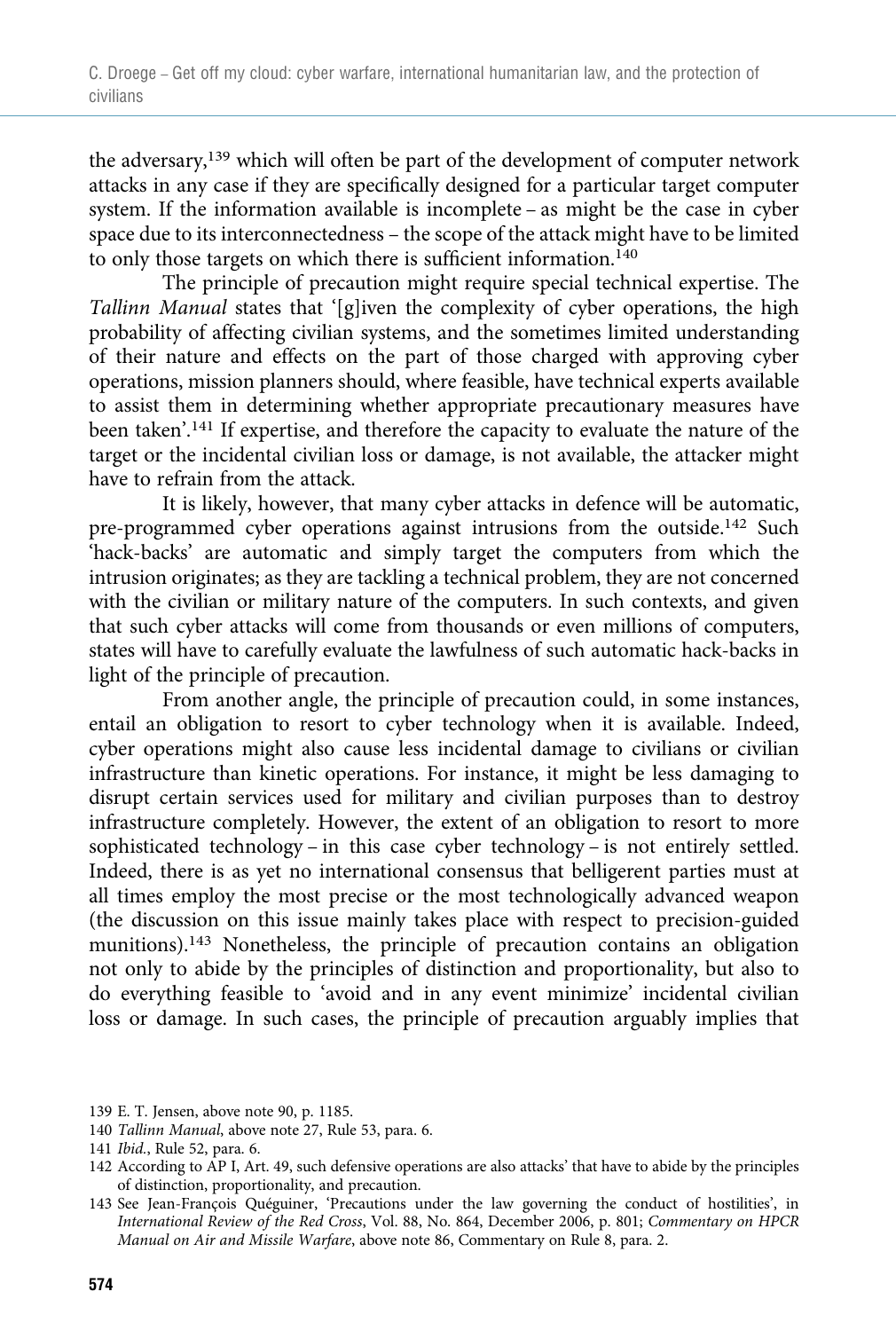the adversary,[139] which will often be part of the development of computer network attacks in any case if they are specifically designed for a particular target computer system. If the information available is incomplete – as might be the case in cyber space due to its interconnectedness – the scope of the attack might have to be limited to only those targets on which there is sufficient information.[140]

The principle of precaution might require special technical expertise. The *Tallinn Manual* states that '[g]iven the complexity of cyber operations, the high probability of affecting civilian systems, and the sometimes limited understanding of their nature and effects on the part of those charged with approving cyber operations, mission planners should, where feasible, have technical experts available to assist them in determining whether appropriate precautionary measures have been taken'.[141] If expertise, and therefore the capacity to evaluate the nature of the target or the incidental civilian loss or damage, is not available, the attacker might have to refrain from the attack.

It is likely, however, that many cyber attacks in defence will be automatic, pre-programmed cyber operations against intrusions from the outside.[142] Such 'hack-backs' are automatic and simply target the computers from which the intrusion originates; as they are tackling a technical problem, they are not concerned with the civilian or military nature of the computers. In such contexts, and given that such cyber attacks will come from thousands or even millions of computers, states will have to carefully evaluate the lawfulness of such automatic hack-backs in light of the principle of precaution.

From another angle, the principle of precaution could, in some instances, entail an obligation to resort to cyber technology when it is available. Indeed, cyber operations might also cause less incidental damage to civilians or civilian infrastructure than kinetic operations. For instance, it might be less damaging to disrupt certain services used for military and civilian purposes than to destroy infrastructure completely. However, the extent of an obligation to resort to more sophisticated technology – in this case cyber technology – is not entirely settled. Indeed, there is as yet no international consensus that belligerent parties must at all times employ the most precise or the most technologically advanced weapon (the discussion on this issue mainly takes place with respect to precision-guided munitions).[143] Nonetheless, the principle of precaution contains an obligation not only to abide by the principles of distinction and proportionality, but also to do everything feasible to 'avoid and in any event minimize' incidental civilian loss or damage. In such cases, the principle of precaution arguably implies that

139 E. T. Jensen, above note 90, p. 1185.

140 *Tallinn Manual*, above note 27, Rule 53, para. 6.

141 *Ibid.*, Rule 52, para. 6.

142 According to AP I, Art. 49, such defensive operations are also attacks' that have to abide by the principles of distinction, proportionality, and precaution.

143 See Jean-François Quéguiner, 'Precautions under the law governing the conduct of hostilities', in *International Review of the Red Cross*, Vol. 88, No. 864, December 2006, p. 801; *Commentary on HPCR Manual on Air and Missile Warfare*, above note 86, Commentary on Rule 8, para. 2.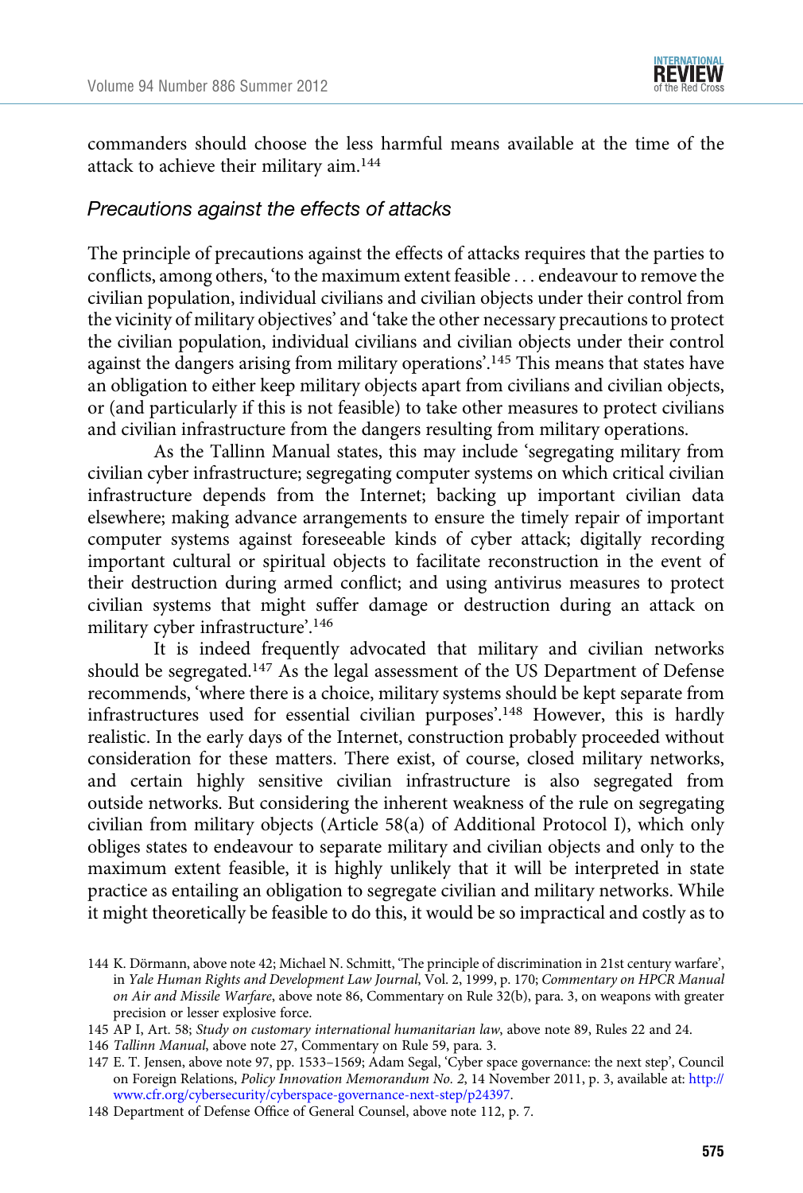commanders should choose the less harmful means available at the time of the attack to achieve their military aim.[144]

### *Precautions against the effects of attacks*

The principle of precautions against the effects of attacks requires that the parties to conflicts, among others, 'to the maximum extent feasible . . . endeavour to remove the civilian population, individual civilians and civilian objects under their control from the vicinity of military objectives' and 'take the other necessary precautions to protect the civilian population, individual civilians and civilian objects under their control against the dangers arising from military operations'.[145] This means that states have an obligation to either keep military objects apart from civilians and civilian objects, or (and particularly if this is not feasible) to take other measures to protect civilians and civilian infrastructure from the dangers resulting from military operations.

As the Tallinn Manual states, this may include 'segregating military from civilian cyber infrastructure; segregating computer systems on which critical civilian infrastructure depends from the Internet; backing up important civilian data elsewhere; making advance arrangements to ensure the timely repair of important computer systems against foreseeable kinds of cyber attack; digitally recording important cultural or spiritual objects to facilitate reconstruction in the event of their destruction during armed conflict; and using antivirus measures to protect civilian systems that might suffer damage or destruction during an attack on military cyber infrastructure'.[146]

It is indeed frequently advocated that military and civilian networks should be segregated.[147] As the legal assessment of the US Department of Defense recommends, 'where there is a choice, military systems should be kept separate from infrastructures used for essential civilian purposes'.[148] However, this is hardly realistic. In the early days of the Internet, construction probably proceeded without consideration for these matters. There exist, of course, closed military networks, and certain highly sensitive civilian infrastructure is also segregated from outside networks. But considering the inherent weakness of the rule on segregating civilian from military objects (Article 58(a) of Additional Protocol I), which only obliges states to endeavour to separate military and civilian objects and only to the maximum extent feasible, it is highly unlikely that it will be interpreted in state practice as entailing an obligation to segregate civilian and military networks. While it might theoretically be feasible to do this, it would be so impractical and costly as to

144 K. Dörmann, above note 42; Michael N. Schmitt, 'The principle of discrimination in 21st century warfare', in *Yale Human Rights and Development Law Journal*, Vol. 2, 1999, p. 170; *Commentary on HPCR Manual on Air and Missile Warfare*, above note 86, Commentary on Rule 32(b), para. 3, on weapons with greater precision or lesser explosive force.

145 AP I, Art. 58; *Study on customary international humanitarian law*, above note 89, Rules 22 and 24.

146 *Tallinn Manual*, above note 27, Commentary on Rule 59, para. 3.

147 E. T. Jensen, above note 97, pp. 1533–1569; Adam Segal, 'Cyber space governance: the next step', Council on Foreign Relations, *Policy Innovation Memorandum No. 2*, 14 November 2011, p. 3, available at: http://www.cfr.org/cybersecurity/cyberspace-governance-next-step/p24397.

148 Department of Defense Office of General Counsel, above note 112, p. 7.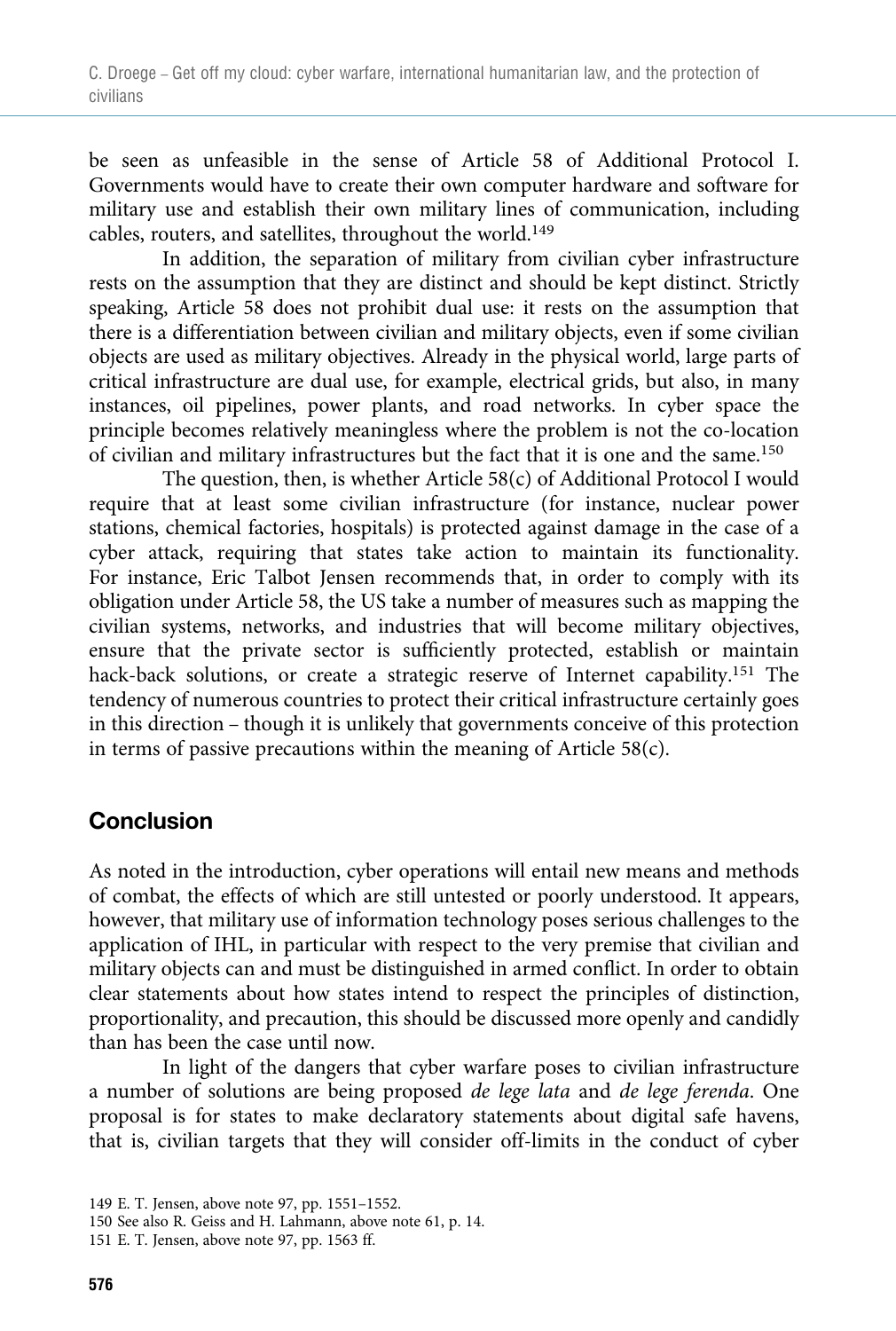be seen as unfeasible in the sense of Article 58 of Additional Protocol I. Governments would have to create their own computer hardware and software for military use and establish their own military lines of communication, including cables, routers, and satellites, throughout the world.[149]

In addition, the separation of military from civilian cyber infrastructure rests on the assumption that they are distinct and should be kept distinct. Strictly speaking, Article 58 does not prohibit dual use: it rests on the assumption that there is a differentiation between civilian and military objects, even if some civilian objects are used as military objectives. Already in the physical world, large parts of critical infrastructure are dual use, for example, electrical grids, but also, in many instances, oil pipelines, power plants, and road networks. In cyber space the principle becomes relatively meaningless where the problem is not the co-location of civilian and military infrastructures but the fact that it is one and the same.[150]

The question, then, is whether Article 58(c) of Additional Protocol I would require that at least some civilian infrastructure (for instance, nuclear power stations, chemical factories, hospitals) is protected against damage in the case of a cyber attack, requiring that states take action to maintain its functionality. For instance, Eric Talbot Jensen recommends that, in order to comply with its obligation under Article 58, the US take a number of measures such as mapping the civilian systems, networks, and industries that will become military objectives, ensure that the private sector is sufficiently protected, establish or maintain hack-back solutions, or create a strategic reserve of Internet capability.[151] The tendency of numerous countries to protect their critical infrastructure certainly goes in this direction – though it is unlikely that governments conceive of this protection in terms of passive precautions within the meaning of Article 58(c).

## Conclusion

As noted in the introduction, cyber operations will entail new means and methods of combat, the effects of which are still untested or poorly understood. It appears, however, that military use of information technology poses serious challenges to the application of IHL, in particular with respect to the very premise that civilian and military objects can and must be distinguished in armed conflict. In order to obtain clear statements about how states intend to respect the principles of distinction, proportionality, and precaution, this should be discussed more openly and candidly than has been the case until now.

In light of the dangers that cyber warfare poses to civilian infrastructure a number of solutions are being proposed *de lege lata* and *de lege ferenda*. One proposal is for states to make declaratory statements about digital safe havens, that is, civilian targets that they will consider off-limits in the conduct of cyber

149 E. T. Jensen, above note 97, pp. 1551–1552.

150 See also R. Geiss and H. Lahmann, above note 61, p. 14.

151 E. T. Jensen, above note 97, pp. 1563 ff.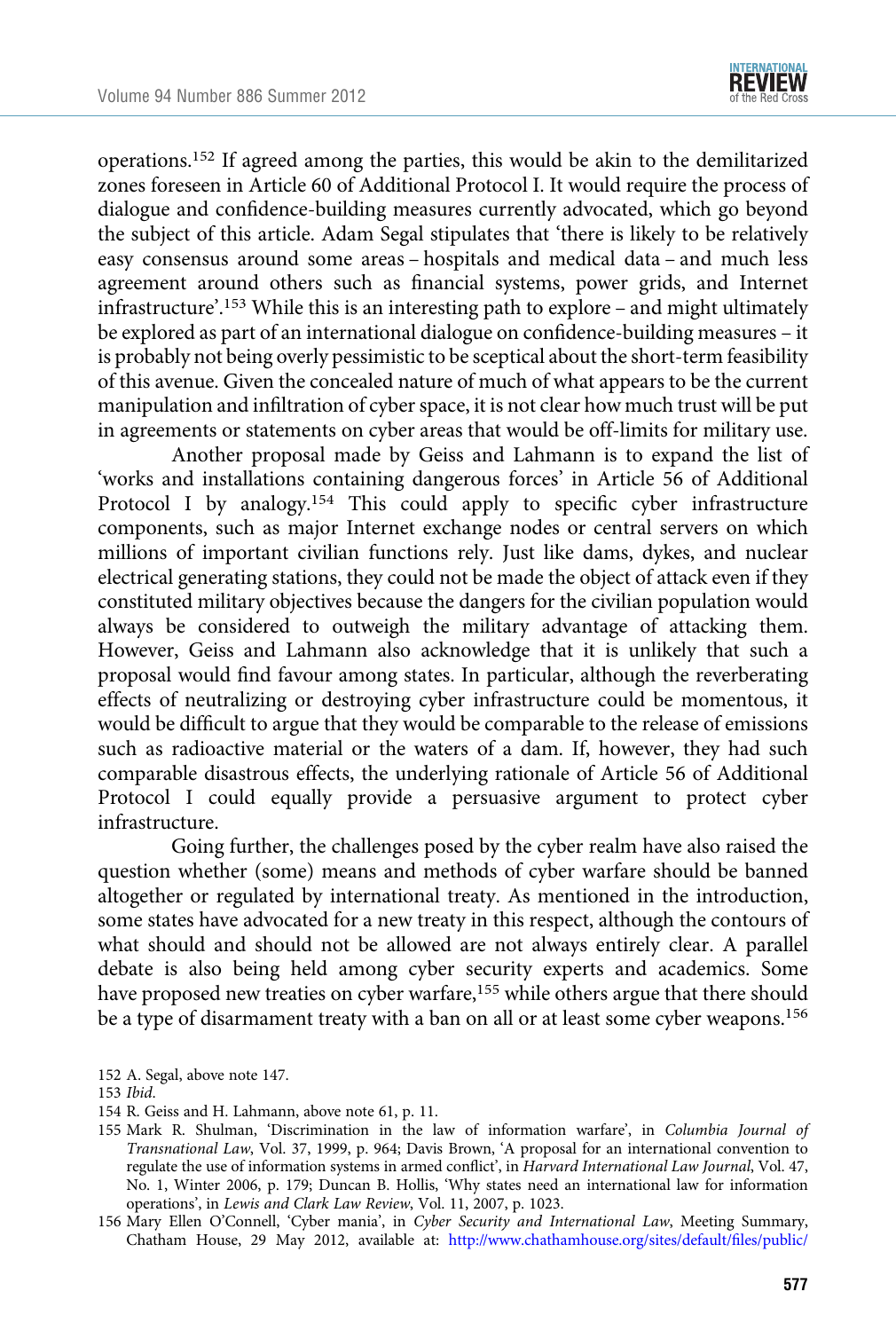operations.[152] If agreed among the parties, this would be akin to the demilitarized zones foreseen in Article 60 of Additional Protocol I. It would require the process of dialogue and confidence-building measures currently advocated, which go beyond the subject of this article. Adam Segal stipulates that 'there is likely to be relatively easy consensus around some areas – hospitals and medical data – and much less agreement around others such as financial systems, power grids, and Internet infrastructure'.[153] While this is an interesting path to explore – and might ultimately be explored as part of an international dialogue on confidence-building measures – it is probably not being overly pessimistic to be sceptical about the short-term feasibility of this avenue. Given the concealed nature of much of what appears to be the current manipulation and infiltration of cyber space, it is not clear how much trust will be put in agreements or statements on cyber areas that would be off-limits for military use.

Another proposal made by Geiss and Lahmann is to expand the list of 'works and installations containing dangerous forces' in Article 56 of Additional Protocol I by analogy.[154] This could apply to specific cyber infrastructure components, such as major Internet exchange nodes or central servers on which millions of important civilian functions rely. Just like dams, dykes, and nuclear electrical generating stations, they could not be made the object of attack even if they constituted military objectives because the dangers for the civilian population would always be considered to outweigh the military advantage of attacking them. However, Geiss and Lahmann also acknowledge that it is unlikely that such a proposal would find favour among states. In particular, although the reverberating effects of neutralizing or destroying cyber infrastructure could be momentous, it would be difficult to argue that they would be comparable to the release of emissions such as radioactive material or the waters of a dam. If, however, they had such comparable disastrous effects, the underlying rationale of Article 56 of Additional Protocol I could equally provide a persuasive argument to protect cyber infrastructure.

Going further, the challenges posed by the cyber realm have also raised the question whether (some) means and methods of cyber warfare should be banned altogether or regulated by international treaty. As mentioned in the introduction, some states have advocated for a new treaty in this respect, although the contours of what should and should not be allowed are not always entirely clear. A parallel debate is also being held among cyber security experts and academics. Some have proposed new treaties on cyber warfare,[155] while others argue that there should be a type of disarmament treaty with a ban on all or at least some cyber weapons.[156]

152 A. Segal, above note 147.

153 *Ibid.*

154 R. Geiss and H. Lahmann, above note 61, p. 11.

155 Mark R. Shulman, 'Discrimination in the law of information warfare', in *Columbia Journal of Transnational Law*, Vol. 37, 1999, p. 964; Davis Brown, 'A proposal for an international convention to regulate the use of information systems in armed conflict', in *Harvard International Law Journal*, Vol. 47, No. 1, Winter 2006, p. 179; Duncan B. Hollis, 'Why states need an international law for information operations', in *Lewis and Clark Law Review*, Vol. 11, 2007, p. 1023.

156 Mary Ellen O'Connell, 'Cyber mania', in *Cyber Security and International Law*, Meeting Summary, Chatham House, 29 May 2012, available at: http://www.chathamhouse.org/sites/default/files/public/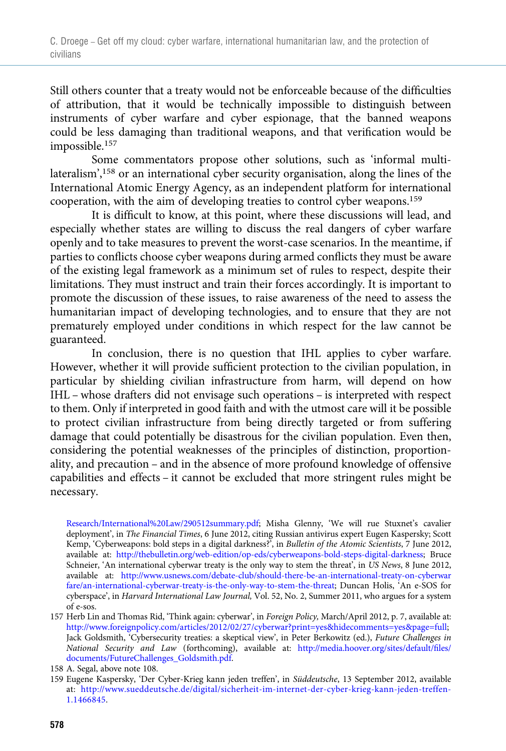Still others counter that a treaty would not be enforceable because of the difficulties of attribution, that it would be technically impossible to distinguish between instruments of cyber warfare and cyber espionage, that the banned weapons could be less damaging than traditional weapons, and that verification would be impossible.[157]

Some commentators propose other solutions, such as 'informal multilateralism',[158] or an international cyber security organisation, along the lines of the International Atomic Energy Agency, as an independent platform for international cooperation, with the aim of developing treaties to control cyber weapons.[159]

It is difficult to know, at this point, where these discussions will lead, and especially whether states are willing to discuss the real dangers of cyber warfare openly and to take measures to prevent the worst-case scenarios. In the meantime, if parties to conflicts choose cyber weapons during armed conflicts they must be aware of the existing legal framework as a minimum set of rules to respect, despite their limitations. They must instruct and train their forces accordingly. It is important to promote the discussion of these issues, to raise awareness of the need to assess the humanitarian impact of developing technologies, and to ensure that they are not prematurely employed under conditions in which respect for the law cannot be guaranteed.

In conclusion, there is no question that IHL applies to cyber warfare. However, whether it will provide sufficient protection to the civilian population, in particular by shielding civilian infrastructure from harm, will depend on how IHL – whose drafters did not envisage such operations – is interpreted with respect to them. Only if interpreted in good faith and with the utmost care will it be possible to protect civilian infrastructure from being directly targeted or from suffering damage that could potentially be disastrous for the civilian population. Even then, considering the potential weaknesses of the principles of distinction, proportionality, and precaution – and in the absence of more profound knowledge of offensive capabilities and effects – it cannot be excluded that more stringent rules might be necessary.

Research/International%20Law/290512summary.pdf; Misha Glenny, 'We will rue Stuxnet's cavalier deployment', in *The Financial Times*, 6 June 2012, citing Russian antivirus expert Eugen Kaspersky; Scott Kemp, 'Cyberweapons: bold steps in a digital darkness?', in *Bulletin of the Atomic Scientists*, 7 June 2012, available at: http://thebulletin.org/web-edition/op-eds/cyberweapons-bold-steps-digital-darkness; Bruce Schneier, 'An international cyberwar treaty is the only way to stem the threat', in *US News*, 8 June 2012, available at: http://www.usnews.com/debate-club/should-there-be-an-international-treaty-on-cyberwarfare/an-international-cyberwar-treaty-is-the-only-way-to-stem-the-threat; Duncan Holis, 'An e-SOS for cyberspace', in *Harvard International Law Journal*, Vol. 52, No. 2, Summer 2011, who argues for a system of e-sos.

157 Herb Lin and Thomas Rid, 'Think again: cyberwar', in *Foreign Policy*, March/April 2012, p. 7, available at: http://www.foreignpolicy.com/articles/2012/02/27/cyberwar?print=yes&hidecomments=yes&page=full; Jack Goldsmith, 'Cybersecurity treaties: a skeptical view', in Peter Berkowitz (ed.), *Future Challenges in National Security and Law* (forthcoming), available at: http://media.hoover.org/sites/default/files/documents/FutureChallenges_Goldsmith.pdf.

158 A. Segal, above note 108.

159 Eugene Kaspersky, 'Der Cyber-Krieg kann jeden treffen', in *Süddeutsche*, 13 September 2012, available at: http://www.sueddeutsche.de/digital/sicherheit-im-internet-der-cyber-krieg-kann-jeden-treffen-1.1466845.